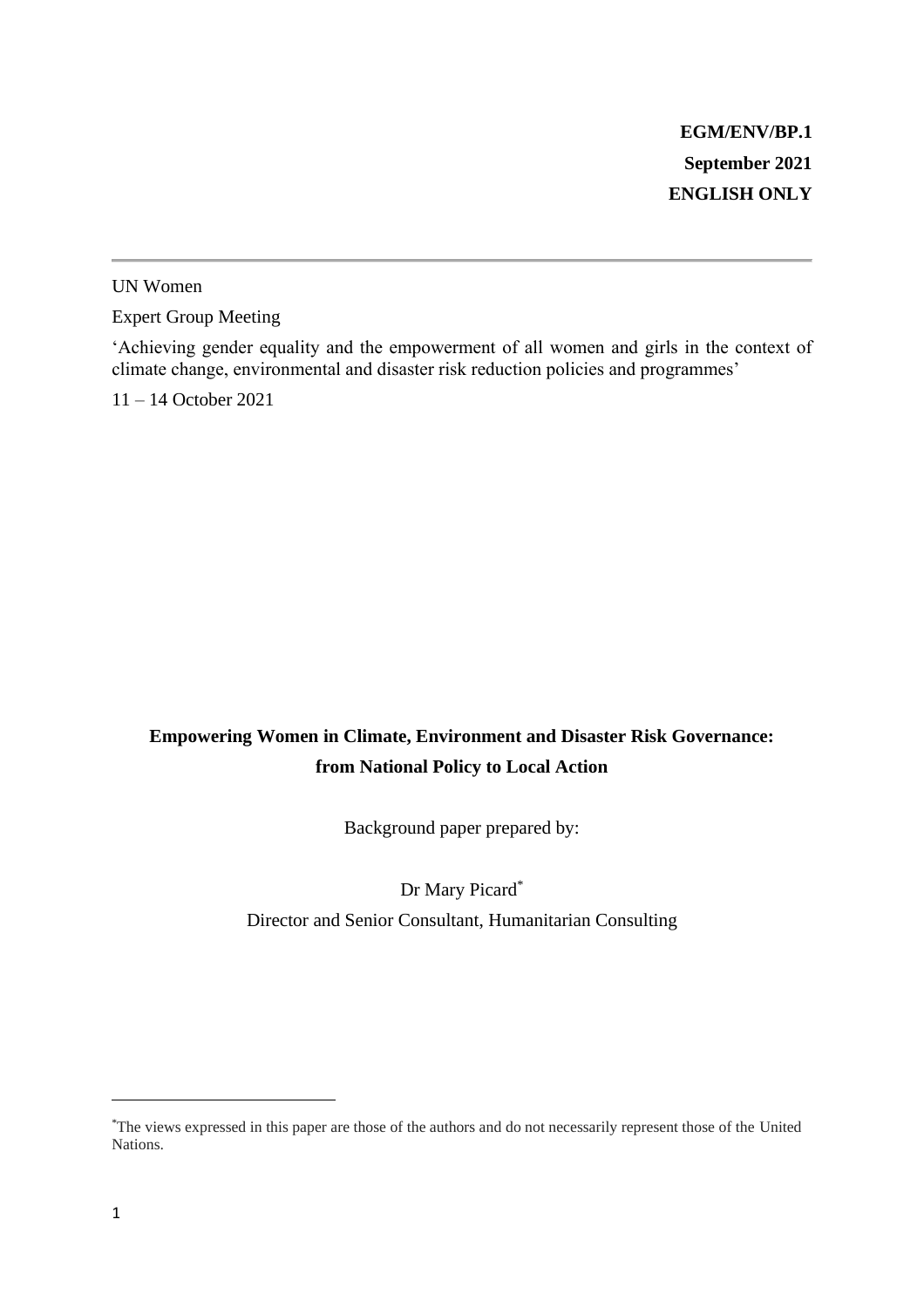**EGM/ENV/BP.1**
**September 2021**
**ENGLISH ONLY**

---

UN Women

Expert Group Meeting

'Achieving gender equality and the empowerment of all women and girls in the context of climate change, environmental and disaster risk reduction policies and programmes'

11 – 14 October 2021

# Empowering Women in Climate, Environment and Disaster Risk Governance: from National Policy to Local Action

Background paper prepared by:

Dr Mary Picard[*]

Director and Senior Consultant, Humanitarian Consulting

---

[*]The views expressed in this paper are those of the authors and do not necessarily represent those of the United Nations.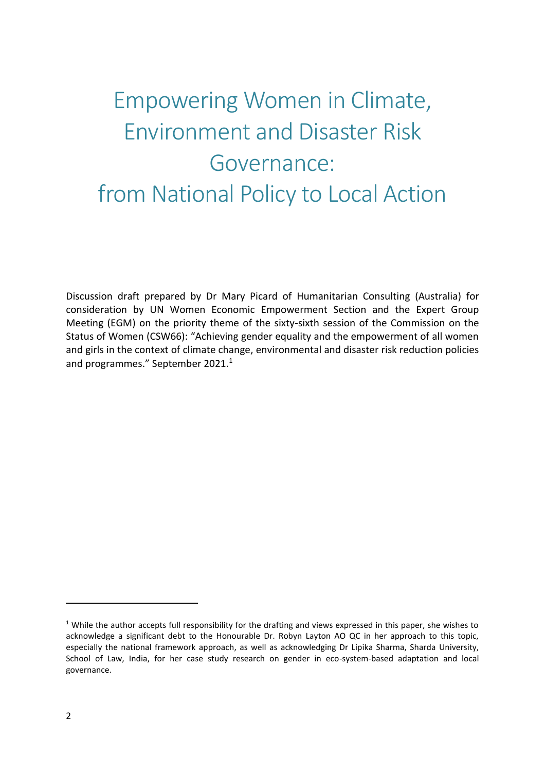# Empowering Women in Climate, Environment and Disaster Risk Governance: from National Policy to Local Action

Discussion draft prepared by Dr Mary Picard of Humanitarian Consulting (Australia) for consideration by UN Women Economic Empowerment Section and the Expert Group Meeting (EGM) on the priority theme of the sixty-sixth session of the Commission on the Status of Women (CSW66): "Achieving gender equality and the empowerment of all women and girls in the context of climate change, environmental and disaster risk reduction policies and programmes." September 2021.[1]

---

[1] While the author accepts full responsibility for the drafting and views expressed in this paper, she wishes to acknowledge a significant debt to the Honourable Dr. Robyn Layton AO QC in her approach to this topic, especially the national framework approach, as well as acknowledging Dr Lipika Sharma, Sharda University, School of Law, India, for her case study research on gender in eco-system-based adaptation and local governance.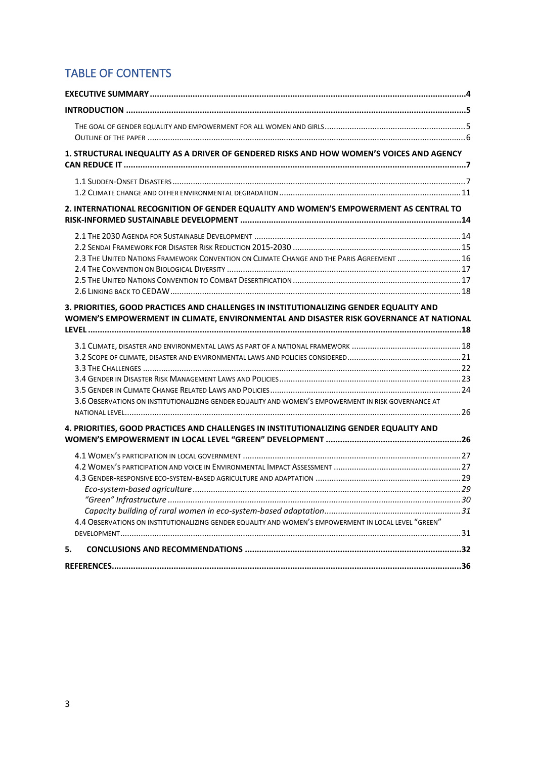# TABLE OF CONTENTS

**EXECUTIVE SUMMARY** .....4

**INTRODUCTION** .....5

THE GOAL OF GENDER EQUALITY AND EMPOWERMENT FOR ALL WOMEN AND GIRLS .....5
OUTLINE OF THE PAPER .....6

**1. STRUCTURAL INEQUALITY AS A DRIVER OF GENDERED RISKS AND HOW WOMEN'S VOICES AND AGENCY CAN REDUCE IT** .....7

1.1 SUDDEN-ONSET DISASTERS .....7
1.2 CLIMATE CHANGE AND OTHER ENVIRONMENTAL DEGRADATION .....11

**2. INTERNATIONAL RECOGNITION OF GENDER EQUALITY AND WOMEN'S EMPOWERMENT AS CENTRAL TO RISK-INFORMED SUSTAINABLE DEVELOPMENT** .....14

2.1 THE 2030 AGENDA FOR SUSTAINABLE DEVELOPMENT .....14
2.2 SENDAI FRAMEWORK FOR DISASTER RISK REDUCTION 2015-2030 .....15
2.3 THE UNITED NATIONS FRAMEWORK CONVENTION ON CLIMATE CHANGE AND THE PARIS AGREEMENT .....16
2.4 THE CONVENTION ON BIOLOGICAL DIVERSITY .....17
2.5 THE UNITED NATIONS CONVENTION TO COMBAT DESERTIFICATION .....17
2.6 LINKING BACK TO CEDAW .....18

**3. PRIORITIES, GOOD PRACTICES AND CHALLENGES IN INSTITUTIONALIZING GENDER EQUALITY AND WOMEN'S EMPOWERMENT IN CLIMATE, ENVIRONMENTAL AND DISASTER RISK GOVERNANCE AT NATIONAL LEVEL** .....18

3.1 CLIMATE, DISASTER AND ENVIRONMENTAL LAWS AS PART OF A NATIONAL FRAMEWORK .....18
3.2 SCOPE OF CLIMATE, DISASTER AND ENVIRONMENTAL LAWS AND POLICIES CONSIDERED .....21
3.3 THE CHALLENGES .....22
3.4 GENDER IN DISASTER RISK MANAGEMENT LAWS AND POLICIES .....23
3.5 GENDER IN CLIMATE CHANGE RELATED LAWS AND POLICIES .....24
3.6 OBSERVATIONS ON INSTITUTIONALIZING GENDER EQUALITY AND WOMEN'S EMPOWERMENT IN RISK GOVERNANCE AT NATIONAL LEVEL .....26

**4. PRIORITIES, GOOD PRACTICES AND CHALLENGES IN INSTITUTIONALIZING GENDER EQUALITY AND WOMEN'S EMPOWERMENT IN LOCAL LEVEL "GREEN" DEVELOPMENT** .....26

4.1 WOMEN'S PARTICIPATION IN LOCAL GOVERNMENT .....27
4.2 WOMEN'S PARTICIPATION AND VOICE IN ENVIRONMENTAL IMPACT ASSESSMENT .....27
4.3 GENDER-RESPONSIVE ECO-SYSTEM-BASED AGRICULTURE AND ADAPTATION .....29
*Eco-system-based agriculture* .....29
*"Green" Infrastructure* .....30
*Capacity building of rural women in eco-system-based adaptation* .....31
4.4 OBSERVATIONS ON INSTITUTIONALIZING GENDER EQUALITY AND WOMEN'S EMPOWERMENT IN LOCAL LEVEL "GREEN" DEVELOPMENT .....31

**5. CONCLUSIONS AND RECOMMENDATIONS** .....32

**REFERENCES** .....36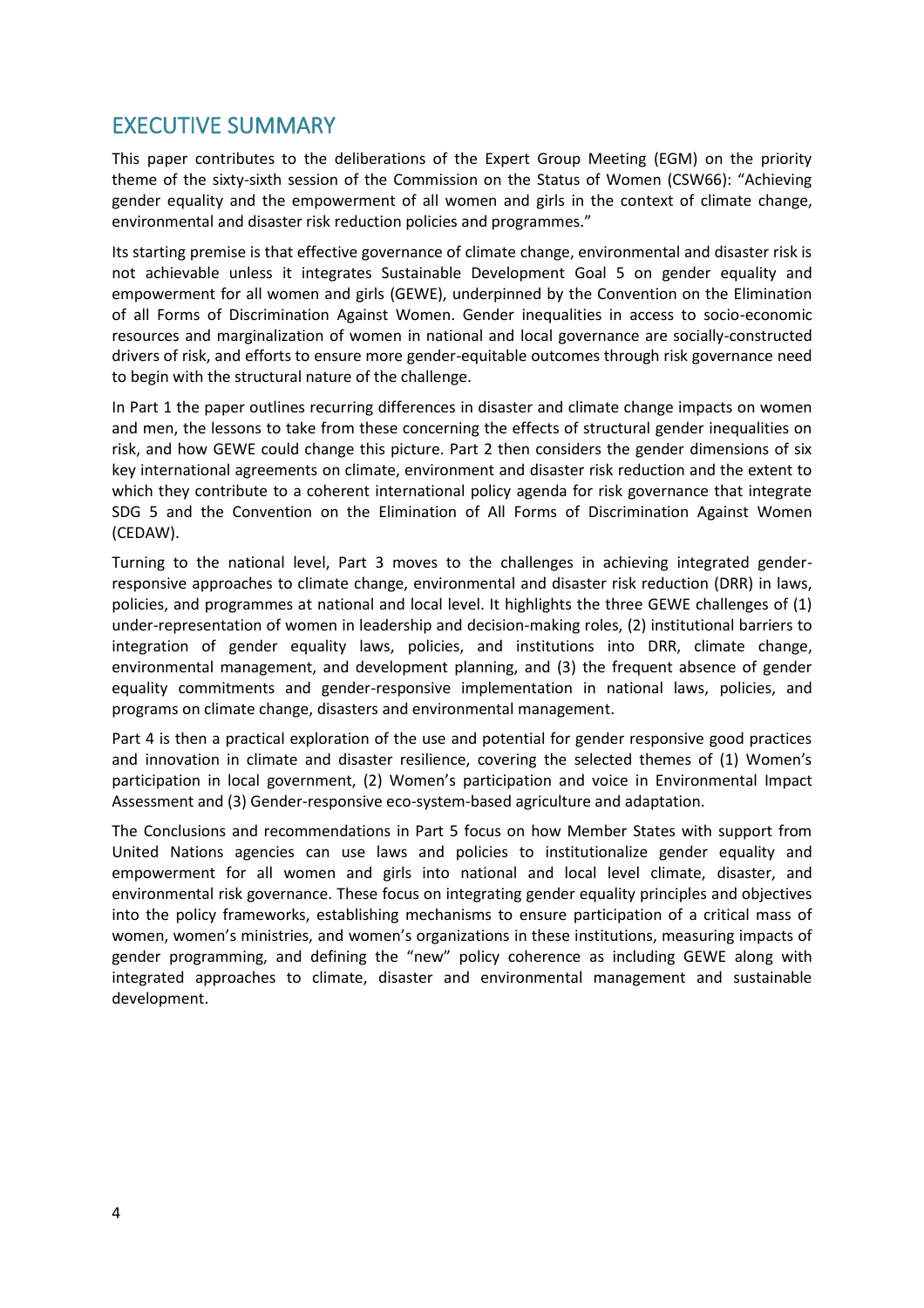# EXECUTIVE SUMMARY

This paper contributes to the deliberations of the Expert Group Meeting (EGM) on the priority theme of the sixty-sixth session of the Commission on the Status of Women (CSW66): "Achieving gender equality and the empowerment of all women and girls in the context of climate change, environmental and disaster risk reduction policies and programmes."

Its starting premise is that effective governance of climate change, environmental and disaster risk is not achievable unless it integrates Sustainable Development Goal 5 on gender equality and empowerment for all women and girls (GEWE), underpinned by the Convention on the Elimination of all Forms of Discrimination Against Women. Gender inequalities in access to socio-economic resources and marginalization of women in national and local governance are socially-constructed drivers of risk, and efforts to ensure more gender-equitable outcomes through risk governance need to begin with the structural nature of the challenge.

In Part 1 the paper outlines recurring differences in disaster and climate change impacts on women and men, the lessons to take from these concerning the effects of structural gender inequalities on risk, and how GEWE could change this picture. Part 2 then considers the gender dimensions of six key international agreements on climate, environment and disaster risk reduction and the extent to which they contribute to a coherent international policy agenda for risk governance that integrate SDG 5 and the Convention on the Elimination of All Forms of Discrimination Against Women (CEDAW).

Turning to the national level, Part 3 moves to the challenges in achieving integrated gender-responsive approaches to climate change, environmental and disaster risk reduction (DRR) in laws, policies, and programmes at national and local level. It highlights the three GEWE challenges of (1) under-representation of women in leadership and decision-making roles, (2) institutional barriers to integration of gender equality laws, policies, and institutions into DRR, climate change, environmental management, and development planning, and (3) the frequent absence of gender equality commitments and gender-responsive implementation in national laws, policies, and programs on climate change, disasters and environmental management.

Part 4 is then a practical exploration of the use and potential for gender responsive good practices and innovation in climate and disaster resilience, covering the selected themes of (1) Women's participation in local government, (2) Women's participation and voice in Environmental Impact Assessment and (3) Gender-responsive eco-system-based agriculture and adaptation.

The Conclusions and recommendations in Part 5 focus on how Member States with support from United Nations agencies can use laws and policies to institutionalize gender equality and empowerment for all women and girls into national and local level climate, disaster, and environmental risk governance. These focus on integrating gender equality principles and objectives into the policy frameworks, establishing mechanisms to ensure participation of a critical mass of women, women's ministries, and women's organizations in these institutions, measuring impacts of gender programming, and defining the "new" policy coherence as including GEWE along with integrated approaches to climate, disaster and environmental management and sustainable development.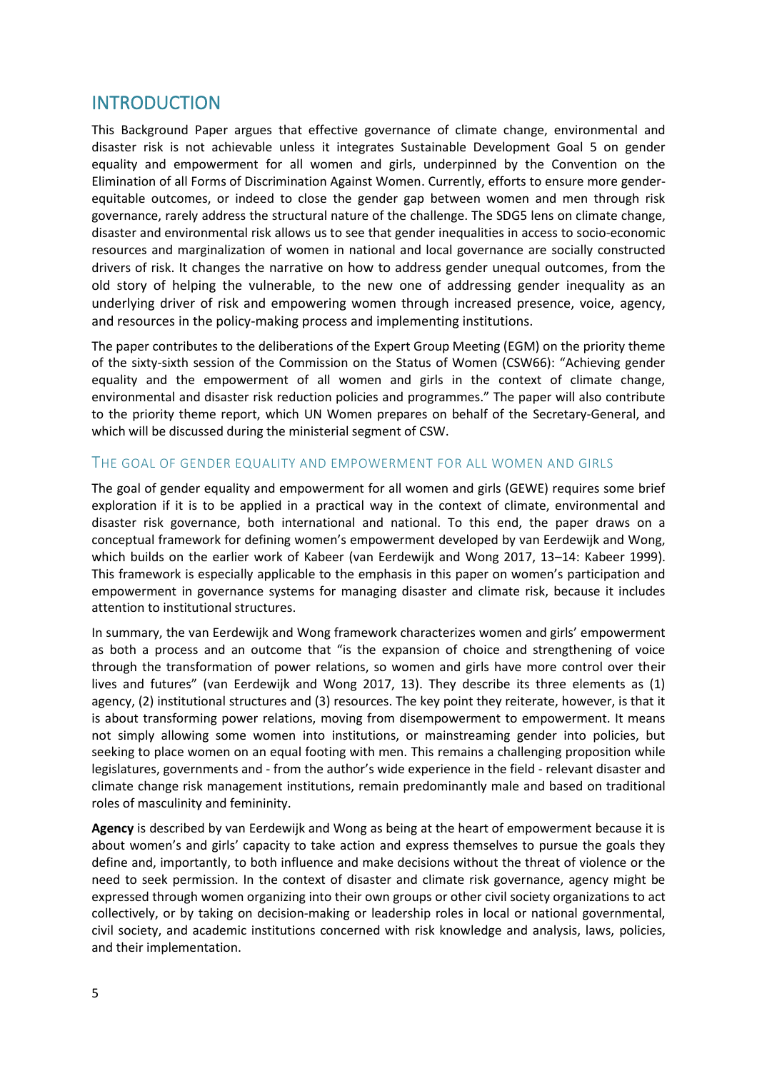# INTRODUCTION

This Background Paper argues that effective governance of climate change, environmental and disaster risk is not achievable unless it integrates Sustainable Development Goal 5 on gender equality and empowerment for all women and girls, underpinned by the Convention on the Elimination of all Forms of Discrimination Against Women. Currently, efforts to ensure more gender-equitable outcomes, or indeed to close the gender gap between women and men through risk governance, rarely address the structural nature of the challenge. The SDG5 lens on climate change, disaster and environmental risk allows us to see that gender inequalities in access to socio-economic resources and marginalization of women in national and local governance are socially constructed drivers of risk. It changes the narrative on how to address gender unequal outcomes, from the old story of helping the vulnerable, to the new one of addressing gender inequality as an underlying driver of risk and empowering women through increased presence, voice, agency, and resources in the policy-making process and implementing institutions.

The paper contributes to the deliberations of the Expert Group Meeting (EGM) on the priority theme of the sixty-sixth session of the Commission on the Status of Women (CSW66): "Achieving gender equality and the empowerment of all women and girls in the context of climate change, environmental and disaster risk reduction policies and programmes." The paper will also contribute to the priority theme report, which UN Women prepares on behalf of the Secretary-General, and which will be discussed during the ministerial segment of CSW.

## THE GOAL OF GENDER EQUALITY AND EMPOWERMENT FOR ALL WOMEN AND GIRLS

The goal of gender equality and empowerment for all women and girls (GEWE) requires some brief exploration if it is to be applied in a practical way in the context of climate, environmental and disaster risk governance, both international and national. To this end, the paper draws on a conceptual framework for defining women's empowerment developed by van Eerdewijk and Wong, which builds on the earlier work of Kabeer (van Eerdewijk and Wong 2017, 13–14: Kabeer 1999). This framework is especially applicable to the emphasis in this paper on women's participation and empowerment in governance systems for managing disaster and climate risk, because it includes attention to institutional structures.

In summary, the van Eerdewijk and Wong framework characterizes women and girls' empowerment as both a process and an outcome that "is the expansion of choice and strengthening of voice through the transformation of power relations, so women and girls have more control over their lives and futures" (van Eerdewijk and Wong 2017, 13). They describe its three elements as (1) agency, (2) institutional structures and (3) resources. The key point they reiterate, however, is that it is about transforming power relations, moving from disempowerment to empowerment. It means not simply allowing some women into institutions, or mainstreaming gender into policies, but seeking to place women on an equal footing with men. This remains a challenging proposition while legislatures, governments and - from the author's wide experience in the field - relevant disaster and climate change risk management institutions, remain predominantly male and based on traditional roles of masculinity and femininity.

**Agency** is described by van Eerdewijk and Wong as being at the heart of empowerment because it is about women's and girls' capacity to take action and express themselves to pursue the goals they define and, importantly, to both influence and make decisions without the threat of violence or the need to seek permission. In the context of disaster and climate risk governance, agency might be expressed through women organizing into their own groups or other civil society organizations to act collectively, or by taking on decision-making or leadership roles in local or national governmental, civil society, and academic institutions concerned with risk knowledge and analysis, laws, policies, and their implementation.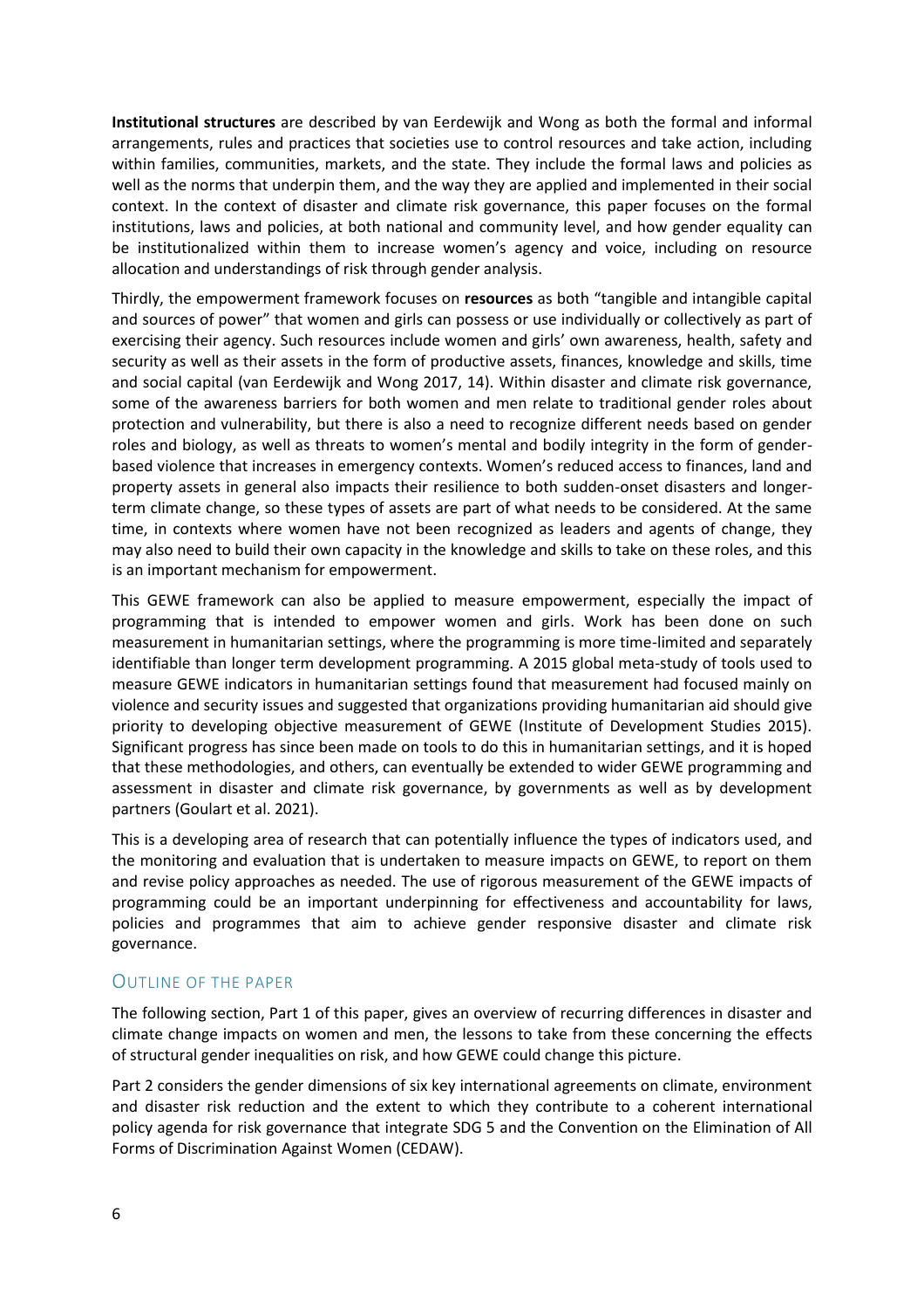**Institutional structures** are described by van Eerdewijk and Wong as both the formal and informal arrangements, rules and practices that societies use to control resources and take action, including within families, communities, markets, and the state. They include the formal laws and policies as well as the norms that underpin them, and the way they are applied and implemented in their social context. In the context of disaster and climate risk governance, this paper focuses on the formal institutions, laws and policies, at both national and community level, and how gender equality can be institutionalized within them to increase women's agency and voice, including on resource allocation and understandings of risk through gender analysis.

Thirdly, the empowerment framework focuses on **resources** as both "tangible and intangible capital and sources of power" that women and girls can possess or use individually or collectively as part of exercising their agency. Such resources include women and girls' own awareness, health, safety and security as well as their assets in the form of productive assets, finances, knowledge and skills, time and social capital (van Eerdewijk and Wong 2017, 14). Within disaster and climate risk governance, some of the awareness barriers for both women and men relate to traditional gender roles about protection and vulnerability, but there is also a need to recognize different needs based on gender roles and biology, as well as threats to women's mental and bodily integrity in the form of gender-based violence that increases in emergency contexts. Women's reduced access to finances, land and property assets in general also impacts their resilience to both sudden-onset disasters and longer-term climate change, so these types of assets are part of what needs to be considered. At the same time, in contexts where women have not been recognized as leaders and agents of change, they may also need to build their own capacity in the knowledge and skills to take on these roles, and this is an important mechanism for empowerment.

This GEWE framework can also be applied to measure empowerment, especially the impact of programming that is intended to empower women and girls. Work has been done on such measurement in humanitarian settings, where the programming is more time-limited and separately identifiable than longer term development programming. A 2015 global meta-study of tools used to measure GEWE indicators in humanitarian settings found that measurement had focused mainly on violence and security issues and suggested that organizations providing humanitarian aid should give priority to developing objective measurement of GEWE (Institute of Development Studies 2015). Significant progress has since been made on tools to do this in humanitarian settings, and it is hoped that these methodologies, and others, can eventually be extended to wider GEWE programming and assessment in disaster and climate risk governance, by governments as well as by development partners (Goulart et al. 2021).

This is a developing area of research that can potentially influence the types of indicators used, and the monitoring and evaluation that is undertaken to measure impacts on GEWE, to report on them and revise policy approaches as needed. The use of rigorous measurement of the GEWE impacts of programming could be an important underpinning for effectiveness and accountability for laws, policies and programmes that aim to achieve gender responsive disaster and climate risk governance.

## Outline of the paper

The following section, Part 1 of this paper, gives an overview of recurring differences in disaster and climate change impacts on women and men, the lessons to take from these concerning the effects of structural gender inequalities on risk, and how GEWE could change this picture.

Part 2 considers the gender dimensions of six key international agreements on climate, environment and disaster risk reduction and the extent to which they contribute to a coherent international policy agenda for risk governance that integrate SDG 5 and the Convention on the Elimination of All Forms of Discrimination Against Women (CEDAW).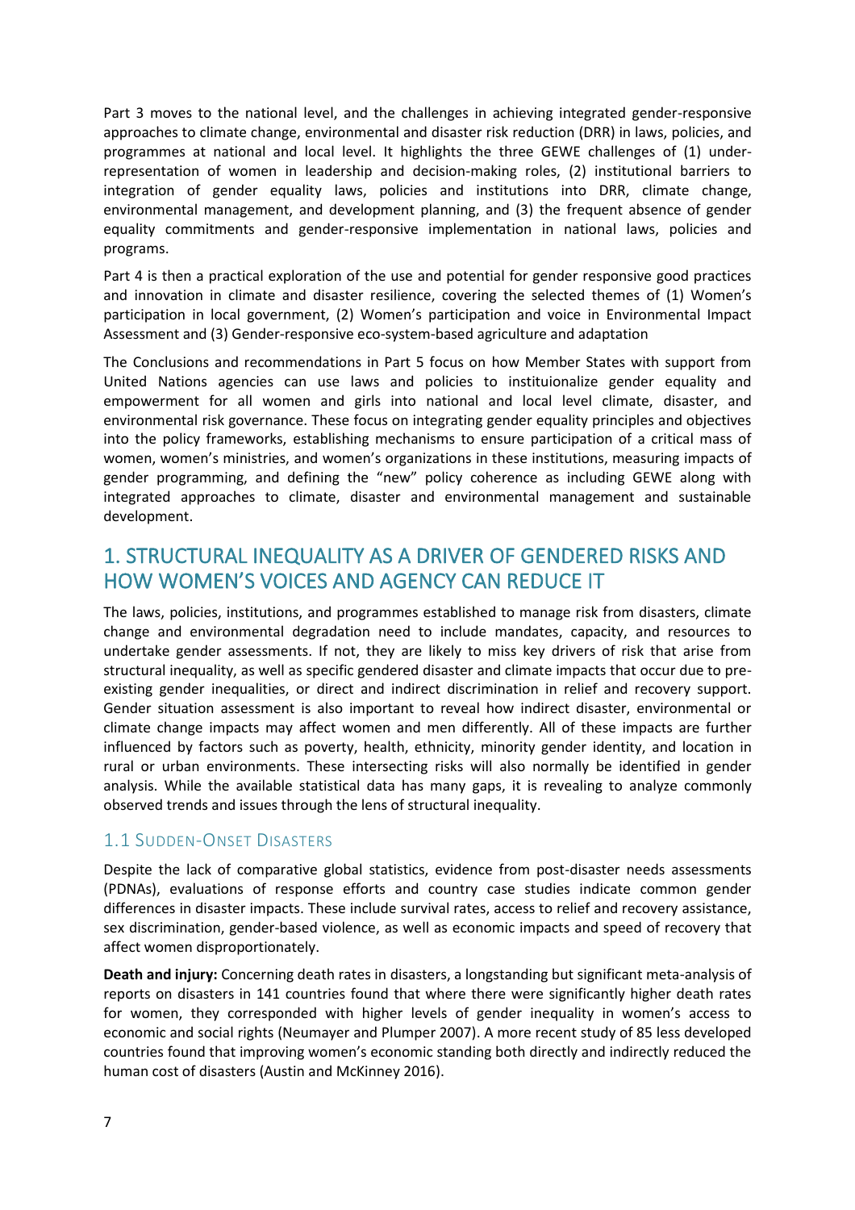Part 3 moves to the national level, and the challenges in achieving integrated gender-responsive approaches to climate change, environmental and disaster risk reduction (DRR) in laws, policies, and programmes at national and local level. It highlights the three GEWE challenges of (1) under-representation of women in leadership and decision-making roles, (2) institutional barriers to integration of gender equality laws, policies and institutions into DRR, climate change, environmental management, and development planning, and (3) the frequent absence of gender equality commitments and gender-responsive implementation in national laws, policies and programs.

Part 4 is then a practical exploration of the use and potential for gender responsive good practices and innovation in climate and disaster resilience, covering the selected themes of (1) Women's participation in local government, (2) Women's participation and voice in Environmental Impact Assessment and (3) Gender-responsive eco-system-based agriculture and adaptation

The Conclusions and recommendations in Part 5 focus on how Member States with support from United Nations agencies can use laws and policies to instituionalize gender equality and empowerment for all women and girls into national and local level climate, disaster, and environmental risk governance. These focus on integrating gender equality principles and objectives into the policy frameworks, establishing mechanisms to ensure participation of a critical mass of women, women's ministries, and women's organizations in these institutions, measuring impacts of gender programming, and defining the "new" policy coherence as including GEWE along with integrated approaches to climate, disaster and environmental management and sustainable development.

# 1. STRUCTURAL INEQUALITY AS A DRIVER OF GENDERED RISKS AND HOW WOMEN'S VOICES AND AGENCY CAN REDUCE IT

The laws, policies, institutions, and programmes established to manage risk from disasters, climate change and environmental degradation need to include mandates, capacity, and resources to undertake gender assessments. If not, they are likely to miss key drivers of risk that arise from structural inequality, as well as specific gendered disaster and climate impacts that occur due to pre-existing gender inequalities, or direct and indirect discrimination in relief and recovery support. Gender situation assessment is also important to reveal how indirect disaster, environmental or climate change impacts may affect women and men differently. All of these impacts are further influenced by factors such as poverty, health, ethnicity, minority gender identity, and location in rural or urban environments. These intersecting risks will also normally be identified in gender analysis. While the available statistical data has many gaps, it is revealing to analyze commonly observed trends and issues through the lens of structural inequality.

## 1.1 Sudden-Onset Disasters

Despite the lack of comparative global statistics, evidence from post-disaster needs assessments (PDNAs), evaluations of response efforts and country case studies indicate common gender differences in disaster impacts. These include survival rates, access to relief and recovery assistance, sex discrimination, gender-based violence, as well as economic impacts and speed of recovery that affect women disproportionately.

**Death and injury:** Concerning death rates in disasters, a longstanding but significant meta-analysis of reports on disasters in 141 countries found that where there were significantly higher death rates for women, they corresponded with higher levels of gender inequality in women's access to economic and social rights (Neumayer and Plumper 2007). A more recent study of 85 less developed countries found that improving women's economic standing both directly and indirectly reduced the human cost of disasters (Austin and McKinney 2016).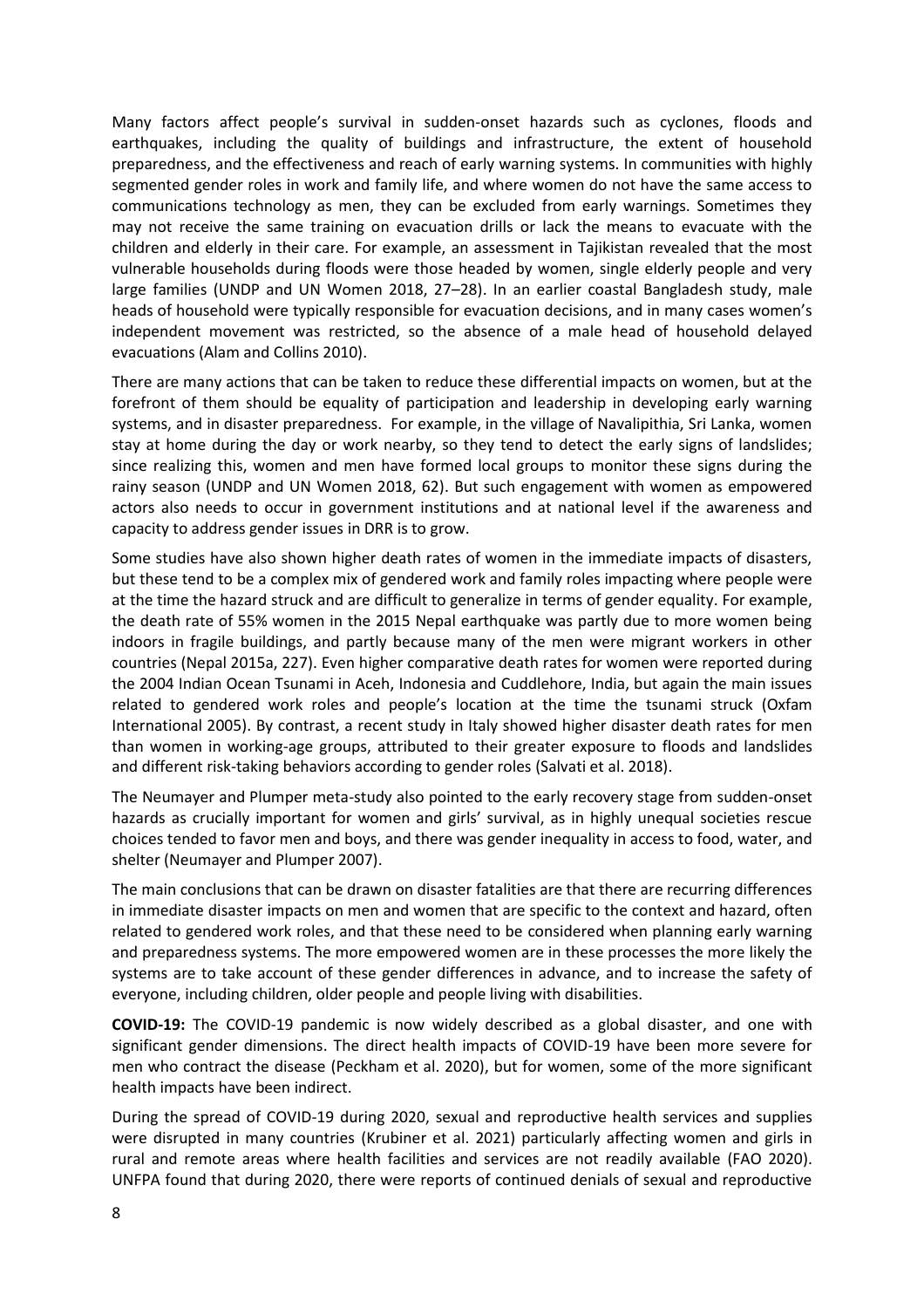Many factors affect people's survival in sudden-onset hazards such as cyclones, floods and earthquakes, including the quality of buildings and infrastructure, the extent of household preparedness, and the effectiveness and reach of early warning systems. In communities with highly segmented gender roles in work and family life, and where women do not have the same access to communications technology as men, they can be excluded from early warnings. Sometimes they may not receive the same training on evacuation drills or lack the means to evacuate with the children and elderly in their care. For example, an assessment in Tajikistan revealed that the most vulnerable households during floods were those headed by women, single elderly people and very large families (UNDP and UN Women 2018, 27–28). In an earlier coastal Bangladesh study, male heads of household were typically responsible for evacuation decisions, and in many cases women's independent movement was restricted, so the absence of a male head of household delayed evacuations (Alam and Collins 2010).

There are many actions that can be taken to reduce these differential impacts on women, but at the forefront of them should be equality of participation and leadership in developing early warning systems, and in disaster preparedness. For example, in the village of Navalipithia, Sri Lanka, women stay at home during the day or work nearby, so they tend to detect the early signs of landslides; since realizing this, women and men have formed local groups to monitor these signs during the rainy season (UNDP and UN Women 2018, 62). But such engagement with women as empowered actors also needs to occur in government institutions and at national level if the awareness and capacity to address gender issues in DRR is to grow.

Some studies have also shown higher death rates of women in the immediate impacts of disasters, but these tend to be a complex mix of gendered work and family roles impacting where people were at the time the hazard struck and are difficult to generalize in terms of gender equality. For example, the death rate of 55% women in the 2015 Nepal earthquake was partly due to more women being indoors in fragile buildings, and partly because many of the men were migrant workers in other countries (Nepal 2015a, 227). Even higher comparative death rates for women were reported during the 2004 Indian Ocean Tsunami in Aceh, Indonesia and Cuddlehore, India, but again the main issues related to gendered work roles and people's location at the time the tsunami struck (Oxfam International 2005). By contrast, a recent study in Italy showed higher disaster death rates for men than women in working-age groups, attributed to their greater exposure to floods and landslides and different risk-taking behaviors according to gender roles (Salvati et al. 2018).

The Neumayer and Plumper meta-study also pointed to the early recovery stage from sudden-onset hazards as crucially important for women and girls' survival, as in highly unequal societies rescue choices tended to favor men and boys, and there was gender inequality in access to food, water, and shelter (Neumayer and Plumper 2007).

The main conclusions that can be drawn on disaster fatalities are that there are recurring differences in immediate disaster impacts on men and women that are specific to the context and hazard, often related to gendered work roles, and that these need to be considered when planning early warning and preparedness systems. The more empowered women are in these processes the more likely the systems are to take account of these gender differences in advance, and to increase the safety of everyone, including children, older people and people living with disabilities.

**COVID-19:** The COVID-19 pandemic is now widely described as a global disaster, and one with significant gender dimensions. The direct health impacts of COVID-19 have been more severe for men who contract the disease (Peckham et al. 2020), but for women, some of the more significant health impacts have been indirect.

During the spread of COVID-19 during 2020, sexual and reproductive health services and supplies were disrupted in many countries (Krubiner et al. 2021) particularly affecting women and girls in rural and remote areas where health facilities and services are not readily available (FAO 2020). UNFPA found that during 2020, there were reports of continued denials of sexual and reproductive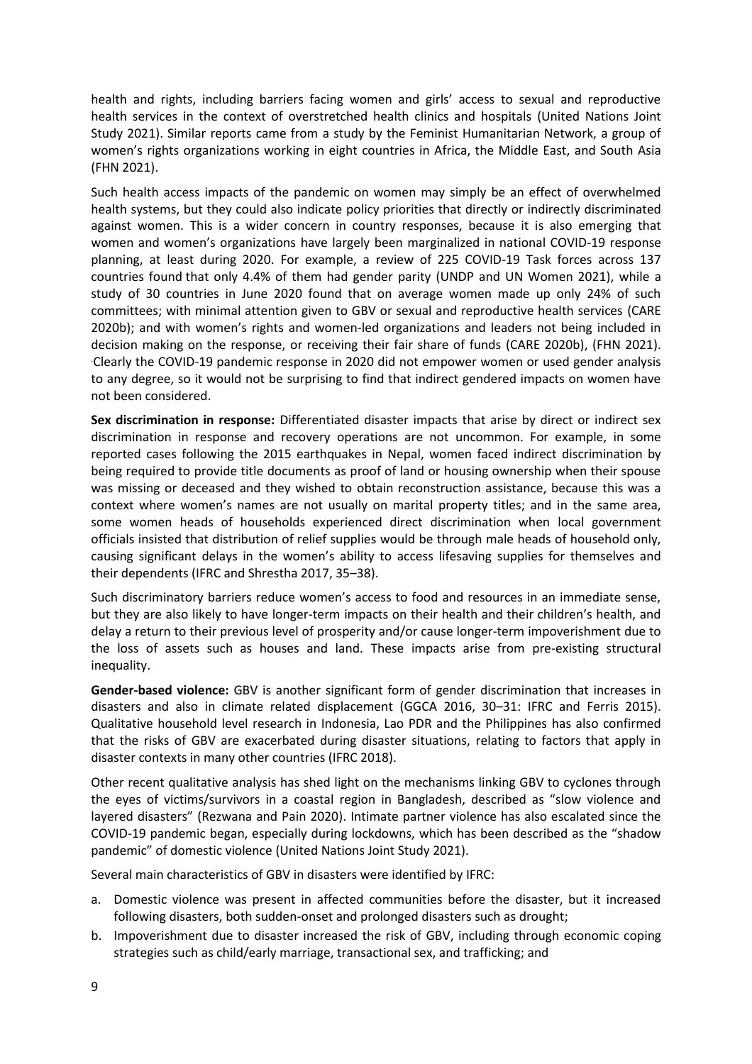health and rights, including barriers facing women and girls' access to sexual and reproductive health services in the context of overstretched health clinics and hospitals (United Nations Joint Study 2021). Similar reports came from a study by the Feminist Humanitarian Network, a group of women's rights organizations working in eight countries in Africa, the Middle East, and South Asia (FHN 2021).

Such health access impacts of the pandemic on women may simply be an effect of overwhelmed health systems, but they could also indicate policy priorities that directly or indirectly discriminated against women. This is a wider concern in country responses, because it is also emerging that women and women's organizations have largely been marginalized in national COVID-19 response planning, at least during 2020. For example, a review of 225 COVID-19 Task forces across 137 countries found that only 4.4% of them had gender parity (UNDP and UN Women 2021), while a study of 30 countries in June 2020 found that on average women made up only 24% of such committees; with minimal attention given to GBV or sexual and reproductive health services (CARE 2020b); and with women's rights and women-led organizations and leaders not being included in decision making on the response, or receiving their fair share of funds (CARE 2020b), (FHN 2021). Clearly the COVID-19 pandemic response in 2020 did not empower women or used gender analysis to any degree, so it would not be surprising to find that indirect gendered impacts on women have not been considered.

**Sex discrimination in response:** Differentiated disaster impacts that arise by direct or indirect sex discrimination in response and recovery operations are not uncommon. For example, in some reported cases following the 2015 earthquakes in Nepal, women faced indirect discrimination by being required to provide title documents as proof of land or housing ownership when their spouse was missing or deceased and they wished to obtain reconstruction assistance, because this was a context where women's names are not usually on marital property titles; and in the same area, some women heads of households experienced direct discrimination when local government officials insisted that distribution of relief supplies would be through male heads of household only, causing significant delays in the women's ability to access lifesaving supplies for themselves and their dependents (IFRC and Shrestha 2017, 35–38).

Such discriminatory barriers reduce women's access to food and resources in an immediate sense, but they are also likely to have longer-term impacts on their health and their children's health, and delay a return to their previous level of prosperity and/or cause longer-term impoverishment due to the loss of assets such as houses and land. These impacts arise from pre-existing structural inequality.

**Gender-based violence:** GBV is another significant form of gender discrimination that increases in disasters and also in climate related displacement (GGCA 2016, 30–31: IFRC and Ferris 2015). Qualitative household level research in Indonesia, Lao PDR and the Philippines has also confirmed that the risks of GBV are exacerbated during disaster situations, relating to factors that apply in disaster contexts in many other countries (IFRC 2018).

Other recent qualitative analysis has shed light on the mechanisms linking GBV to cyclones through the eyes of victims/survivors in a coastal region in Bangladesh, described as "slow violence and layered disasters" (Rezwana and Pain 2020). Intimate partner violence has also escalated since the COVID-19 pandemic began, especially during lockdowns, which has been described as the "shadow pandemic" of domestic violence (United Nations Joint Study 2021).

Several main characteristics of GBV in disasters were identified by IFRC:

a. Domestic violence was present in affected communities before the disaster, but it increased following disasters, both sudden-onset and prolonged disasters such as drought;
b. Impoverishment due to disaster increased the risk of GBV, including through economic coping strategies such as child/early marriage, transactional sex, and trafficking; and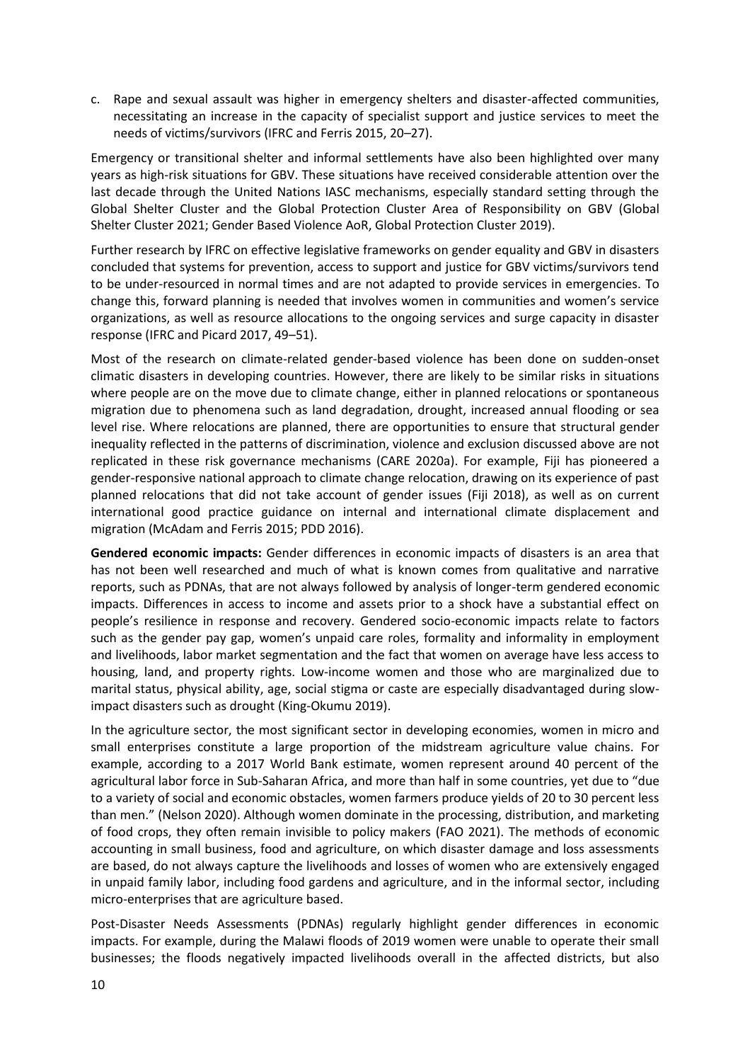c. Rape and sexual assault was higher in emergency shelters and disaster-affected communities, necessitating an increase in the capacity of specialist support and justice services to meet the needs of victims/survivors (IFRC and Ferris 2015, 20–27).

Emergency or transitional shelter and informal settlements have also been highlighted over many years as high-risk situations for GBV. These situations have received considerable attention over the last decade through the United Nations IASC mechanisms, especially standard setting through the Global Shelter Cluster and the Global Protection Cluster Area of Responsibility on GBV (Global Shelter Cluster 2021; Gender Based Violence AoR, Global Protection Cluster 2019).

Further research by IFRC on effective legislative frameworks on gender equality and GBV in disasters concluded that systems for prevention, access to support and justice for GBV victims/survivors tend to be under-resourced in normal times and are not adapted to provide services in emergencies. To change this, forward planning is needed that involves women in communities and women's service organizations, as well as resource allocations to the ongoing services and surge capacity in disaster response (IFRC and Picard 2017, 49–51).

Most of the research on climate-related gender-based violence has been done on sudden-onset climatic disasters in developing countries. However, there are likely to be similar risks in situations where people are on the move due to climate change, either in planned relocations or spontaneous migration due to phenomena such as land degradation, drought, increased annual flooding or sea level rise. Where relocations are planned, there are opportunities to ensure that structural gender inequality reflected in the patterns of discrimination, violence and exclusion discussed above are not replicated in these risk governance mechanisms (CARE 2020a). For example, Fiji has pioneered a gender-responsive national approach to climate change relocation, drawing on its experience of past planned relocations that did not take account of gender issues (Fiji 2018), as well as on current international good practice guidance on internal and international climate displacement and migration (McAdam and Ferris 2015; PDD 2016).

**Gendered economic impacts:** Gender differences in economic impacts of disasters is an area that has not been well researched and much of what is known comes from qualitative and narrative reports, such as PDNAs, that are not always followed by analysis of longer-term gendered economic impacts. Differences in access to income and assets prior to a shock have a substantial effect on people's resilience in response and recovery. Gendered socio-economic impacts relate to factors such as the gender pay gap, women's unpaid care roles, formality and informality in employment and livelihoods, labor market segmentation and the fact that women on average have less access to housing, land, and property rights. Low-income women and those who are marginalized due to marital status, physical ability, age, social stigma or caste are especially disadvantaged during slow-impact disasters such as drought (King-Okumu 2019).

In the agriculture sector, the most significant sector in developing economies, women in micro and small enterprises constitute a large proportion of the midstream agriculture value chains. For example, according to a 2017 World Bank estimate, women represent around 40 percent of the agricultural labor force in Sub-Saharan Africa, and more than half in some countries, yet due to "due to a variety of social and economic obstacles, women farmers produce yields of 20 to 30 percent less than men." (Nelson 2020). Although women dominate in the processing, distribution, and marketing of food crops, they often remain invisible to policy makers (FAO 2021). The methods of economic accounting in small business, food and agriculture, on which disaster damage and loss assessments are based, do not always capture the livelihoods and losses of women who are extensively engaged in unpaid family labor, including food gardens and agriculture, and in the informal sector, including micro-enterprises that are agriculture based.

Post-Disaster Needs Assessments (PDNAs) regularly highlight gender differences in economic impacts. For example, during the Malawi floods of 2019 women were unable to operate their small businesses; the floods negatively impacted livelihoods overall in the affected districts, but also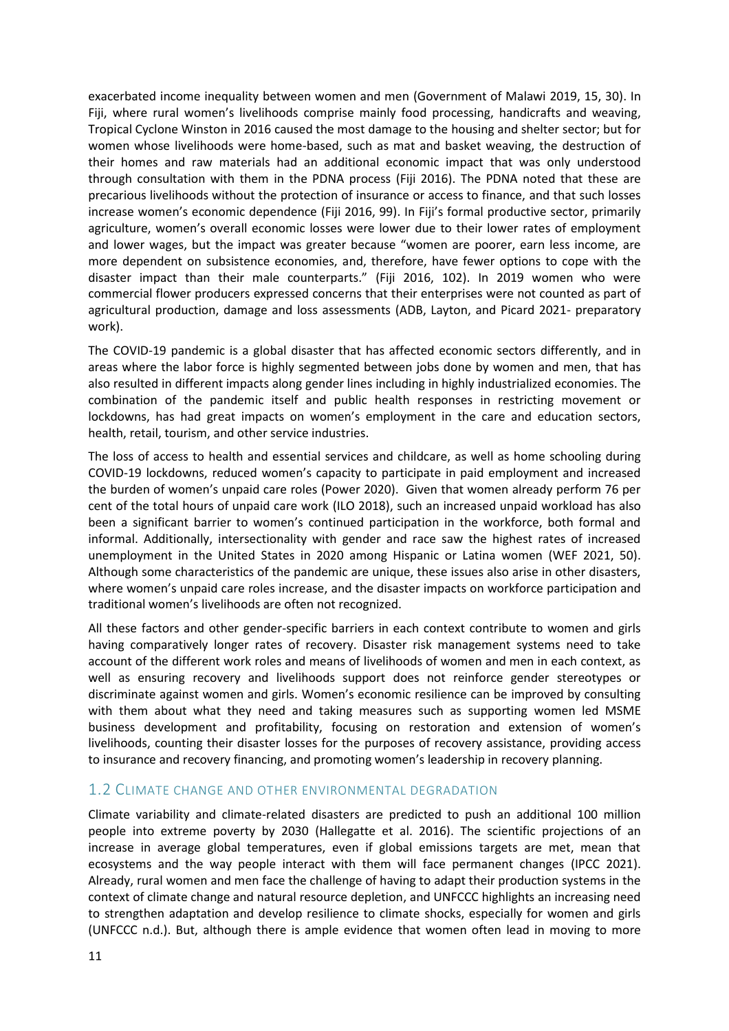exacerbated income inequality between women and men (Government of Malawi 2019, 15, 30). In Fiji, where rural women's livelihoods comprise mainly food processing, handicrafts and weaving, Tropical Cyclone Winston in 2016 caused the most damage to the housing and shelter sector; but for women whose livelihoods were home-based, such as mat and basket weaving, the destruction of their homes and raw materials had an additional economic impact that was only understood through consultation with them in the PDNA process (Fiji 2016). The PDNA noted that these are precarious livelihoods without the protection of insurance or access to finance, and that such losses increase women's economic dependence (Fiji 2016, 99). In Fiji's formal productive sector, primarily agriculture, women's overall economic losses were lower due to their lower rates of employment and lower wages, but the impact was greater because "women are poorer, earn less income, are more dependent on subsistence economies, and, therefore, have fewer options to cope with the disaster impact than their male counterparts." (Fiji 2016, 102). In 2019 women who were commercial flower producers expressed concerns that their enterprises were not counted as part of agricultural production, damage and loss assessments (ADB, Layton, and Picard 2021- preparatory work).

The COVID-19 pandemic is a global disaster that has affected economic sectors differently, and in areas where the labor force is highly segmented between jobs done by women and men, that has also resulted in different impacts along gender lines including in highly industrialized economies. The combination of the pandemic itself and public health responses in restricting movement or lockdowns, has had great impacts on women's employment in the care and education sectors, health, retail, tourism, and other service industries.

The loss of access to health and essential services and childcare, as well as home schooling during COVID-19 lockdowns, reduced women's capacity to participate in paid employment and increased the burden of women's unpaid care roles (Power 2020). Given that women already perform 76 per cent of the total hours of unpaid care work (ILO 2018), such an increased unpaid workload has also been a significant barrier to women's continued participation in the workforce, both formal and informal. Additionally, intersectionality with gender and race saw the highest rates of increased unemployment in the United States in 2020 among Hispanic or Latina women (WEF 2021, 50). Although some characteristics of the pandemic are unique, these issues also arise in other disasters, where women's unpaid care roles increase, and the disaster impacts on workforce participation and traditional women's livelihoods are often not recognized.

All these factors and other gender-specific barriers in each context contribute to women and girls having comparatively longer rates of recovery. Disaster risk management systems need to take account of the different work roles and means of livelihoods of women and men in each context, as well as ensuring recovery and livelihoods support does not reinforce gender stereotypes or discriminate against women and girls. Women's economic resilience can be improved by consulting with them about what they need and taking measures such as supporting women led MSME business development and profitability, focusing on restoration and extension of women's livelihoods, counting their disaster losses for the purposes of recovery assistance, providing access to insurance and recovery financing, and promoting women's leadership in recovery planning.

## 1.2 Climate change and other environmental degradation

Climate variability and climate-related disasters are predicted to push an additional 100 million people into extreme poverty by 2030 (Hallegatte et al. 2016). The scientific projections of an increase in average global temperatures, even if global emissions targets are met, mean that ecosystems and the way people interact with them will face permanent changes (IPCC 2021). Already, rural women and men face the challenge of having to adapt their production systems in the context of climate change and natural resource depletion, and UNFCCC highlights an increasing need to strengthen adaptation and develop resilience to climate shocks, especially for women and girls (UNFCCC n.d.). But, although there is ample evidence that women often lead in moving to more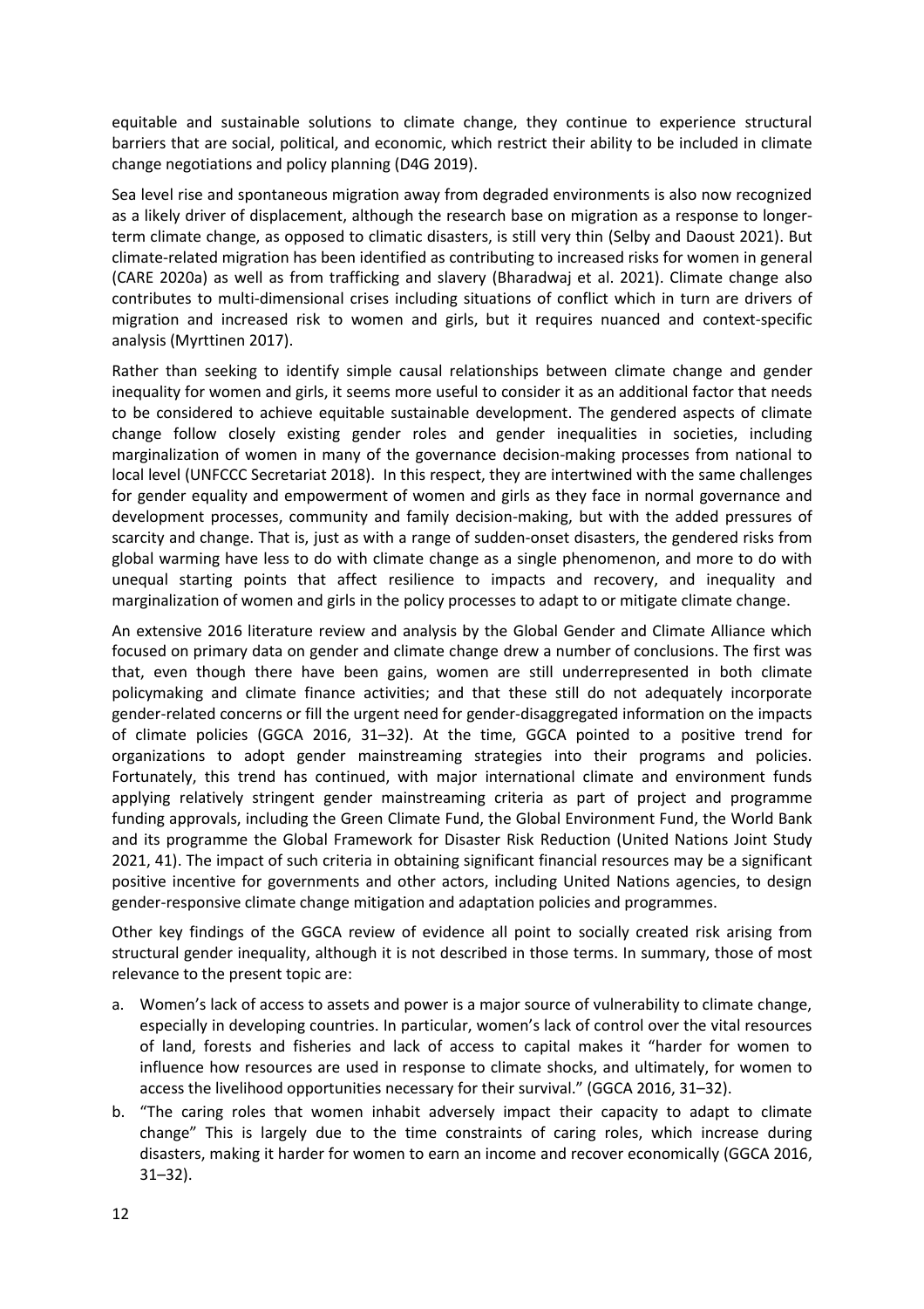equitable and sustainable solutions to climate change, they continue to experience structural barriers that are social, political, and economic, which restrict their ability to be included in climate change negotiations and policy planning (D4G 2019).

Sea level rise and spontaneous migration away from degraded environments is also now recognized as a likely driver of displacement, although the research base on migration as a response to longer-term climate change, as opposed to climatic disasters, is still very thin (Selby and Daoust 2021). But climate-related migration has been identified as contributing to increased risks for women in general (CARE 2020a) as well as from trafficking and slavery (Bharadwaj et al. 2021). Climate change also contributes to multi-dimensional crises including situations of conflict which in turn are drivers of migration and increased risk to women and girls, but it requires nuanced and context-specific analysis (Myrttinen 2017).

Rather than seeking to identify simple causal relationships between climate change and gender inequality for women and girls, it seems more useful to consider it as an additional factor that needs to be considered to achieve equitable sustainable development. The gendered aspects of climate change follow closely existing gender roles and gender inequalities in societies, including marginalization of women in many of the governance decision-making processes from national to local level (UNFCCC Secretariat 2018). In this respect, they are intertwined with the same challenges for gender equality and empowerment of women and girls as they face in normal governance and development processes, community and family decision-making, but with the added pressures of scarcity and change. That is, just as with a range of sudden-onset disasters, the gendered risks from global warming have less to do with climate change as a single phenomenon, and more to do with unequal starting points that affect resilience to impacts and recovery, and inequality and marginalization of women and girls in the policy processes to adapt to or mitigate climate change.

An extensive 2016 literature review and analysis by the Global Gender and Climate Alliance which focused on primary data on gender and climate change drew a number of conclusions. The first was that, even though there have been gains, women are still underrepresented in both climate policymaking and climate finance activities; and that these still do not adequately incorporate gender-related concerns or fill the urgent need for gender-disaggregated information on the impacts of climate policies (GGCA 2016, 31–32). At the time, GGCA pointed to a positive trend for organizations to adopt gender mainstreaming strategies into their programs and policies. Fortunately, this trend has continued, with major international climate and environment funds applying relatively stringent gender mainstreaming criteria as part of project and programme funding approvals, including the Green Climate Fund, the Global Environment Fund, the World Bank and its programme the Global Framework for Disaster Risk Reduction (United Nations Joint Study 2021, 41). The impact of such criteria in obtaining significant financial resources may be a significant positive incentive for governments and other actors, including United Nations agencies, to design gender-responsive climate change mitigation and adaptation policies and programmes.

Other key findings of the GGCA review of evidence all point to socially created risk arising from structural gender inequality, although it is not described in those terms. In summary, those of most relevance to the present topic are:

a. Women's lack of access to assets and power is a major source of vulnerability to climate change, especially in developing countries. In particular, women's lack of control over the vital resources of land, forests and fisheries and lack of access to capital makes it "harder for women to influence how resources are used in response to climate shocks, and ultimately, for women to access the livelihood opportunities necessary for their survival." (GGCA 2016, 31–32).
b. "The caring roles that women inhabit adversely impact their capacity to adapt to climate change" This is largely due to the time constraints of caring roles, which increase during disasters, making it harder for women to earn an income and recover economically (GGCA 2016, 31–32).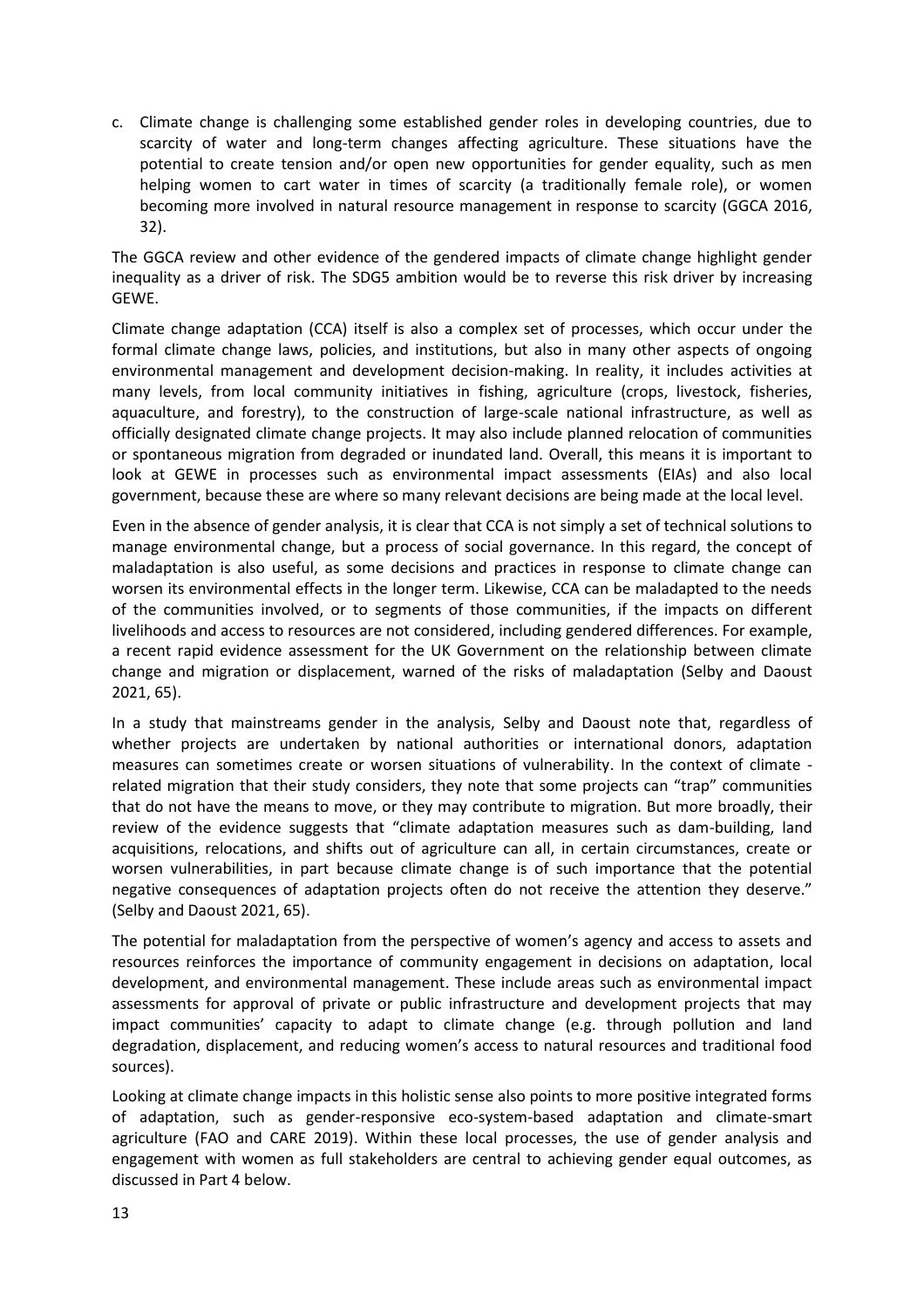c. Climate change is challenging some established gender roles in developing countries, due to scarcity of water and long-term changes affecting agriculture. These situations have the potential to create tension and/or open new opportunities for gender equality, such as men helping women to cart water in times of scarcity (a traditionally female role), or women becoming more involved in natural resource management in response to scarcity (GGCA 2016, 32).

The GGCA review and other evidence of the gendered impacts of climate change highlight gender inequality as a driver of risk. The SDG5 ambition would be to reverse this risk driver by increasing GEWE.

Climate change adaptation (CCA) itself is also a complex set of processes, which occur under the formal climate change laws, policies, and institutions, but also in many other aspects of ongoing environmental management and development decision-making. In reality, it includes activities at many levels, from local community initiatives in fishing, agriculture (crops, livestock, fisheries, aquaculture, and forestry), to the construction of large-scale national infrastructure, as well as officially designated climate change projects. It may also include planned relocation of communities or spontaneous migration from degraded or inundated land. Overall, this means it is important to look at GEWE in processes such as environmental impact assessments (EIAs) and also local government, because these are where so many relevant decisions are being made at the local level.

Even in the absence of gender analysis, it is clear that CCA is not simply a set of technical solutions to manage environmental change, but a process of social governance. In this regard, the concept of maladaptation is also useful, as some decisions and practices in response to climate change can worsen its environmental effects in the longer term. Likewise, CCA can be maladapted to the needs of the communities involved, or to segments of those communities, if the impacts on different livelihoods and access to resources are not considered, including gendered differences. For example, a recent rapid evidence assessment for the UK Government on the relationship between climate change and migration or displacement, warned of the risks of maladaptation (Selby and Daoust 2021, 65).

In a study that mainstreams gender in the analysis, Selby and Daoust note that, regardless of whether projects are undertaken by national authorities or international donors, adaptation measures can sometimes create or worsen situations of vulnerability. In the context of climate - related migration that their study considers, they note that some projects can "trap" communities that do not have the means to move, or they may contribute to migration. But more broadly, their review of the evidence suggests that "climate adaptation measures such as dam-building, land acquisitions, relocations, and shifts out of agriculture can all, in certain circumstances, create or worsen vulnerabilities, in part because climate change is of such importance that the potential negative consequences of adaptation projects often do not receive the attention they deserve." (Selby and Daoust 2021, 65).

The potential for maladaptation from the perspective of women's agency and access to assets and resources reinforces the importance of community engagement in decisions on adaptation, local development, and environmental management. These include areas such as environmental impact assessments for approval of private or public infrastructure and development projects that may impact communities' capacity to adapt to climate change (e.g. through pollution and land degradation, displacement, and reducing women's access to natural resources and traditional food sources).

Looking at climate change impacts in this holistic sense also points to more positive integrated forms of adaptation, such as gender-responsive eco-system-based adaptation and climate-smart agriculture (FAO and CARE 2019). Within these local processes, the use of gender analysis and engagement with women as full stakeholders are central to achieving gender equal outcomes, as discussed in Part 4 below.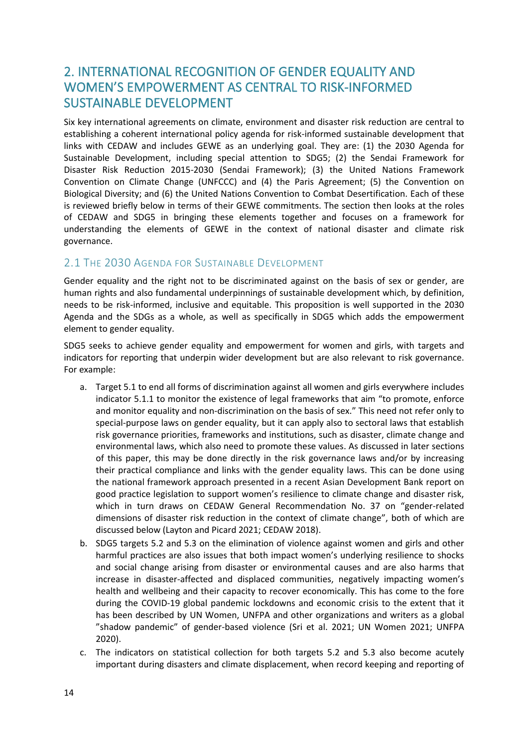## 2. INTERNATIONAL RECOGNITION OF GENDER EQUALITY AND WOMEN'S EMPOWERMENT AS CENTRAL TO RISK-INFORMED SUSTAINABLE DEVELOPMENT

Six key international agreements on climate, environment and disaster risk reduction are central to establishing a coherent international policy agenda for risk-informed sustainable development that links with CEDAW and includes GEWE as an underlying goal. They are: (1) the 2030 Agenda for Sustainable Development, including special attention to SDG5; (2) the Sendai Framework for Disaster Risk Reduction 2015-2030 (Sendai Framework); (3) the United Nations Framework Convention on Climate Change (UNFCCC) and (4) the Paris Agreement; (5) the Convention on Biological Diversity; and (6) the United Nations Convention to Combat Desertification. Each of these is reviewed briefly below in terms of their GEWE commitments. The section then looks at the roles of CEDAW and SDG5 in bringing these elements together and focuses on a framework for understanding the elements of GEWE in the context of national disaster and climate risk governance.

### 2.1 The 2030 Agenda for Sustainable Development

Gender equality and the right not to be discriminated against on the basis of sex or gender, are human rights and also fundamental underpinnings of sustainable development which, by definition, needs to be risk-informed, inclusive and equitable. This proposition is well supported in the 2030 Agenda and the SDGs as a whole, as well as specifically in SDG5 which adds the empowerment element to gender equality.

SDG5 seeks to achieve gender equality and empowerment for women and girls, with targets and indicators for reporting that underpin wider development but are also relevant to risk governance. For example:

a. Target 5.1 to end all forms of discrimination against all women and girls everywhere includes indicator 5.1.1 to monitor the existence of legal frameworks that aim "to promote, enforce and monitor equality and non-discrimination on the basis of sex." This need not refer only to special-purpose laws on gender equality, but it can apply also to sectoral laws that establish risk governance priorities, frameworks and institutions, such as disaster, climate change and environmental laws, which also need to promote these values. As discussed in later sections of this paper, this may be done directly in the risk governance laws and/or by increasing their practical compliance and links with the gender equality laws. This can be done using the national framework approach presented in a recent Asian Development Bank report on good practice legislation to support women's resilience to climate change and disaster risk, which in turn draws on CEDAW General Recommendation No. 37 on "gender-related dimensions of disaster risk reduction in the context of climate change", both of which are discussed below (Layton and Picard 2021; CEDAW 2018).

b. SDG5 targets 5.2 and 5.3 on the elimination of violence against women and girls and other harmful practices are also issues that both impact women's underlying resilience to shocks and social change arising from disaster or environmental causes and are also harms that increase in disaster-affected and displaced communities, negatively impacting women's health and wellbeing and their capacity to recover economically. This has come to the fore during the COVID-19 global pandemic lockdowns and economic crisis to the extent that it has been described by UN Women, UNFPA and other organizations and writers as a global "shadow pandemic" of gender-based violence (Sri et al. 2021; UN Women 2021; UNFPA 2020).

c. The indicators on statistical collection for both targets 5.2 and 5.3 also become acutely important during disasters and climate displacement, when record keeping and reporting of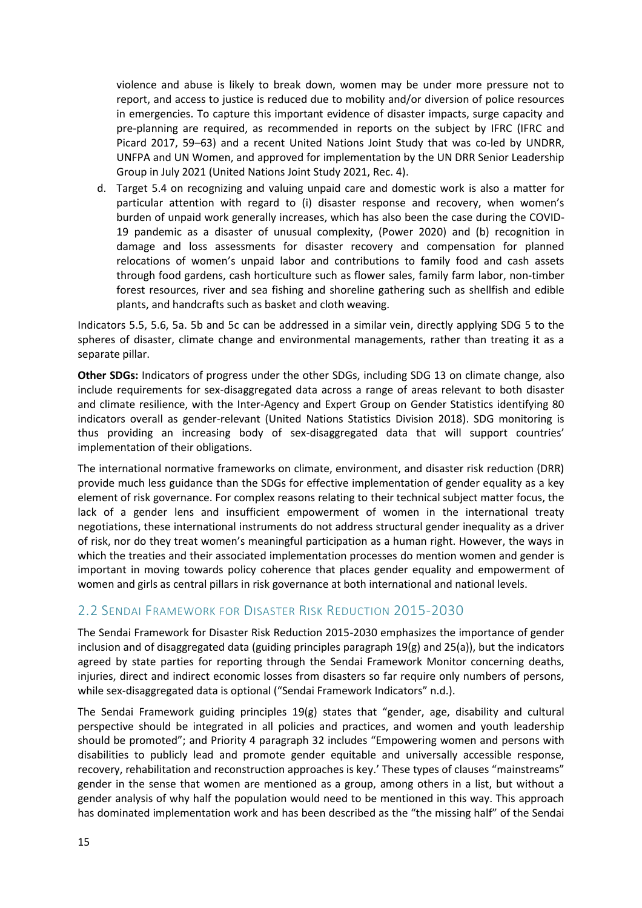violence and abuse is likely to break down, women may be under more pressure not to report, and access to justice is reduced due to mobility and/or diversion of police resources in emergencies. To capture this important evidence of disaster impacts, surge capacity and pre-planning are required, as recommended in reports on the subject by IFRC (IFRC and Picard 2017, 59–63) and a recent United Nations Joint Study that was co-led by UNDRR, UNFPA and UN Women, and approved for implementation by the UN DRR Senior Leadership Group in July 2021 (United Nations Joint Study 2021, Rec. 4).

d. Target 5.4 on recognizing and valuing unpaid care and domestic work is also a matter for particular attention with regard to (i) disaster response and recovery, when women's burden of unpaid work generally increases, which has also been the case during the COVID-19 pandemic as a disaster of unusual complexity, (Power 2020) and (b) recognition in damage and loss assessments for disaster recovery and compensation for planned relocations of women's unpaid labor and contributions to family food and cash assets through food gardens, cash horticulture such as flower sales, family farm labor, non-timber forest resources, river and sea fishing and shoreline gathering such as shellfish and edible plants, and handcrafts such as basket and cloth weaving.

Indicators 5.5, 5.6, 5a. 5b and 5c can be addressed in a similar vein, directly applying SDG 5 to the spheres of disaster, climate change and environmental managements, rather than treating it as a separate pillar.

**Other SDGs:** Indicators of progress under the other SDGs, including SDG 13 on climate change, also include requirements for sex-disaggregated data across a range of areas relevant to both disaster and climate resilience, with the Inter-Agency and Expert Group on Gender Statistics identifying 80 indicators overall as gender-relevant (United Nations Statistics Division 2018). SDG monitoring is thus providing an increasing body of sex-disaggregated data that will support countries' implementation of their obligations.

The international normative frameworks on climate, environment, and disaster risk reduction (DRR) provide much less guidance than the SDGs for effective implementation of gender equality as a key element of risk governance. For complex reasons relating to their technical subject matter focus, the lack of a gender lens and insufficient empowerment of women in the international treaty negotiations, these international instruments do not address structural gender inequality as a driver of risk, nor do they treat women's meaningful participation as a human right. However, the ways in which the treaties and their associated implementation processes do mention women and gender is important in moving towards policy coherence that places gender equality and empowerment of women and girls as central pillars in risk governance at both international and national levels.

## 2.2 Sendai Framework for Disaster Risk Reduction 2015-2030

The Sendai Framework for Disaster Risk Reduction 2015-2030 emphasizes the importance of gender inclusion and of disaggregated data (guiding principles paragraph 19(g) and 25(a)), but the indicators agreed by state parties for reporting through the Sendai Framework Monitor concerning deaths, injuries, direct and indirect economic losses from disasters so far require only numbers of persons, while sex-disaggregated data is optional ("Sendai Framework Indicators" n.d.).

The Sendai Framework guiding principles 19(g) states that "gender, age, disability and cultural perspective should be integrated in all policies and practices, and women and youth leadership should be promoted"; and Priority 4 paragraph 32 includes "Empowering women and persons with disabilities to publicly lead and promote gender equitable and universally accessible response, recovery, rehabilitation and reconstruction approaches is key.' These types of clauses "mainstreams" gender in the sense that women are mentioned as a group, among others in a list, but without a gender analysis of why half the population would need to be mentioned in this way. This approach has dominated implementation work and has been described as the "the missing half" of the Sendai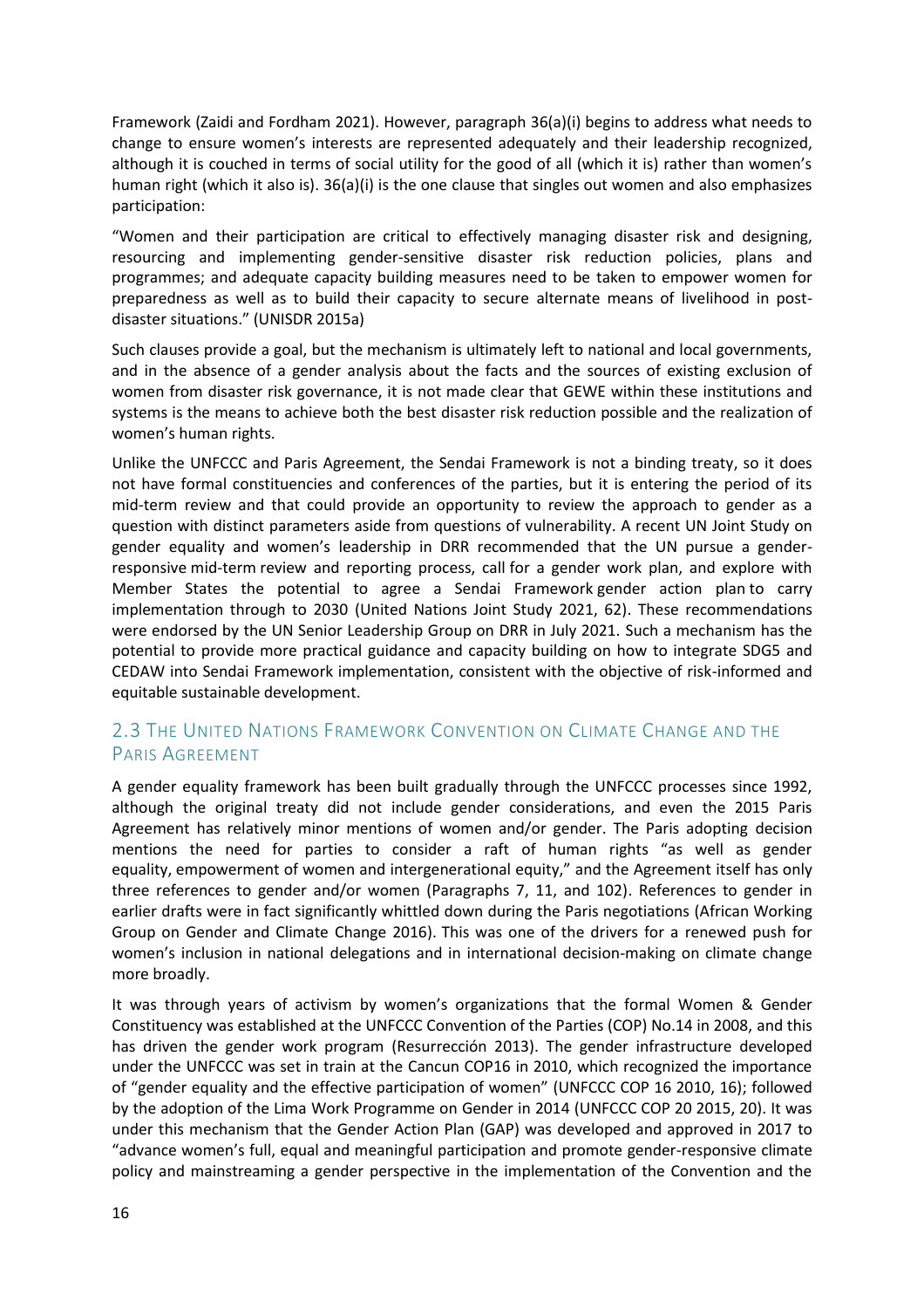Framework (Zaidi and Fordham 2021). However, paragraph 36(a)(i) begins to address what needs to change to ensure women's interests are represented adequately and their leadership recognized, although it is couched in terms of social utility for the good of all (which it is) rather than women's human right (which it also is). 36(a)(i) is the one clause that singles out women and also emphasizes participation:

"Women and their participation are critical to effectively managing disaster risk and designing, resourcing and implementing gender-sensitive disaster risk reduction policies, plans and programmes; and adequate capacity building measures need to be taken to empower women for preparedness as well as to build their capacity to secure alternate means of livelihood in post-disaster situations." (UNISDR 2015a)

Such clauses provide a goal, but the mechanism is ultimately left to national and local governments, and in the absence of a gender analysis about the facts and the sources of existing exclusion of women from disaster risk governance, it is not made clear that GEWE within these institutions and systems is the means to achieve both the best disaster risk reduction possible and the realization of women's human rights.

Unlike the UNFCCC and Paris Agreement, the Sendai Framework is not a binding treaty, so it does not have formal constituencies and conferences of the parties, but it is entering the period of its mid-term review and that could provide an opportunity to review the approach to gender as a question with distinct parameters aside from questions of vulnerability. A recent UN Joint Study on gender equality and women's leadership in DRR recommended that the UN pursue a gender-responsive mid-term review and reporting process, call for a gender work plan, and explore with Member States the potential to agree a Sendai Framework gender action plan to carry implementation through to 2030 (United Nations Joint Study 2021, 62). These recommendations were endorsed by the UN Senior Leadership Group on DRR in July 2021. Such a mechanism has the potential to provide more practical guidance and capacity building on how to integrate SDG5 and CEDAW into Sendai Framework implementation, consistent with the objective of risk-informed and equitable sustainable development.

## 2.3 The United Nations Framework Convention on Climate Change and the Paris Agreement

A gender equality framework has been built gradually through the UNFCCC processes since 1992, although the original treaty did not include gender considerations, and even the 2015 Paris Agreement has relatively minor mentions of women and/or gender. The Paris adopting decision mentions the need for parties to consider a raft of human rights "as well as gender equality, empowerment of women and intergenerational equity," and the Agreement itself has only three references to gender and/or women (Paragraphs 7, 11, and 102). References to gender in earlier drafts were in fact significantly whittled down during the Paris negotiations (African Working Group on Gender and Climate Change 2016). This was one of the drivers for a renewed push for women's inclusion in national delegations and in international decision-making on climate change more broadly.

It was through years of activism by women's organizations that the formal Women & Gender Constituency was established at the UNFCCC Convention of the Parties (COP) No.14 in 2008, and this has driven the gender work program (Resurrección 2013). The gender infrastructure developed under the UNFCCC was set in train at the Cancun COP16 in 2010, which recognized the importance of "gender equality and the effective participation of women" (UNFCCC COP 16 2010, 16); followed by the adoption of the Lima Work Programme on Gender in 2014 (UNFCCC COP 20 2015, 20). It was under this mechanism that the Gender Action Plan (GAP) was developed and approved in 2017 to "advance women's full, equal and meaningful participation and promote gender-responsive climate policy and mainstreaming a gender perspective in the implementation of the Convention and the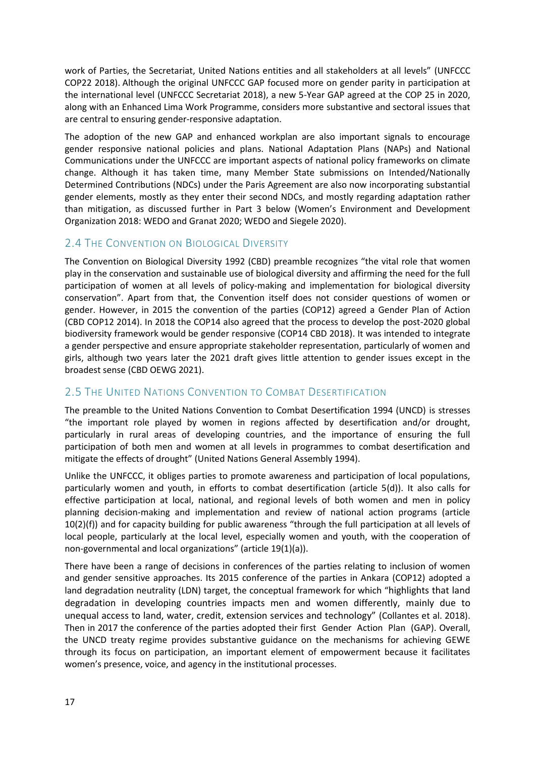work of Parties, the Secretariat, United Nations entities and all stakeholders at all levels" (UNFCCC COP22 2018). Although the original UNFCCC GAP focused more on gender parity in participation at the international level (UNFCCC Secretariat 2018), a new 5-Year GAP agreed at the COP 25 in 2020, along with an Enhanced Lima Work Programme, considers more substantive and sectoral issues that are central to ensuring gender-responsive adaptation.

The adoption of the new GAP and enhanced workplan are also important signals to encourage gender responsive national policies and plans. National Adaptation Plans (NAPs) and National Communications under the UNFCCC are important aspects of national policy frameworks on climate change. Although it has taken time, many Member State submissions on Intended/Nationally Determined Contributions (NDCs) under the Paris Agreement are also now incorporating substantial gender elements, mostly as they enter their second NDCs, and mostly regarding adaptation rather than mitigation, as discussed further in Part 3 below (Women's Environment and Development Organization 2018: WEDO and Granat 2020; WEDO and Siegele 2020).

## 2.4 The Convention on Biological Diversity

The Convention on Biological Diversity 1992 (CBD) preamble recognizes "the vital role that women play in the conservation and sustainable use of biological diversity and affirming the need for the full participation of women at all levels of policy-making and implementation for biological diversity conservation". Apart from that, the Convention itself does not consider questions of women or gender. However, in 2015 the convention of the parties (COP12) agreed a Gender Plan of Action (CBD COP12 2014). In 2018 the COP14 also agreed that the process to develop the post-2020 global biodiversity framework would be gender responsive (COP14 CBD 2018). It was intended to integrate a gender perspective and ensure appropriate stakeholder representation, particularly of women and girls, although two years later the 2021 draft gives little attention to gender issues except in the broadest sense (CBD OEWG 2021).

## 2.5 The United Nations Convention to Combat Desertification

The preamble to the United Nations Convention to Combat Desertification 1994 (UNCD) is stresses "the important role played by women in regions affected by desertification and/or drought, particularly in rural areas of developing countries, and the importance of ensuring the full participation of both men and women at all levels in programmes to combat desertification and mitigate the effects of drought" (United Nations General Assembly 1994).

Unlike the UNFCCC, it obliges parties to promote awareness and participation of local populations, particularly women and youth, in efforts to combat desertification (article 5(d)). It also calls for effective participation at local, national, and regional levels of both women and men in policy planning decision-making and implementation and review of national action programs (article 10(2)(f)) and for capacity building for public awareness "through the full participation at all levels of local people, particularly at the local level, especially women and youth, with the cooperation of non-governmental and local organizations" (article 19(1)(a)).

There have been a range of decisions in conferences of the parties relating to inclusion of women and gender sensitive approaches. Its 2015 conference of the parties in Ankara (COP12) adopted a land degradation neutrality (LDN) target, the conceptual framework for which "highlights that land degradation in developing countries impacts men and women differently, mainly due to unequal access to land, water, credit, extension services and technology" (Collantes et al. 2018). Then in 2017 the conference of the parties adopted their first Gender Action Plan (GAP). Overall, the UNCD treaty regime provides substantive guidance on the mechanisms for achieving GEWE through its focus on participation, an important element of empowerment because it facilitates women's presence, voice, and agency in the institutional processes.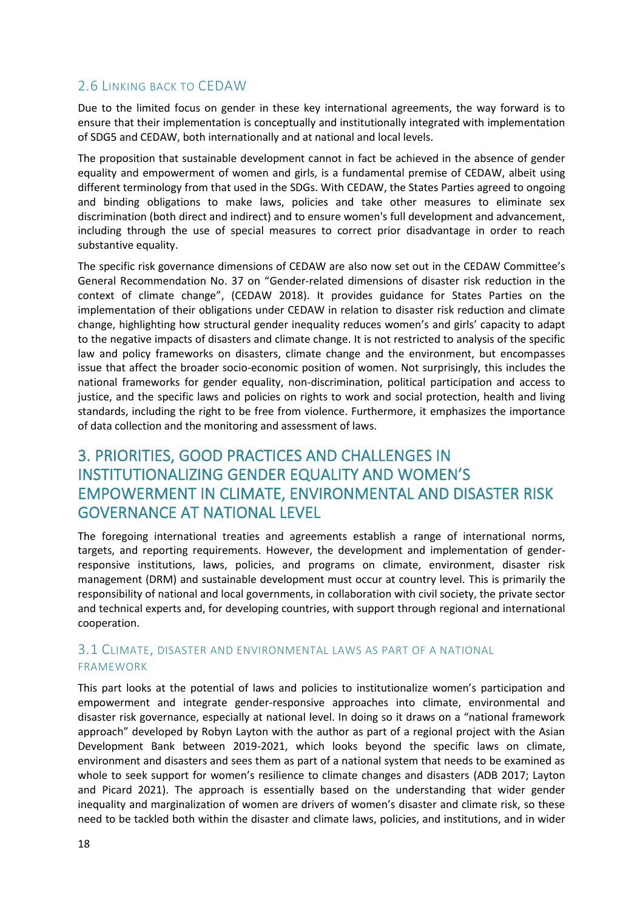### 2.6 Linking back to CEDAW

Due to the limited focus on gender in these key international agreements, the way forward is to ensure that their implementation is conceptually and institutionally integrated with implementation of SDG5 and CEDAW, both internationally and at national and local levels.

The proposition that sustainable development cannot in fact be achieved in the absence of gender equality and empowerment of women and girls, is a fundamental premise of CEDAW, albeit using different terminology from that used in the SDGs. With CEDAW, the States Parties agreed to ongoing and binding obligations to make laws, policies and take other measures to eliminate sex discrimination (both direct and indirect) and to ensure women's full development and advancement, including through the use of special measures to correct prior disadvantage in order to reach substantive equality.

The specific risk governance dimensions of CEDAW are also now set out in the CEDAW Committee's General Recommendation No. 37 on "Gender-related dimensions of disaster risk reduction in the context of climate change", (CEDAW 2018). It provides guidance for States Parties on the implementation of their obligations under CEDAW in relation to disaster risk reduction and climate change, highlighting how structural gender inequality reduces women's and girls' capacity to adapt to the negative impacts of disasters and climate change. It is not restricted to analysis of the specific law and policy frameworks on disasters, climate change and the environment, but encompasses issue that affect the broader socio-economic position of women. Not surprisingly, this includes the national frameworks for gender equality, non-discrimination, political participation and access to justice, and the specific laws and policies on rights to work and social protection, health and living standards, including the right to be free from violence. Furthermore, it emphasizes the importance of data collection and the monitoring and assessment of laws.

## 3. PRIORITIES, GOOD PRACTICES AND CHALLENGES IN INSTITUTIONALIZING GENDER EQUALITY AND WOMEN'S EMPOWERMENT IN CLIMATE, ENVIRONMENTAL AND DISASTER RISK GOVERNANCE AT NATIONAL LEVEL

The foregoing international treaties and agreements establish a range of international norms, targets, and reporting requirements. However, the development and implementation of gender-responsive institutions, laws, policies, and programs on climate, environment, disaster risk management (DRM) and sustainable development must occur at country level. This is primarily the responsibility of national and local governments, in collaboration with civil society, the private sector and technical experts and, for developing countries, with support through regional and international cooperation.

### 3.1 Climate, disaster and environmental laws as part of a national framework

This part looks at the potential of laws and policies to institutionalize women's participation and empowerment and integrate gender-responsive approaches into climate, environmental and disaster risk governance, especially at national level. In doing so it draws on a "national framework approach" developed by Robyn Layton with the author as part of a regional project with the Asian Development Bank between 2019-2021, which looks beyond the specific laws on climate, environment and disasters and sees them as part of a national system that needs to be examined as whole to seek support for women's resilience to climate changes and disasters (ADB 2017; Layton and Picard 2021). The approach is essentially based on the understanding that wider gender inequality and marginalization of women are drivers of women's disaster and climate risk, so these need to be tackled both within the disaster and climate laws, policies, and institutions, and in wider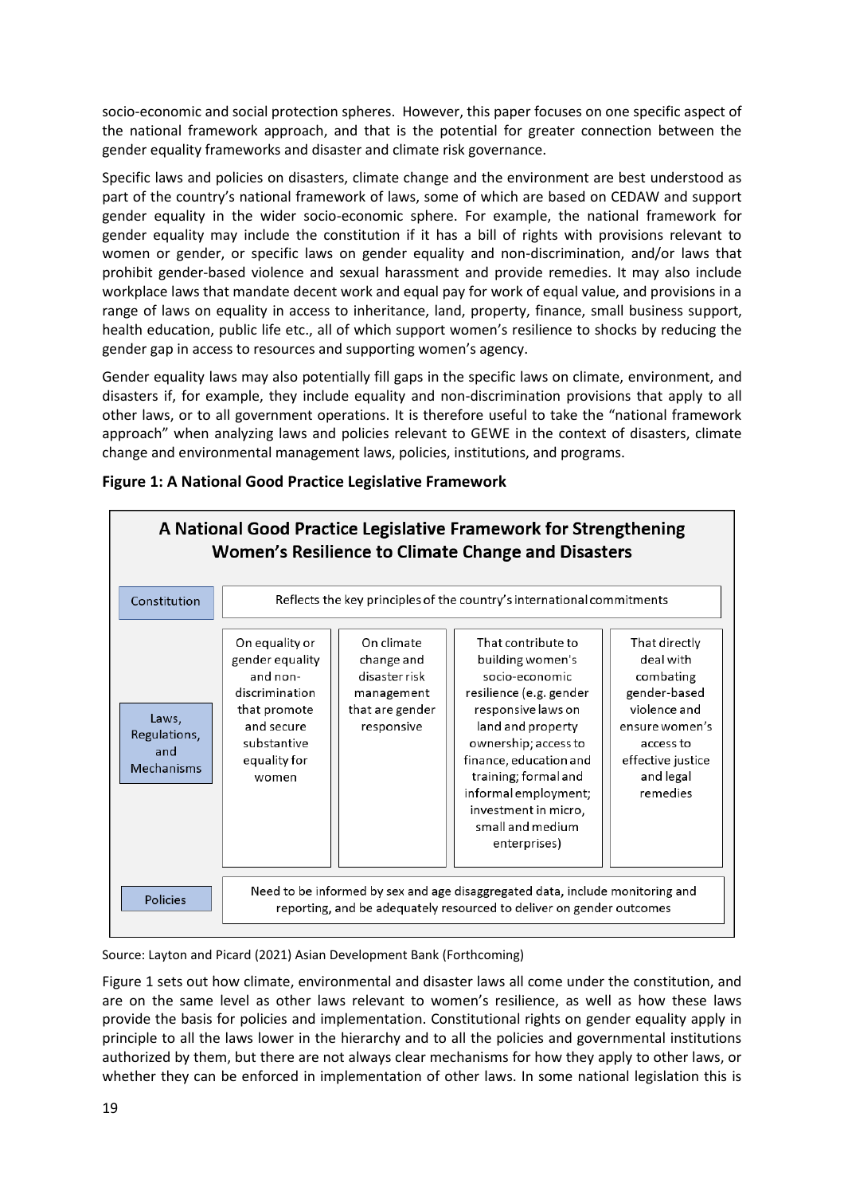socio-economic and social protection spheres. However, this paper focuses on one specific aspect of the national framework approach, and that is the potential for greater connection between the gender equality frameworks and disaster and climate risk governance.

Specific laws and policies on disasters, climate change and the environment are best understood as part of the country's national framework of laws, some of which are based on CEDAW and support gender equality in the wider socio-economic sphere. For example, the national framework for gender equality may include the constitution if it has a bill of rights with provisions relevant to women or gender, or specific laws on gender equality and non-discrimination, and/or laws that prohibit gender-based violence and sexual harassment and provide remedies. It may also include workplace laws that mandate decent work and equal pay for work of equal value, and provisions in a range of laws on equality in access to inheritance, land, property, finance, small business support, health education, public life etc., all of which support women's resilience to shocks by reducing the gender gap in access to resources and supporting women's agency.

Gender equality laws may also potentially fill gaps in the specific laws on climate, environment, and disasters if, for example, they include equality and non-discrimination provisions that apply to all other laws, or to all government operations. It is therefore useful to take the "national framework approach" when analyzing laws and policies relevant to GEWE in the context of disasters, climate change and environmental management laws, policies, institutions, and programs.

**Figure 1: A National Good Practice Legislative Framework**

**A National Good Practice Legislative Framework for Strengthening Women's Resilience to Climate Change and Disasters**

| | | | | |
|---|---|---|---|---|
| Constitution | Reflects the key principles of the country's international commitments | | | |
| Laws, Regulations, and Mechanisms | On equality or gender equality and non-discrimination that promote and secure substantive equality for women | On climate change and disaster risk management that are gender responsive | That contribute to building women's socio-economic resilience (e.g. gender responsive laws on land and property ownership; access to finance, education and training; formal and informal employment; investment in micro, small and medium enterprises) | That directly deal with combating gender-based violence and ensure women's access to effective justice and legal remedies |
| Policies | Need to be informed by sex and age disaggregated data, include monitoring and reporting, and be adequately resourced to deliver on gender outcomes | | | |

Source: Layton and Picard (2021) Asian Development Bank (Forthcoming)

Figure 1 sets out how climate, environmental and disaster laws all come under the constitution, and are on the same level as other laws relevant to women's resilience, as well as how these laws provide the basis for policies and implementation. Constitutional rights on gender equality apply in principle to all the laws lower in the hierarchy and to all the policies and governmental institutions authorized by them, but there are not always clear mechanisms for how they apply to other laws, or whether they can be enforced in implementation of other laws. In some national legislation this is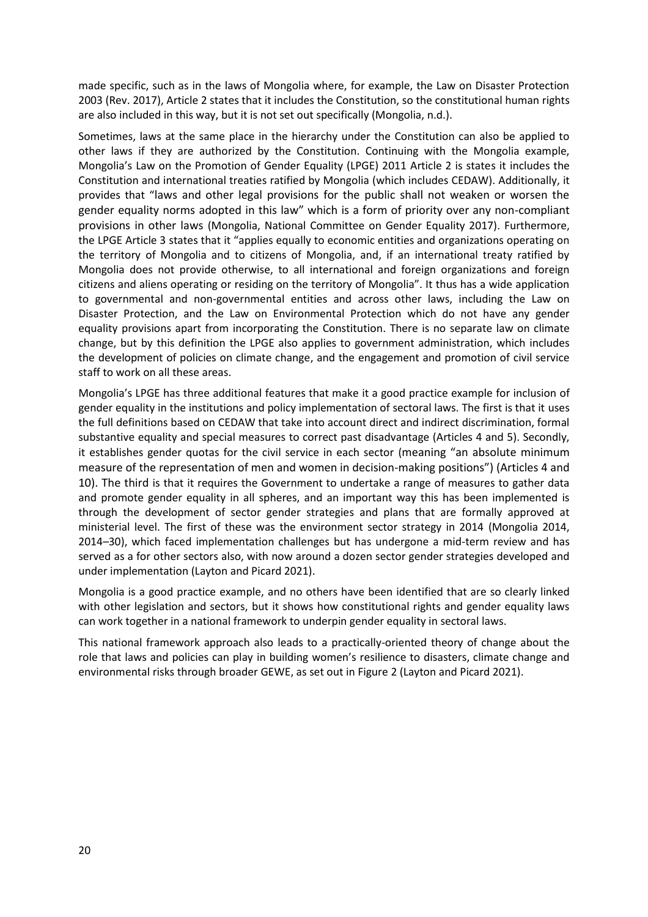made specific, such as in the laws of Mongolia where, for example, the Law on Disaster Protection 2003 (Rev. 2017), Article 2 states that it includes the Constitution, so the constitutional human rights are also included in this way, but it is not set out specifically (Mongolia, n.d.).

Sometimes, laws at the same place in the hierarchy under the Constitution can also be applied to other laws if they are authorized by the Constitution. Continuing with the Mongolia example, Mongolia's Law on the Promotion of Gender Equality (LPGE) 2011 Article 2 is states it includes the Constitution and international treaties ratified by Mongolia (which includes CEDAW). Additionally, it provides that "laws and other legal provisions for the public shall not weaken or worsen the gender equality norms adopted in this law" which is a form of priority over any non-compliant provisions in other laws (Mongolia, National Committee on Gender Equality 2017). Furthermore, the LPGE Article 3 states that it "applies equally to economic entities and organizations operating on the territory of Mongolia and to citizens of Mongolia, and, if an international treaty ratified by Mongolia does not provide otherwise, to all international and foreign organizations and foreign citizens and aliens operating or residing on the territory of Mongolia". It thus has a wide application to governmental and non-governmental entities and across other laws, including the Law on Disaster Protection, and the Law on Environmental Protection which do not have any gender equality provisions apart from incorporating the Constitution. There is no separate law on climate change, but by this definition the LPGE also applies to government administration, which includes the development of policies on climate change, and the engagement and promotion of civil service staff to work on all these areas.

Mongolia's LPGE has three additional features that make it a good practice example for inclusion of gender equality in the institutions and policy implementation of sectoral laws. The first is that it uses the full definitions based on CEDAW that take into account direct and indirect discrimination, formal substantive equality and special measures to correct past disadvantage (Articles 4 and 5). Secondly, it establishes gender quotas for the civil service in each sector (meaning "an absolute minimum measure of the representation of men and women in decision-making positions") (Articles 4 and 10). The third is that it requires the Government to undertake a range of measures to gather data and promote gender equality in all spheres, and an important way this has been implemented is through the development of sector gender strategies and plans that are formally approved at ministerial level. The first of these was the environment sector strategy in 2014 (Mongolia 2014, 2014–30), which faced implementation challenges but has undergone a mid-term review and has served as a for other sectors also, with now around a dozen sector gender strategies developed and under implementation (Layton and Picard 2021).

Mongolia is a good practice example, and no others have been identified that are so clearly linked with other legislation and sectors, but it shows how constitutional rights and gender equality laws can work together in a national framework to underpin gender equality in sectoral laws.

This national framework approach also leads to a practically-oriented theory of change about the role that laws and policies can play in building women's resilience to disasters, climate change and environmental risks through broader GEWE, as set out in Figure 2 (Layton and Picard 2021).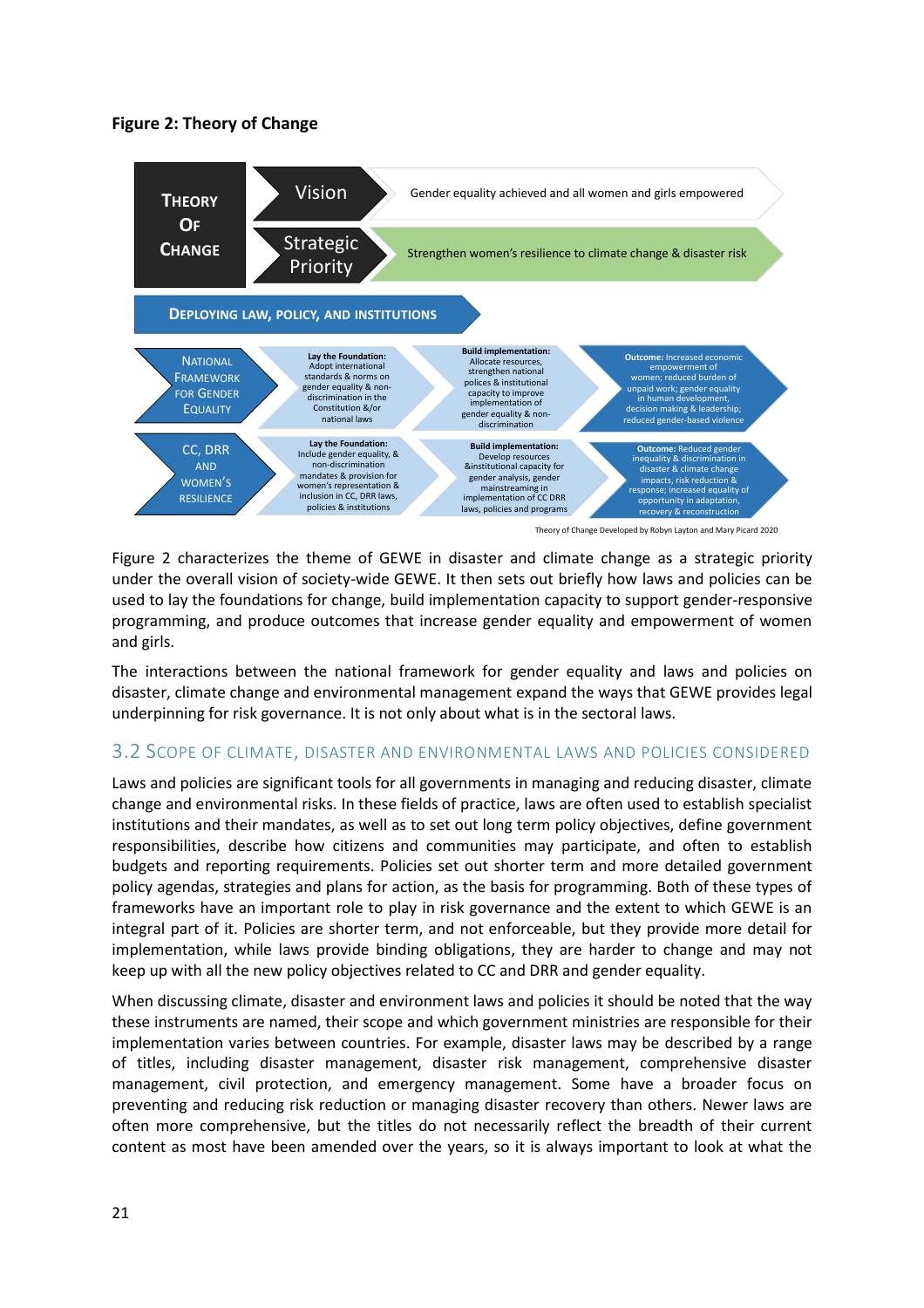**Figure 2: Theory of Change**

| **THEORY OF CHANGE** | Vision | Gender equality achieved and all women and girls empowered |
| --- | --- | --- |
| | Strategic Priority | Strengthen women's resilience to climate change & disaster risk |

**DEPLOYING LAW, POLICY, AND INSTITUTIONS**

| | | | |
| --- | --- | --- | --- |
| NATIONAL FRAMEWORK FOR GENDER EQUALITY | **Lay the Foundation:** Adopt international standards & norms on gender equality & non-discrimination in the Constitution &/or national laws | **Build implementation:** Allocate resources, strengthen national polices & institutional capacity to improve implementation of gender equality & non-discrimination | **Outcome:** Increased economic empowerment of women; reduced burden of unpaid work; gender equality in human development, decision making & leadership; reduced gender-based violence |
| CC, DRR AND WOMEN'S RESILIENCE | **Lay the Foundation:** Include gender equality, & non-discrimination mandates & provision for women's representation & inclusion in CC, DRR laws, policies & institutions | **Build implementation:** Develop resources &institutional capacity for gender analysis, gender mainstreaming in implementation of CC DRR laws, policies and programs | **Outcome:** Reduced gender inequality & discrimination in disaster & climate change impacts, risk reduction & response; increased equality of opportunity in adaptation, recovery & reconstruction |

Theory of Change Developed by Robyn Layton and Mary Picard 2020

Figure 2 characterizes the theme of GEWE in disaster and climate change as a strategic priority under the overall vision of society-wide GEWE. It then sets out briefly how laws and policies can be used to lay the foundations for change, build implementation capacity to support gender-responsive programming, and produce outcomes that increase gender equality and empowerment of women and girls.

The interactions between the national framework for gender equality and laws and policies on disaster, climate change and environmental management expand the ways that GEWE provides legal underpinning for risk governance. It is not only about what is in the sectoral laws.

## 3.2 Scope of climate, disaster and environmental laws and policies considered

Laws and policies are significant tools for all governments in managing and reducing disaster, climate change and environmental risks. In these fields of practice, laws are often used to establish specialist institutions and their mandates, as well as to set out long term policy objectives, define government responsibilities, describe how citizens and communities may participate, and often to establish budgets and reporting requirements. Policies set out shorter term and more detailed government policy agendas, strategies and plans for action, as the basis for programming. Both of these types of frameworks have an important role to play in risk governance and the extent to which GEWE is an integral part of it. Policies are shorter term, and not enforceable, but they provide more detail for implementation, while laws provide binding obligations, they are harder to change and may not keep up with all the new policy objectives related to CC and DRR and gender equality.

When discussing climate, disaster and environment laws and policies it should be noted that the way these instruments are named, their scope and which government ministries are responsible for their implementation varies between countries. For example, disaster laws may be described by a range of titles, including disaster management, disaster risk management, comprehensive disaster management, civil protection, and emergency management. Some have a broader focus on preventing and reducing risk reduction or managing disaster recovery than others. Newer laws are often more comprehensive, but the titles do not necessarily reflect the breadth of their current content as most have been amended over the years, so it is always important to look at what the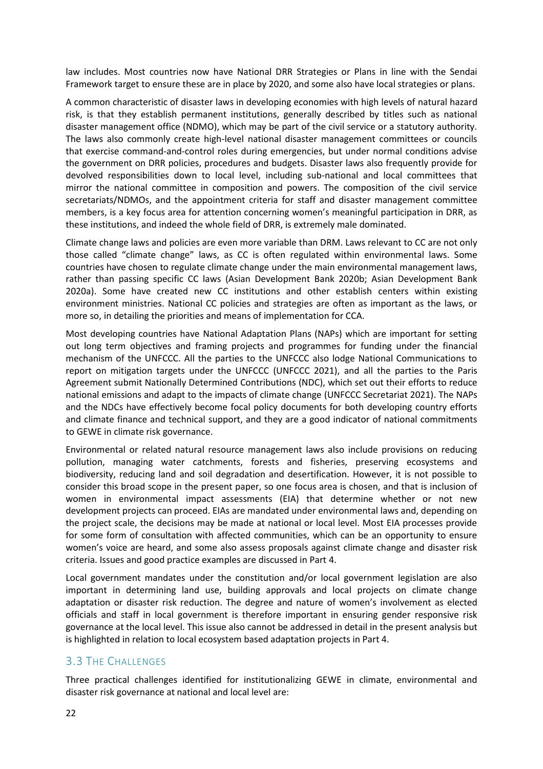law includes. Most countries now have National DRR Strategies or Plans in line with the Sendai Framework target to ensure these are in place by 2020, and some also have local strategies or plans.

A common characteristic of disaster laws in developing economies with high levels of natural hazard risk, is that they establish permanent institutions, generally described by titles such as national disaster management office (NDMO), which may be part of the civil service or a statutory authority. The laws also commonly create high-level national disaster management committees or councils that exercise command-and-control roles during emergencies, but under normal conditions advise the government on DRR policies, procedures and budgets. Disaster laws also frequently provide for devolved responsibilities down to local level, including sub-national and local committees that mirror the national committee in composition and powers. The composition of the civil service secretariats/NDMOs, and the appointment criteria for staff and disaster management committee members, is a key focus area for attention concerning women's meaningful participation in DRR, as these institutions, and indeed the whole field of DRR, is extremely male dominated.

Climate change laws and policies are even more variable than DRM. Laws relevant to CC are not only those called "climate change" laws, as CC is often regulated within environmental laws. Some countries have chosen to regulate climate change under the main environmental management laws, rather than passing specific CC laws (Asian Development Bank 2020b; Asian Development Bank 2020a). Some have created new CC institutions and other establish centers within existing environment ministries. National CC policies and strategies are often as important as the laws, or more so, in detailing the priorities and means of implementation for CCA.

Most developing countries have National Adaptation Plans (NAPs) which are important for setting out long term objectives and framing projects and programmes for funding under the financial mechanism of the UNFCCC. All the parties to the UNFCCC also lodge National Communications to report on mitigation targets under the UNFCCC (UNFCCC 2021), and all the parties to the Paris Agreement submit Nationally Determined Contributions (NDC), which set out their efforts to reduce national emissions and adapt to the impacts of climate change (UNFCCC Secretariat 2021). The NAPs and the NDCs have effectively become focal policy documents for both developing country efforts and climate finance and technical support, and they are a good indicator of national commitments to GEWE in climate risk governance.

Environmental or related natural resource management laws also include provisions on reducing pollution, managing water catchments, forests and fisheries, preserving ecosystems and biodiversity, reducing land and soil degradation and desertification. However, it is not possible to consider this broad scope in the present paper, so one focus area is chosen, and that is inclusion of women in environmental impact assessments (EIA) that determine whether or not new development projects can proceed. EIAs are mandated under environmental laws and, depending on the project scale, the decisions may be made at national or local level. Most EIA processes provide for some form of consultation with affected communities, which can be an opportunity to ensure women's voice are heard, and some also assess proposals against climate change and disaster risk criteria. Issues and good practice examples are discussed in Part 4.

Local government mandates under the constitution and/or local government legislation are also important in determining land use, building approvals and local projects on climate change adaptation or disaster risk reduction. The degree and nature of women's involvement as elected officials and staff in local government is therefore important in ensuring gender responsive risk governance at the local level. This issue also cannot be addressed in detail in the present analysis but is highlighted in relation to local ecosystem based adaptation projects in Part 4.

## 3.3 The Challenges

Three practical challenges identified for institutionalizing GEWE in climate, environmental and disaster risk governance at national and local level are: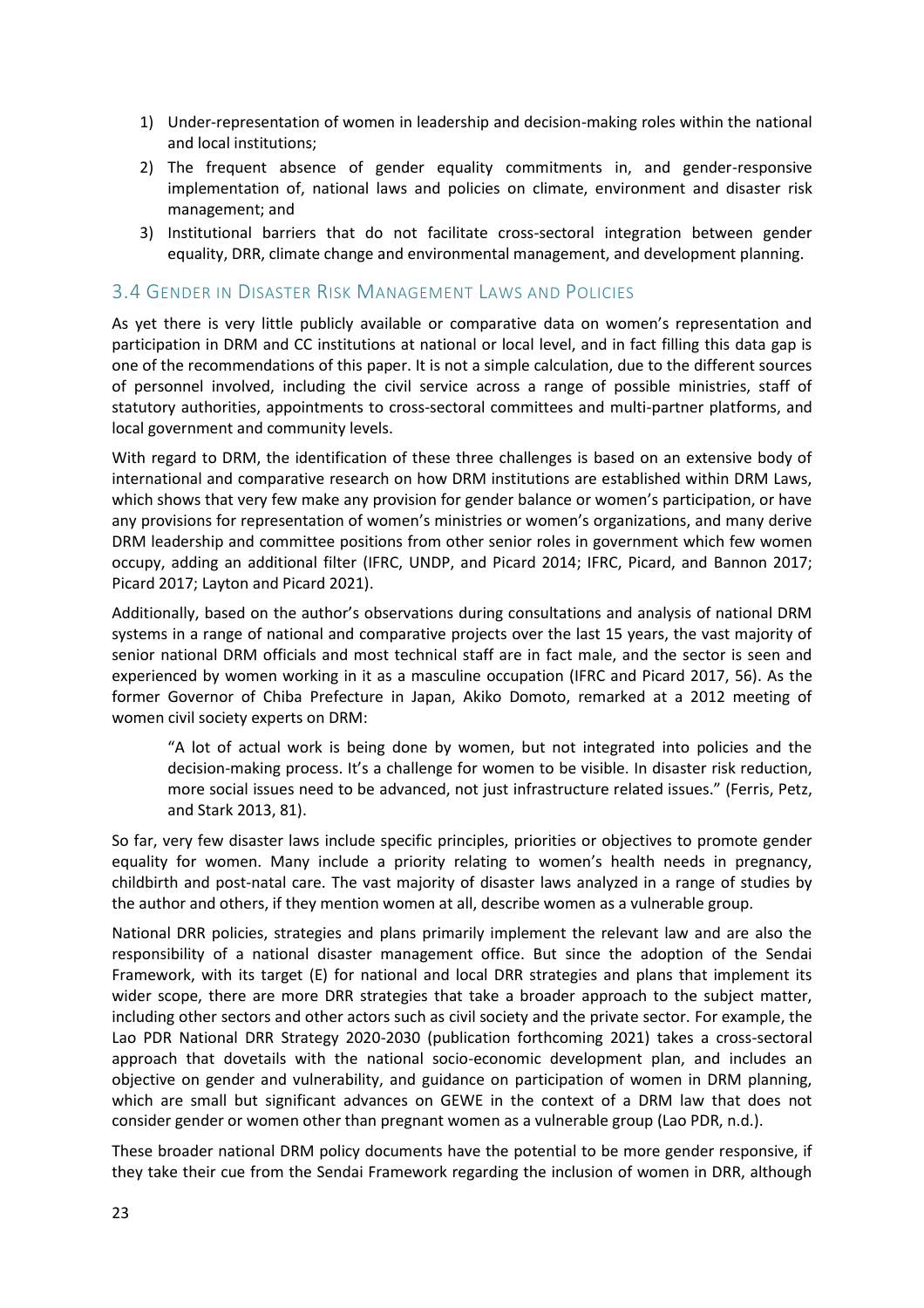1) Under-representation of women in leadership and decision-making roles within the national and local institutions;
2) The frequent absence of gender equality commitments in, and gender-responsive implementation of, national laws and policies on climate, environment and disaster risk management; and
3) Institutional barriers that do not facilitate cross-sectoral integration between gender equality, DRR, climate change and environmental management, and development planning.

## 3.4 Gender in Disaster Risk Management Laws and Policies

As yet there is very little publicly available or comparative data on women's representation and participation in DRM and CC institutions at national or local level, and in fact filling this data gap is one of the recommendations of this paper. It is not a simple calculation, due to the different sources of personnel involved, including the civil service across a range of possible ministries, staff of statutory authorities, appointments to cross-sectoral committees and multi-partner platforms, and local government and community levels.

With regard to DRM, the identification of these three challenges is based on an extensive body of international and comparative research on how DRM institutions are established within DRM Laws, which shows that very few make any provision for gender balance or women's participation, or have any provisions for representation of women's ministries or women's organizations, and many derive DRM leadership and committee positions from other senior roles in government which few women occupy, adding an additional filter (IFRC, UNDP, and Picard 2014; IFRC, Picard, and Bannon 2017; Picard 2017; Layton and Picard 2021).

Additionally, based on the author's observations during consultations and analysis of national DRM systems in a range of national and comparative projects over the last 15 years, the vast majority of senior national DRM officials and most technical staff are in fact male, and the sector is seen and experienced by women working in it as a masculine occupation (IFRC and Picard 2017, 56). As the former Governor of Chiba Prefecture in Japan, Akiko Domoto, remarked at a 2012 meeting of women civil society experts on DRM:

> "A lot of actual work is being done by women, but not integrated into policies and the decision-making process. It's a challenge for women to be visible. In disaster risk reduction, more social issues need to be advanced, not just infrastructure related issues." (Ferris, Petz, and Stark 2013, 81).

So far, very few disaster laws include specific principles, priorities or objectives to promote gender equality for women. Many include a priority relating to women's health needs in pregnancy, childbirth and post-natal care. The vast majority of disaster laws analyzed in a range of studies by the author and others, if they mention women at all, describe women as a vulnerable group.

National DRR policies, strategies and plans primarily implement the relevant law and are also the responsibility of a national disaster management office. But since the adoption of the Sendai Framework, with its target (E) for national and local DRR strategies and plans that implement its wider scope, there are more DRR strategies that take a broader approach to the subject matter, including other sectors and other actors such as civil society and the private sector. For example, the Lao PDR National DRR Strategy 2020-2030 (publication forthcoming 2021) takes a cross-sectoral approach that dovetails with the national socio-economic development plan, and includes an objective on gender and vulnerability, and guidance on participation of women in DRM planning, which are small but significant advances on GEWE in the context of a DRM law that does not consider gender or women other than pregnant women as a vulnerable group (Lao PDR, n.d.).

These broader national DRM policy documents have the potential to be more gender responsive, if they take their cue from the Sendai Framework regarding the inclusion of women in DRR, although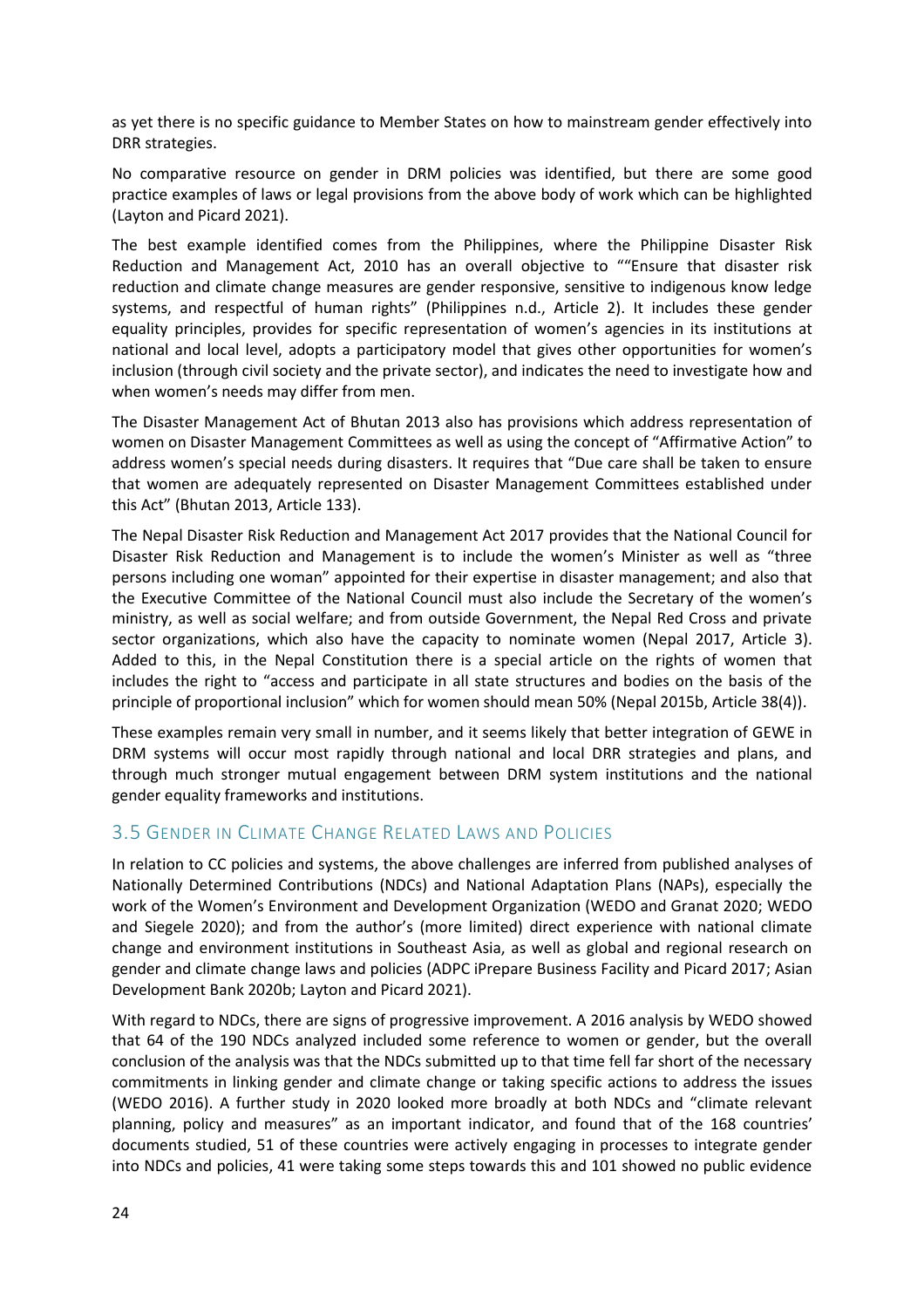as yet there is no specific guidance to Member States on how to mainstream gender effectively into DRR strategies.

No comparative resource on gender in DRM policies was identified, but there are some good practice examples of laws or legal provisions from the above body of work which can be highlighted (Layton and Picard 2021).

The best example identified comes from the Philippines, where the Philippine Disaster Risk Reduction and Management Act, 2010 has an overall objective to ""Ensure that disaster risk reduction and climate change measures are gender responsive, sensitive to indigenous know ledge systems, and respectful of human rights" (Philippines n.d., Article 2). It includes these gender equality principles, provides for specific representation of women's agencies in its institutions at national and local level, adopts a participatory model that gives other opportunities for women's inclusion (through civil society and the private sector), and indicates the need to investigate how and when women's needs may differ from men.

The Disaster Management Act of Bhutan 2013 also has provisions which address representation of women on Disaster Management Committees as well as using the concept of "Affirmative Action" to address women's special needs during disasters. It requires that "Due care shall be taken to ensure that women are adequately represented on Disaster Management Committees established under this Act" (Bhutan 2013, Article 133).

The Nepal Disaster Risk Reduction and Management Act 2017 provides that the National Council for Disaster Risk Reduction and Management is to include the women's Minister as well as "three persons including one woman" appointed for their expertise in disaster management; and also that the Executive Committee of the National Council must also include the Secretary of the women's ministry, as well as social welfare; and from outside Government, the Nepal Red Cross and private sector organizations, which also have the capacity to nominate women (Nepal 2017, Article 3). Added to this, in the Nepal Constitution there is a special article on the rights of women that includes the right to "access and participate in all state structures and bodies on the basis of the principle of proportional inclusion" which for women should mean 50% (Nepal 2015b, Article 38(4)).

These examples remain very small in number, and it seems likely that better integration of GEWE in DRM systems will occur most rapidly through national and local DRR strategies and plans, and through much stronger mutual engagement between DRM system institutions and the national gender equality frameworks and institutions.

## 3.5 Gender in Climate Change Related Laws and Policies

In relation to CC policies and systems, the above challenges are inferred from published analyses of Nationally Determined Contributions (NDCs) and National Adaptation Plans (NAPs), especially the work of the Women's Environment and Development Organization (WEDO and Granat 2020; WEDO and Siegele 2020); and from the author's (more limited) direct experience with national climate change and environment institutions in Southeast Asia, as well as global and regional research on gender and climate change laws and policies (ADPC iPrepare Business Facility and Picard 2017; Asian Development Bank 2020b; Layton and Picard 2021).

With regard to NDCs, there are signs of progressive improvement. A 2016 analysis by WEDO showed that 64 of the 190 NDCs analyzed included some reference to women or gender, but the overall conclusion of the analysis was that the NDCs submitted up to that time fell far short of the necessary commitments in linking gender and climate change or taking specific actions to address the issues (WEDO 2016). A further study in 2020 looked more broadly at both NDCs and "climate relevant planning, policy and measures" as an important indicator, and found that of the 168 countries' documents studied, 51 of these countries were actively engaging in processes to integrate gender into NDCs and policies, 41 were taking some steps towards this and 101 showed no public evidence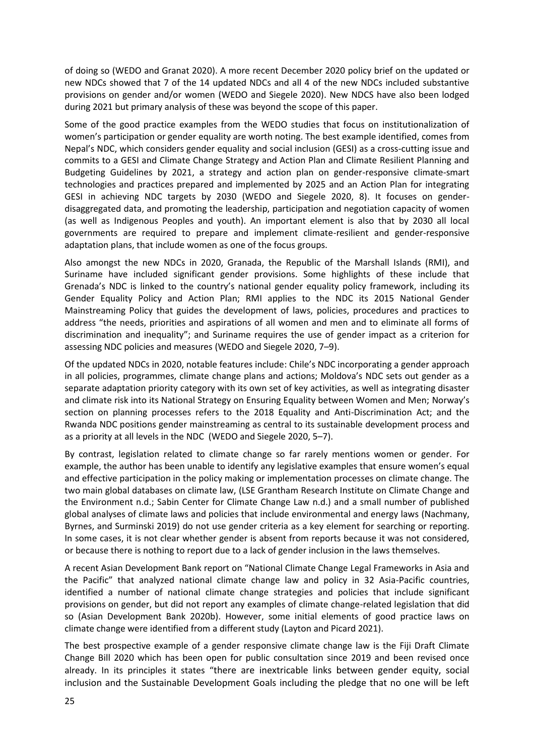of doing so (WEDO and Granat 2020). A more recent December 2020 policy brief on the updated or new NDCs showed that 7 of the 14 updated NDCs and all 4 of the new NDCs included substantive provisions on gender and/or women (WEDO and Siegele 2020). New NDCS have also been lodged during 2021 but primary analysis of these was beyond the scope of this paper.

Some of the good practice examples from the WEDO studies that focus on institutionalization of women's participation or gender equality are worth noting. The best example identified, comes from Nepal's NDC, which considers gender equality and social inclusion (GESI) as a cross-cutting issue and commits to a GESI and Climate Change Strategy and Action Plan and Climate Resilient Planning and Budgeting Guidelines by 2021, a strategy and action plan on gender-responsive climate-smart technologies and practices prepared and implemented by 2025 and an Action Plan for integrating GESI in achieving NDC targets by 2030 (WEDO and Siegele 2020, 8). It focuses on gender-disaggregated data, and promoting the leadership, participation and negotiation capacity of women (as well as Indigenous Peoples and youth). An important element is also that by 2030 all local governments are required to prepare and implement climate-resilient and gender-responsive adaptation plans, that include women as one of the focus groups.

Also amongst the new NDCs in 2020, Granada, the Republic of the Marshall Islands (RMI), and Suriname have included significant gender provisions. Some highlights of these include that Grenada's NDC is linked to the country's national gender equality policy framework, including its Gender Equality Policy and Action Plan; RMI applies to the NDC its 2015 National Gender Mainstreaming Policy that guides the development of laws, policies, procedures and practices to address "the needs, priorities and aspirations of all women and men and to eliminate all forms of discrimination and inequality"; and Suriname requires the use of gender impact as a criterion for assessing NDC policies and measures (WEDO and Siegele 2020, 7–9).

Of the updated NDCs in 2020, notable features include: Chile's NDC incorporating a gender approach in all policies, programmes, climate change plans and actions; Moldova's NDC sets out gender as a separate adaptation priority category with its own set of key activities, as well as integrating disaster and climate risk into its National Strategy on Ensuring Equality between Women and Men; Norway's section on planning processes refers to the 2018 Equality and Anti-Discrimination Act; and the Rwanda NDC positions gender mainstreaming as central to its sustainable development process and as a priority at all levels in the NDC (WEDO and Siegele 2020, 5–7).

By contrast, legislation related to climate change so far rarely mentions women or gender. For example, the author has been unable to identify any legislative examples that ensure women's equal and effective participation in the policy making or implementation processes on climate change. The two main global databases on climate law, (LSE Grantham Research Institute on Climate Change and the Environment n.d.; Sabin Center for Climate Change Law n.d.) and a small number of published global analyses of climate laws and policies that include environmental and energy laws (Nachmany, Byrnes, and Surminski 2019) do not use gender criteria as a key element for searching or reporting. In some cases, it is not clear whether gender is absent from reports because it was not considered, or because there is nothing to report due to a lack of gender inclusion in the laws themselves.

A recent Asian Development Bank report on "National Climate Change Legal Frameworks in Asia and the Pacific" that analyzed national climate change law and policy in 32 Asia-Pacific countries, identified a number of national climate change strategies and policies that include significant provisions on gender, but did not report any examples of climate change-related legislation that did so (Asian Development Bank 2020b). However, some initial elements of good practice laws on climate change were identified from a different study (Layton and Picard 2021).

The best prospective example of a gender responsive climate change law is the Fiji Draft Climate Change Bill 2020 which has been open for public consultation since 2019 and been revised once already. In its principles it states "there are inextricable links between gender equity, social inclusion and the Sustainable Development Goals including the pledge that no one will be left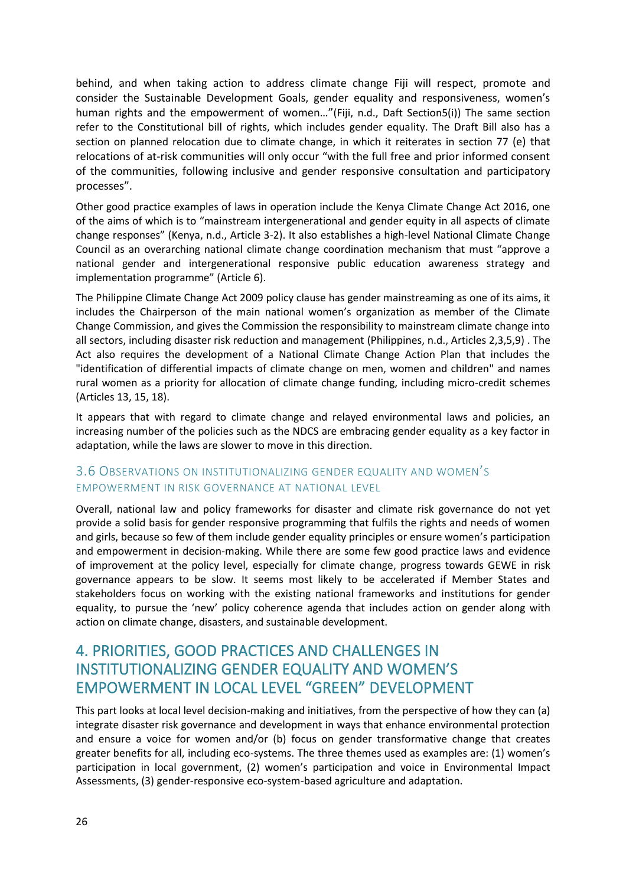behind, and when taking action to address climate change Fiji will respect, promote and consider the Sustainable Development Goals, gender equality and responsiveness, women's human rights and the empowerment of women…"(Fiji, n.d., Daft Section5(i)) The same section refer to the Constitutional bill of rights, which includes gender equality. The Draft Bill also has a section on planned relocation due to climate change, in which it reiterates in section 77 (e) that relocations of at-risk communities will only occur "with the full free and prior informed consent of the communities, following inclusive and gender responsive consultation and participatory processes".

Other good practice examples of laws in operation include the Kenya Climate Change Act 2016, one of the aims of which is to "mainstream intergenerational and gender equity in all aspects of climate change responses" (Kenya, n.d., Article 3-2). It also establishes a high-level National Climate Change Council as an overarching national climate change coordination mechanism that must "approve a national gender and intergenerational responsive public education awareness strategy and implementation programme" (Article 6).

The Philippine Climate Change Act 2009 policy clause has gender mainstreaming as one of its aims, it includes the Chairperson of the main national women's organization as member of the Climate Change Commission, and gives the Commission the responsibility to mainstream climate change into all sectors, including disaster risk reduction and management (Philippines, n.d., Articles 2,3,5,9) . The Act also requires the development of a National Climate Change Action Plan that includes the "identification of differential impacts of climate change on men, women and children" and names rural women as a priority for allocation of climate change funding, including micro-credit schemes (Articles 13, 15, 18).

It appears that with regard to climate change and relayed environmental laws and policies, an increasing number of the policies such as the NDCS are embracing gender equality as a key factor in adaptation, while the laws are slower to move in this direction.

### 3.6 Observations on institutionalizing gender equality and women's empowerment in risk governance at national level

Overall, national law and policy frameworks for disaster and climate risk governance do not yet provide a solid basis for gender responsive programming that fulfils the rights and needs of women and girls, because so few of them include gender equality principles or ensure women's participation and empowerment in decision-making. While there are some few good practice laws and evidence of improvement at the policy level, especially for climate change, progress towards GEWE in risk governance appears to be slow. It seems most likely to be accelerated if Member States and stakeholders focus on working with the existing national frameworks and institutions for gender equality, to pursue the 'new' policy coherence agenda that includes action on gender along with action on climate change, disasters, and sustainable development.

## 4. PRIORITIES, GOOD PRACTICES AND CHALLENGES IN INSTITUTIONALIZING GENDER EQUALITY AND WOMEN'S EMPOWERMENT IN LOCAL LEVEL "GREEN" DEVELOPMENT

This part looks at local level decision-making and initiatives, from the perspective of how they can (a) integrate disaster risk governance and development in ways that enhance environmental protection and ensure a voice for women and/or (b) focus on gender transformative change that creates greater benefits for all, including eco-systems. The three themes used as examples are: (1) women's participation in local government, (2) women's participation and voice in Environmental Impact Assessments, (3) gender-responsive eco-system-based agriculture and adaptation.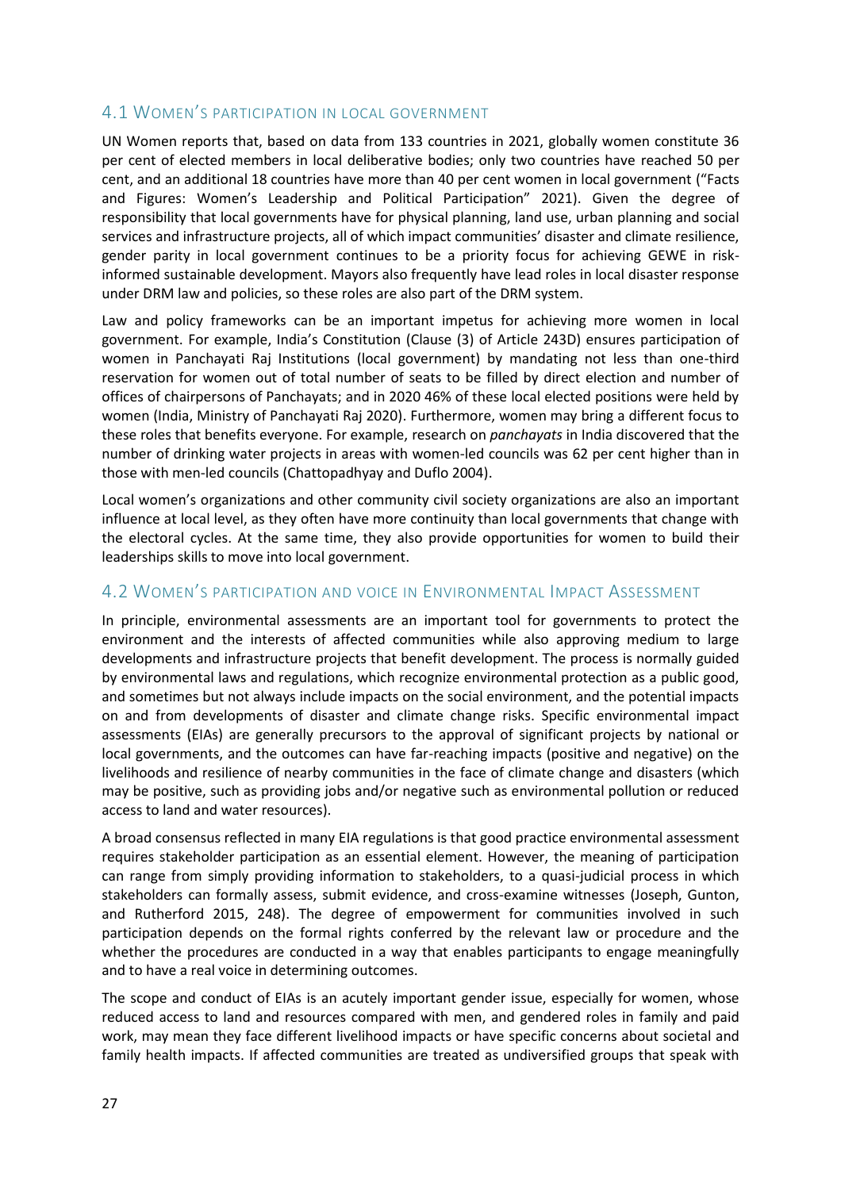## 4.1 WOMEN'S PARTICIPATION IN LOCAL GOVERNMENT

UN Women reports that, based on data from 133 countries in 2021, globally women constitute 36 per cent of elected members in local deliberative bodies; only two countries have reached 50 per cent, and an additional 18 countries have more than 40 per cent women in local government ("Facts and Figures: Women's Leadership and Political Participation" 2021). Given the degree of responsibility that local governments have for physical planning, land use, urban planning and social services and infrastructure projects, all of which impact communities' disaster and climate resilience, gender parity in local government continues to be a priority focus for achieving GEWE in risk-informed sustainable development. Mayors also frequently have lead roles in local disaster response under DRM law and policies, so these roles are also part of the DRM system.

Law and policy frameworks can be an important impetus for achieving more women in local government. For example, India's Constitution (Clause (3) of Article 243D) ensures participation of women in Panchayati Raj Institutions (local government) by mandating not less than one-third reservation for women out of total number of seats to be filled by direct election and number of offices of chairpersons of Panchayats; and in 2020 46% of these local elected positions were held by women (India, Ministry of Panchayati Raj 2020). Furthermore, women may bring a different focus to these roles that benefits everyone. For example, research on *panchayats* in India discovered that the number of drinking water projects in areas with women-led councils was 62 per cent higher than in those with men-led councils (Chattopadhyay and Duflo 2004).

Local women's organizations and other community civil society organizations are also an important influence at local level, as they often have more continuity than local governments that change with the electoral cycles. At the same time, they also provide opportunities for women to build their leaderships skills to move into local government.

## 4.2 WOMEN'S PARTICIPATION AND VOICE IN ENVIRONMENTAL IMPACT ASSESSMENT

In principle, environmental assessments are an important tool for governments to protect the environment and the interests of affected communities while also approving medium to large developments and infrastructure projects that benefit development. The process is normally guided by environmental laws and regulations, which recognize environmental protection as a public good, and sometimes but not always include impacts on the social environment, and the potential impacts on and from developments of disaster and climate change risks. Specific environmental impact assessments (EIAs) are generally precursors to the approval of significant projects by national or local governments, and the outcomes can have far-reaching impacts (positive and negative) on the livelihoods and resilience of nearby communities in the face of climate change and disasters (which may be positive, such as providing jobs and/or negative such as environmental pollution or reduced access to land and water resources).

A broad consensus reflected in many EIA regulations is that good practice environmental assessment requires stakeholder participation as an essential element. However, the meaning of participation can range from simply providing information to stakeholders, to a quasi-judicial process in which stakeholders can formally assess, submit evidence, and cross-examine witnesses (Joseph, Gunton, and Rutherford 2015, 248). The degree of empowerment for communities involved in such participation depends on the formal rights conferred by the relevant law or procedure and the whether the procedures are conducted in a way that enables participants to engage meaningfully and to have a real voice in determining outcomes.

The scope and conduct of EIAs is an acutely important gender issue, especially for women, whose reduced access to land and resources compared with men, and gendered roles in family and paid work, may mean they face different livelihood impacts or have specific concerns about societal and family health impacts. If affected communities are treated as undiversified groups that speak with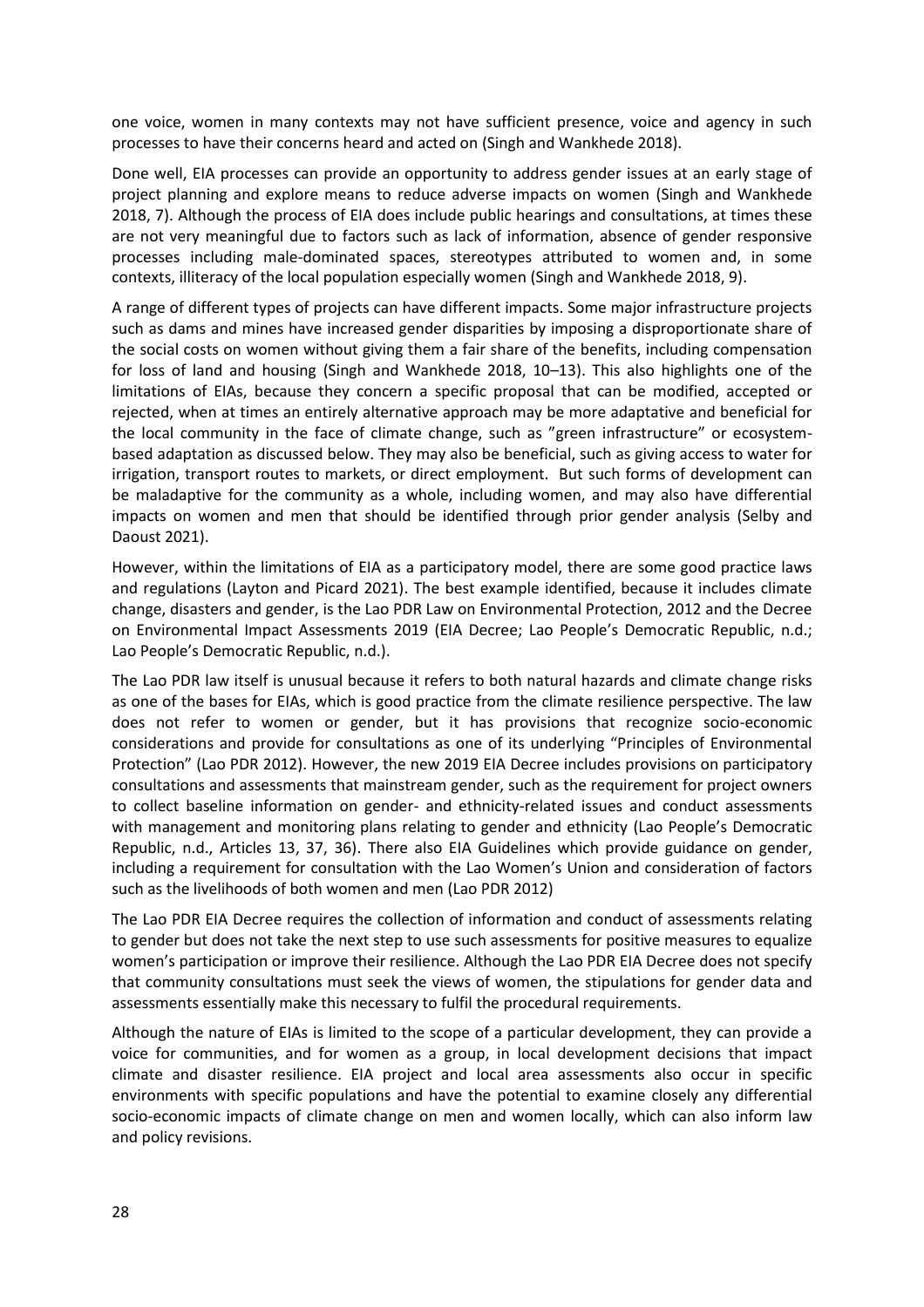one voice, women in many contexts may not have sufficient presence, voice and agency in such processes to have their concerns heard and acted on (Singh and Wankhede 2018).

Done well, EIA processes can provide an opportunity to address gender issues at an early stage of project planning and explore means to reduce adverse impacts on women (Singh and Wankhede 2018, 7). Although the process of EIA does include public hearings and consultations, at times these are not very meaningful due to factors such as lack of information, absence of gender responsive processes including male-dominated spaces, stereotypes attributed to women and, in some contexts, illiteracy of the local population especially women (Singh and Wankhede 2018, 9).

A range of different types of projects can have different impacts. Some major infrastructure projects such as dams and mines have increased gender disparities by imposing a disproportionate share of the social costs on women without giving them a fair share of the benefits, including compensation for loss of land and housing (Singh and Wankhede 2018, 10–13). This also highlights one of the limitations of EIAs, because they concern a specific proposal that can be modified, accepted or rejected, when at times an entirely alternative approach may be more adaptative and beneficial for the local community in the face of climate change, such as "green infrastructure" or ecosystem-based adaptation as discussed below. They may also be beneficial, such as giving access to water for irrigation, transport routes to markets, or direct employment. But such forms of development can be maladaptive for the community as a whole, including women, and may also have differential impacts on women and men that should be identified through prior gender analysis (Selby and Daoust 2021).

However, within the limitations of EIA as a participatory model, there are some good practice laws and regulations (Layton and Picard 2021). The best example identified, because it includes climate change, disasters and gender, is the Lao PDR Law on Environmental Protection, 2012 and the Decree on Environmental Impact Assessments 2019 (EIA Decree; Lao People's Democratic Republic, n.d.; Lao People's Democratic Republic, n.d.).

The Lao PDR law itself is unusual because it refers to both natural hazards and climate change risks as one of the bases for EIAs, which is good practice from the climate resilience perspective. The law does not refer to women or gender, but it has provisions that recognize socio-economic considerations and provide for consultations as one of its underlying "Principles of Environmental Protection" (Lao PDR 2012). However, the new 2019 EIA Decree includes provisions on participatory consultations and assessments that mainstream gender, such as the requirement for project owners to collect baseline information on gender- and ethnicity-related issues and conduct assessments with management and monitoring plans relating to gender and ethnicity (Lao People's Democratic Republic, n.d., Articles 13, 37, 36). There also EIA Guidelines which provide guidance on gender, including a requirement for consultation with the Lao Women's Union and consideration of factors such as the livelihoods of both women and men (Lao PDR 2012)

The Lao PDR EIA Decree requires the collection of information and conduct of assessments relating to gender but does not take the next step to use such assessments for positive measures to equalize women's participation or improve their resilience. Although the Lao PDR EIA Decree does not specify that community consultations must seek the views of women, the stipulations for gender data and assessments essentially make this necessary to fulfil the procedural requirements.

Although the nature of EIAs is limited to the scope of a particular development, they can provide a voice for communities, and for women as a group, in local development decisions that impact climate and disaster resilience. EIA project and local area assessments also occur in specific environments with specific populations and have the potential to examine closely any differential socio-economic impacts of climate change on men and women locally, which can also inform law and policy revisions.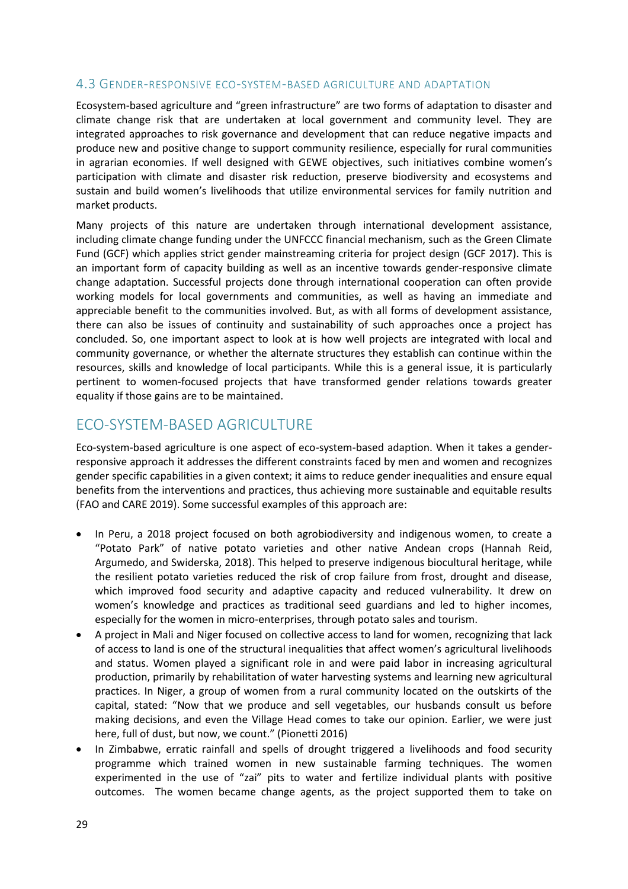### 4.3 Gender-responsive eco-system-based agriculture and adaptation

Ecosystem-based agriculture and "green infrastructure" are two forms of adaptation to disaster and climate change risk that are undertaken at local government and community level. They are integrated approaches to risk governance and development that can reduce negative impacts and produce new and positive change to support community resilience, especially for rural communities in agrarian economies. If well designed with GEWE objectives, such initiatives combine women's participation with climate and disaster risk reduction, preserve biodiversity and ecosystems and sustain and build women's livelihoods that utilize environmental services for family nutrition and market products.

Many projects of this nature are undertaken through international development assistance, including climate change funding under the UNFCCC financial mechanism, such as the Green Climate Fund (GCF) which applies strict gender mainstreaming criteria for project design (GCF 2017). This is an important form of capacity building as well as an incentive towards gender-responsive climate change adaptation. Successful projects done through international cooperation can often provide working models for local governments and communities, as well as having an immediate and appreciable benefit to the communities involved. But, as with all forms of development assistance, there can also be issues of continuity and sustainability of such approaches once a project has concluded. So, one important aspect to look at is how well projects are integrated with local and community governance, or whether the alternate structures they establish can continue within the resources, skills and knowledge of local participants. While this is a general issue, it is particularly pertinent to women-focused projects that have transformed gender relations towards greater equality if those gains are to be maintained.

## ECO-SYSTEM-BASED AGRICULTURE

Eco-system-based agriculture is one aspect of eco-system-based adaption. When it takes a gender-responsive approach it addresses the different constraints faced by men and women and recognizes gender specific capabilities in a given context; it aims to reduce gender inequalities and ensure equal benefits from the interventions and practices, thus achieving more sustainable and equitable results (FAO and CARE 2019). Some successful examples of this approach are:

- In Peru, a 2018 project focused on both agrobiodiversity and indigenous women, to create a "Potato Park" of native potato varieties and other native Andean crops (Hannah Reid, Argumedo, and Swiderska, 2018). This helped to preserve indigenous biocultural heritage, while the resilient potato varieties reduced the risk of crop failure from frost, drought and disease, which improved food security and adaptive capacity and reduced vulnerability. It drew on women's knowledge and practices as traditional seed guardians and led to higher incomes, especially for the women in micro-enterprises, through potato sales and tourism.
- A project in Mali and Niger focused on collective access to land for women, recognizing that lack of access to land is one of the structural inequalities that affect women's agricultural livelihoods and status. Women played a significant role in and were paid labor in increasing agricultural production, primarily by rehabilitation of water harvesting systems and learning new agricultural practices. In Niger, a group of women from a rural community located on the outskirts of the capital, stated: "Now that we produce and sell vegetables, our husbands consult us before making decisions, and even the Village Head comes to take our opinion. Earlier, we were just here, full of dust, but now, we count." (Pionetti 2016)
- In Zimbabwe, erratic rainfall and spells of drought triggered a livelihoods and food security programme which trained women in new sustainable farming techniques. The women experimented in the use of "zai" pits to water and fertilize individual plants with positive outcomes. The women became change agents, as the project supported them to take on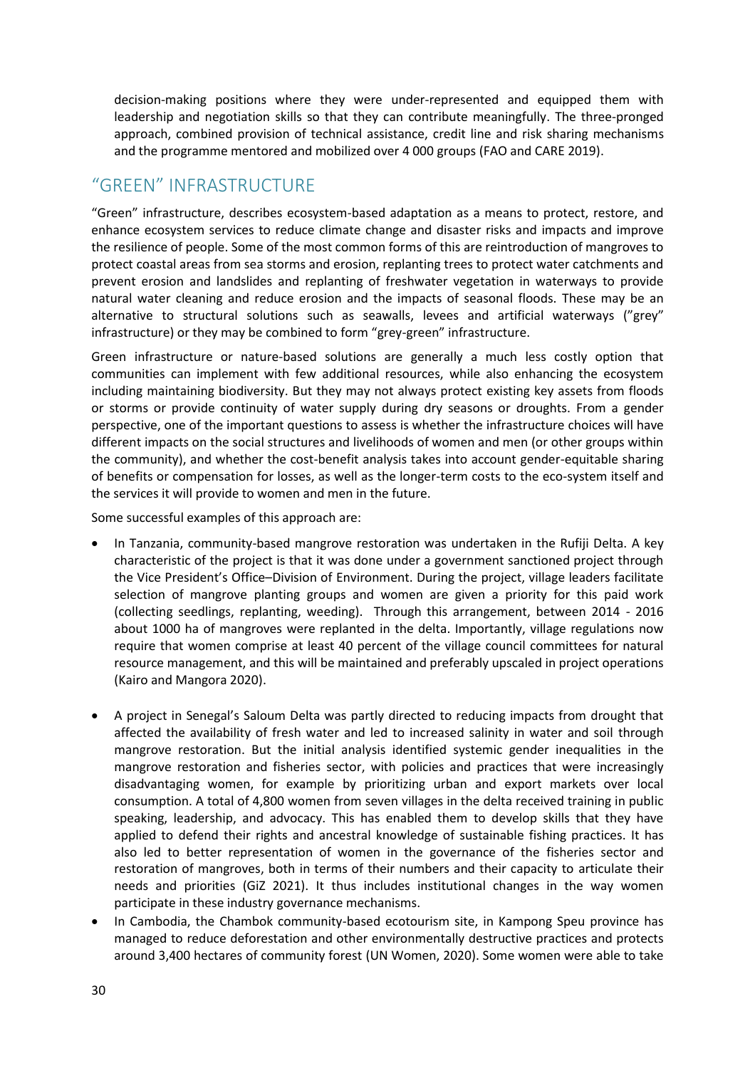decision-making positions where they were under-represented and equipped them with leadership and negotiation skills so that they can contribute meaningfully. The three-pronged approach, combined provision of technical assistance, credit line and risk sharing mechanisms and the programme mentored and mobilized over 4 000 groups (FAO and CARE 2019).

## "GREEN" INFRASTRUCTURE

"Green" infrastructure, describes ecosystem-based adaptation as a means to protect, restore, and enhance ecosystem services to reduce climate change and disaster risks and impacts and improve the resilience of people. Some of the most common forms of this are reintroduction of mangroves to protect coastal areas from sea storms and erosion, replanting trees to protect water catchments and prevent erosion and landslides and replanting of freshwater vegetation in waterways to provide natural water cleaning and reduce erosion and the impacts of seasonal floods. These may be an alternative to structural solutions such as seawalls, levees and artificial waterways ("grey" infrastructure) or they may be combined to form "grey-green" infrastructure.

Green infrastructure or nature-based solutions are generally a much less costly option that communities can implement with few additional resources, while also enhancing the ecosystem including maintaining biodiversity. But they may not always protect existing key assets from floods or storms or provide continuity of water supply during dry seasons or droughts. From a gender perspective, one of the important questions to assess is whether the infrastructure choices will have different impacts on the social structures and livelihoods of women and men (or other groups within the community), and whether the cost-benefit analysis takes into account gender-equitable sharing of benefits or compensation for losses, as well as the longer-term costs to the eco-system itself and the services it will provide to women and men in the future.

Some successful examples of this approach are:

- In Tanzania, community-based mangrove restoration was undertaken in the Rufiji Delta. A key characteristic of the project is that it was done under a government sanctioned project through the Vice President's Office–Division of Environment. During the project, village leaders facilitate selection of mangrove planting groups and women are given a priority for this paid work (collecting seedlings, replanting, weeding). Through this arrangement, between 2014 - 2016 about 1000 ha of mangroves were replanted in the delta. Importantly, village regulations now require that women comprise at least 40 percent of the village council committees for natural resource management, and this will be maintained and preferably upscaled in project operations (Kairo and Mangora 2020).
- A project in Senegal's Saloum Delta was partly directed to reducing impacts from drought that affected the availability of fresh water and led to increased salinity in water and soil through mangrove restoration. But the initial analysis identified systemic gender inequalities in the mangrove restoration and fisheries sector, with policies and practices that were increasingly disadvantaging women, for example by prioritizing urban and export markets over local consumption. A total of 4,800 women from seven villages in the delta received training in public speaking, leadership, and advocacy. This has enabled them to develop skills that they have applied to defend their rights and ancestral knowledge of sustainable fishing practices. It has also led to better representation of women in the governance of the fisheries sector and restoration of mangroves, both in terms of their numbers and their capacity to articulate their needs and priorities (GiZ 2021). It thus includes institutional changes in the way women participate in these industry governance mechanisms.
- In Cambodia, the Chambok community-based ecotourism site, in Kampong Speu province has managed to reduce deforestation and other environmentally destructive practices and protects around 3,400 hectares of community forest (UN Women, 2020). Some women were able to take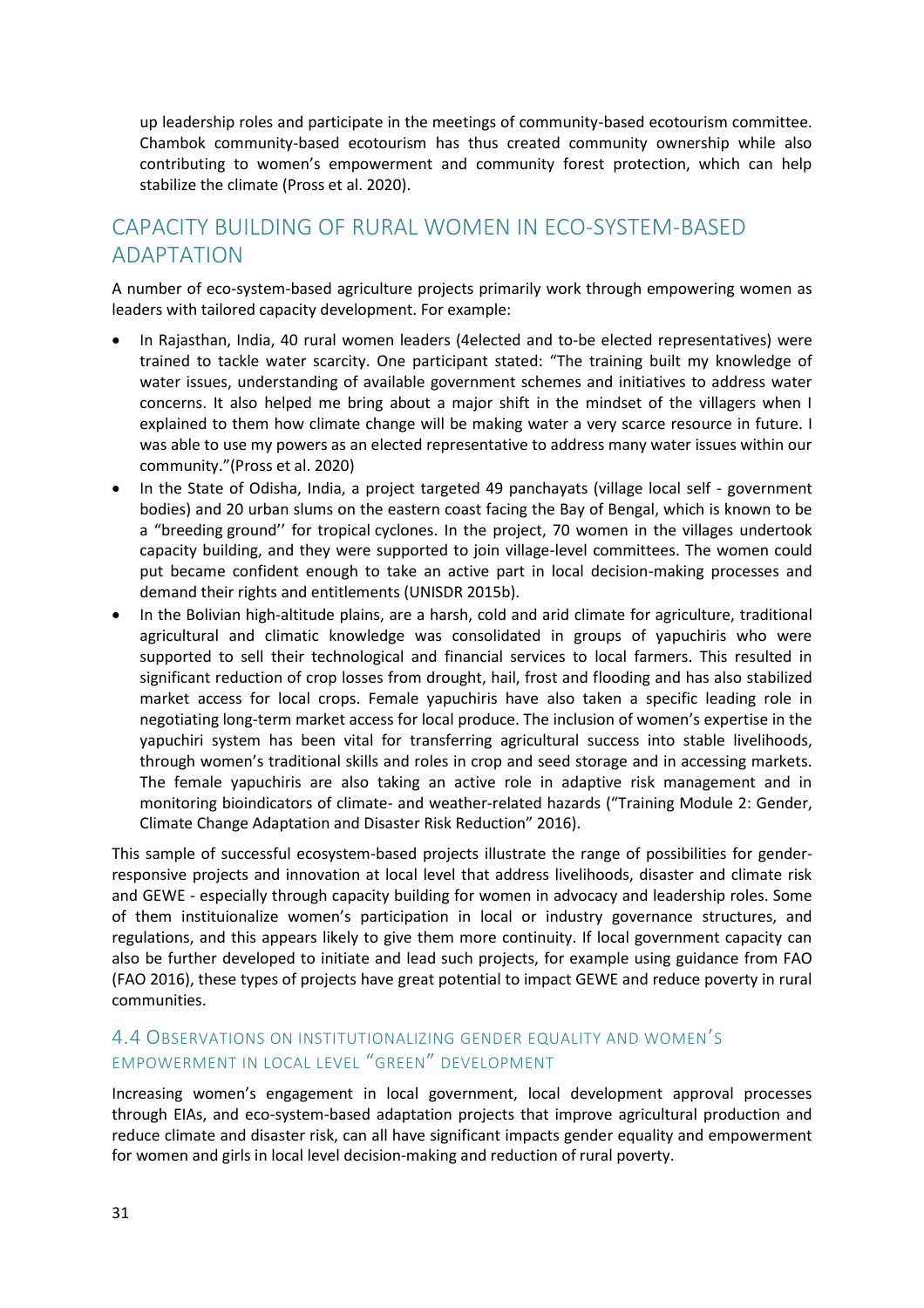up leadership roles and participate in the meetings of community-based ecotourism committee. Chambok community-based ecotourism has thus created community ownership while also contributing to women's empowerment and community forest protection, which can help stabilize the climate (Pross et al. 2020).

## Capacity Building of Rural Women in Eco-System-Based Adaptation

A number of eco-system-based agriculture projects primarily work through empowering women as leaders with tailored capacity development. For example:

- In Rajasthan, India, 40 rural women leaders (4elected and to-be elected representatives) were trained to tackle water scarcity. One participant stated: "The training built my knowledge of water issues, understanding of available government schemes and initiatives to address water concerns. It also helped me bring about a major shift in the mindset of the villagers when I explained to them how climate change will be making water a very scarce resource in future. I was able to use my powers as an elected representative to address many water issues within our community."(Pross et al. 2020)
- In the State of Odisha, India, a project targeted 49 panchayats (village local self - government bodies) and 20 urban slums on the eastern coast facing the Bay of Bengal, which is known to be a "breeding ground'' for tropical cyclones. In the project, 70 women in the villages undertook capacity building, and they were supported to join village-level committees. The women could put became confident enough to take an active part in local decision-making processes and demand their rights and entitlements (UNISDR 2015b).
- In the Bolivian high-altitude plains, are a harsh, cold and arid climate for agriculture, traditional agricultural and climatic knowledge was consolidated in groups of yapuchiris who were supported to sell their technological and financial services to local farmers. This resulted in significant reduction of crop losses from drought, hail, frost and flooding and has also stabilized market access for local crops. Female yapuchiris have also taken a specific leading role in negotiating long-term market access for local produce. The inclusion of women's expertise in the yapuchiri system has been vital for transferring agricultural success into stable livelihoods, through women's traditional skills and roles in crop and seed storage and in accessing markets. The female yapuchiris are also taking an active role in adaptive risk management and in monitoring bioindicators of climate- and weather-related hazards ("Training Module 2: Gender, Climate Change Adaptation and Disaster Risk Reduction" 2016).

This sample of successful ecosystem-based projects illustrate the range of possibilities for gender-responsive projects and innovation at local level that address livelihoods, disaster and climate risk and GEWE - especially through capacity building for women in advocacy and leadership roles. Some of them instituionalize women's participation in local or industry governance structures, and regulations, and this appears likely to give them more continuity. If local government capacity can also be further developed to initiate and lead such projects, for example using guidance from FAO (FAO 2016), these types of projects have great potential to impact GEWE and reduce poverty in rural communities.

### 4.4 Observations on Institutionalizing Gender Equality and Women's Empowerment in Local Level "Green" Development

Increasing women's engagement in local government, local development approval processes through EIAs, and eco-system-based adaptation projects that improve agricultural production and reduce climate and disaster risk, can all have significant impacts gender equality and empowerment for women and girls in local level decision-making and reduction of rural poverty.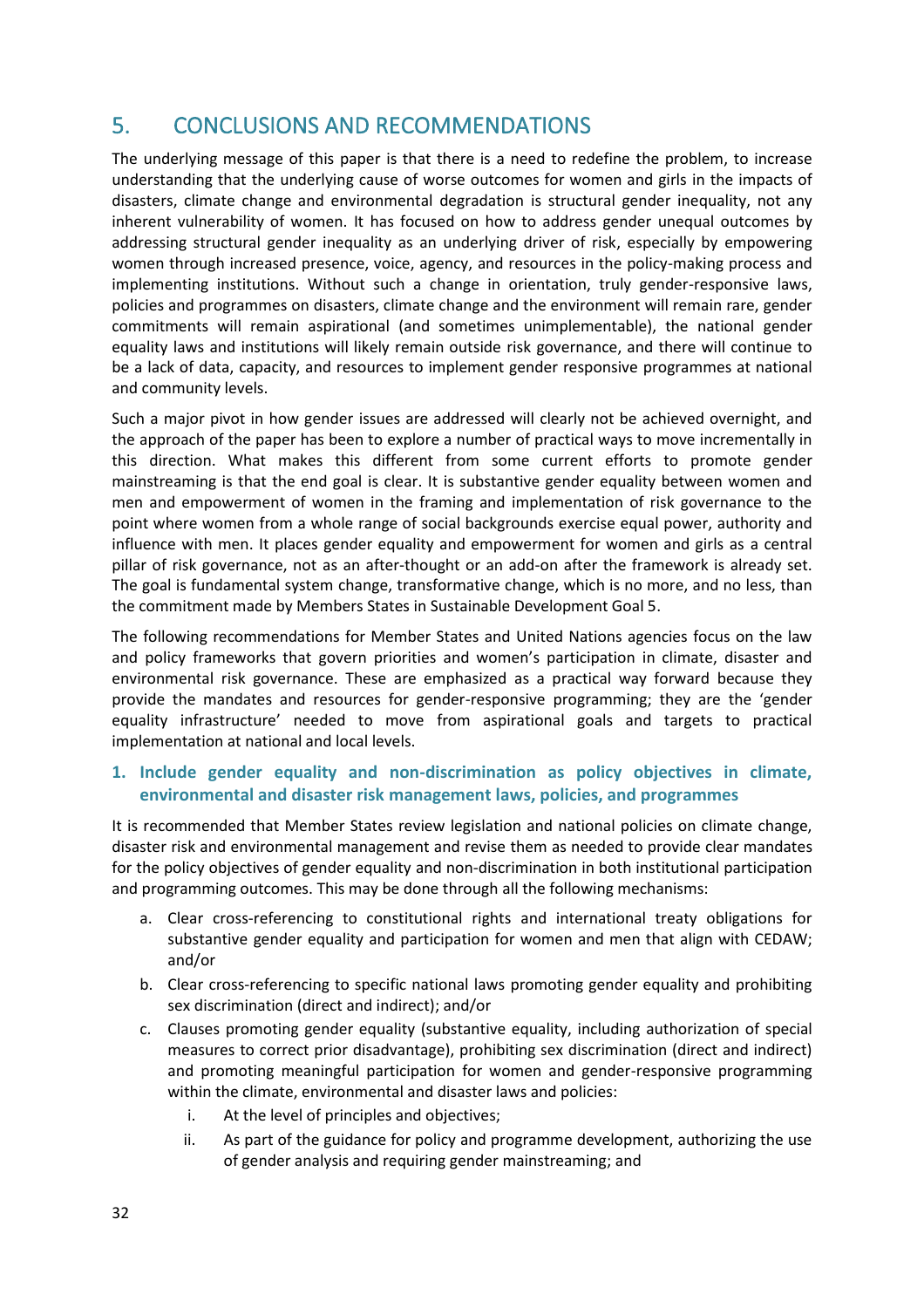# 5. CONCLUSIONS AND RECOMMENDATIONS

The underlying message of this paper is that there is a need to redefine the problem, to increase understanding that the underlying cause of worse outcomes for women and girls in the impacts of disasters, climate change and environmental degradation is structural gender inequality, not any inherent vulnerability of women. It has focused on how to address gender unequal outcomes by addressing structural gender inequality as an underlying driver of risk, especially by empowering women through increased presence, voice, agency, and resources in the policy-making process and implementing institutions. Without such a change in orientation, truly gender-responsive laws, policies and programmes on disasters, climate change and the environment will remain rare, gender commitments will remain aspirational (and sometimes unimplementable), the national gender equality laws and institutions will likely remain outside risk governance, and there will continue to be a lack of data, capacity, and resources to implement gender responsive programmes at national and community levels.

Such a major pivot in how gender issues are addressed will clearly not be achieved overnight, and the approach of the paper has been to explore a number of practical ways to move incrementally in this direction. What makes this different from some current efforts to promote gender mainstreaming is that the end goal is clear. It is substantive gender equality between women and men and empowerment of women in the framing and implementation of risk governance to the point where women from a whole range of social backgrounds exercise equal power, authority and influence with men. It places gender equality and empowerment for women and girls as a central pillar of risk governance, not as an after-thought or an add-on after the framework is already set. The goal is fundamental system change, transformative change, which is no more, and no less, than the commitment made by Members States in Sustainable Development Goal 5.

The following recommendations for Member States and United Nations agencies focus on the law and policy frameworks that govern priorities and women's participation in climate, disaster and environmental risk governance. These are emphasized as a practical way forward because they provide the mandates and resources for gender-responsive programming; they are the 'gender equality infrastructure' needed to move from aspirational goals and targets to practical implementation at national and local levels.

### 1. Include gender equality and non-discrimination as policy objectives in climate, environmental and disaster risk management laws, policies, and programmes

It is recommended that Member States review legislation and national policies on climate change, disaster risk and environmental management and revise them as needed to provide clear mandates for the policy objectives of gender equality and non-discrimination in both institutional participation and programming outcomes. This may be done through all the following mechanisms:

a. Clear cross-referencing to constitutional rights and international treaty obligations for substantive gender equality and participation for women and men that align with CEDAW; and/or

b. Clear cross-referencing to specific national laws promoting gender equality and prohibiting sex discrimination (direct and indirect); and/or

c. Clauses promoting gender equality (substantive equality, including authorization of special measures to correct prior disadvantage), prohibiting sex discrimination (direct and indirect) and promoting meaningful participation for women and gender-responsive programming within the climate, environmental and disaster laws and policies:

   i. At the level of principles and objectives;

   ii. As part of the guidance for policy and programme development, authorizing the use of gender analysis and requiring gender mainstreaming; and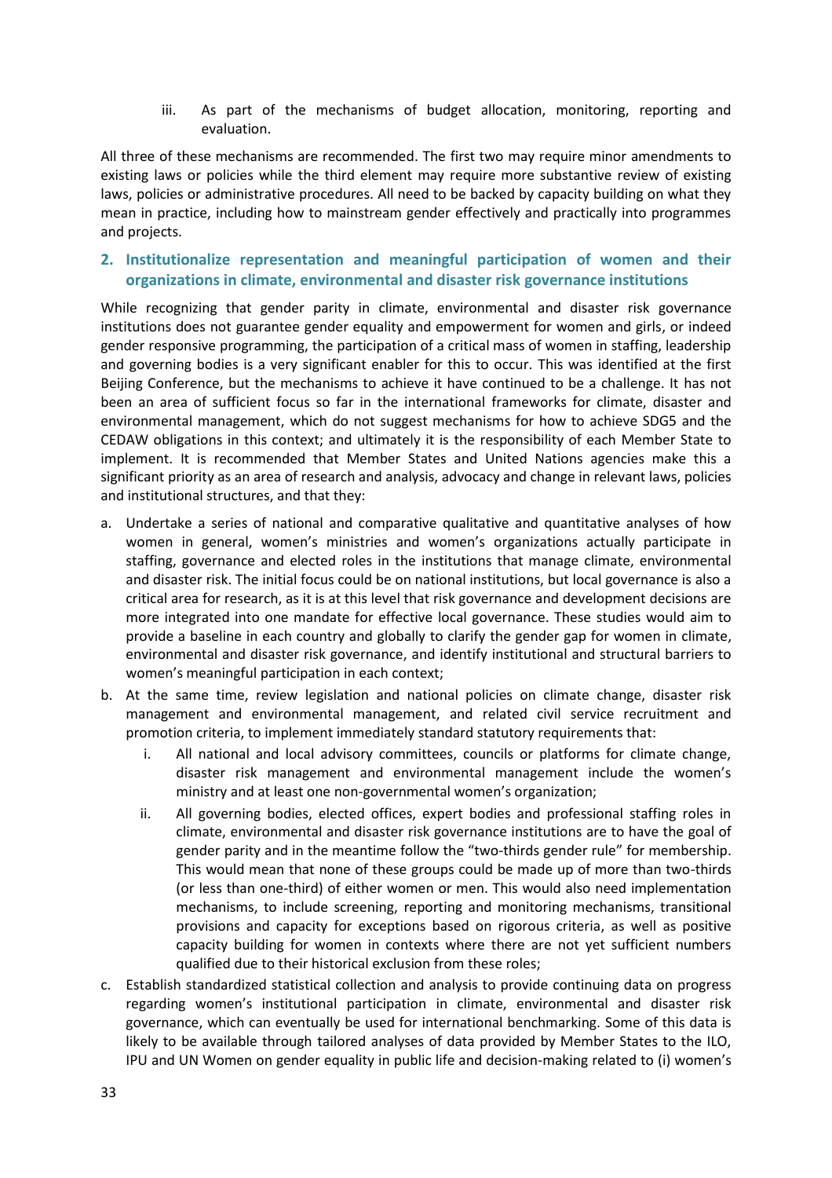iii. As part of the mechanisms of budget allocation, monitoring, reporting and evaluation.

All three of these mechanisms are recommended. The first two may require minor amendments to existing laws or policies while the third element may require more substantive review of existing laws, policies or administrative procedures. All need to be backed by capacity building on what they mean in practice, including how to mainstream gender effectively and practically into programmes and projects.

## 2. Institutionalize representation and meaningful participation of women and their organizations in climate, environmental and disaster risk governance institutions

While recognizing that gender parity in climate, environmental and disaster risk governance institutions does not guarantee gender equality and empowerment for women and girls, or indeed gender responsive programming, the participation of a critical mass of women in staffing, leadership and governing bodies is a very significant enabler for this to occur. This was identified at the first Beijing Conference, but the mechanisms to achieve it have continued to be a challenge. It has not been an area of sufficient focus so far in the international frameworks for climate, disaster and environmental management, which do not suggest mechanisms for how to achieve SDG5 and the CEDAW obligations in this context; and ultimately it is the responsibility of each Member State to implement. It is recommended that Member States and United Nations agencies make this a significant priority as an area of research and analysis, advocacy and change in relevant laws, policies and institutional structures, and that they:

a. Undertake a series of national and comparative qualitative and quantitative analyses of how women in general, women's ministries and women's organizations actually participate in staffing, governance and elected roles in the institutions that manage climate, environmental and disaster risk. The initial focus could be on national institutions, but local governance is also a critical area for research, as it is at this level that risk governance and development decisions are more integrated into one mandate for effective local governance. These studies would aim to provide a baseline in each country and globally to clarify the gender gap for women in climate, environmental and disaster risk governance, and identify institutional and structural barriers to women's meaningful participation in each context;

b. At the same time, review legislation and national policies on climate change, disaster risk management and environmental management, and related civil service recruitment and promotion criteria, to implement immediately standard statutory requirements that:

   i. All national and local advisory committees, councils or platforms for climate change, disaster risk management and environmental management include the women's ministry and at least one non-governmental women's organization;

   ii. All governing bodies, elected offices, expert bodies and professional staffing roles in climate, environmental and disaster risk governance institutions are to have the goal of gender parity and in the meantime follow the "two-thirds gender rule" for membership. This would mean that none of these groups could be made up of more than two-thirds (or less than one-third) of either women or men. This would also need implementation mechanisms, to include screening, reporting and monitoring mechanisms, transitional provisions and capacity for exceptions based on rigorous criteria, as well as positive capacity building for women in contexts where there are not yet sufficient numbers qualified due to their historical exclusion from these roles;

c. Establish standardized statistical collection and analysis to provide continuing data on progress regarding women's institutional participation in climate, environmental and disaster risk governance, which can eventually be used for international benchmarking. Some of this data is likely to be available through tailored analyses of data provided by Member States to the ILO, IPU and UN Women on gender equality in public life and decision-making related to (i) women's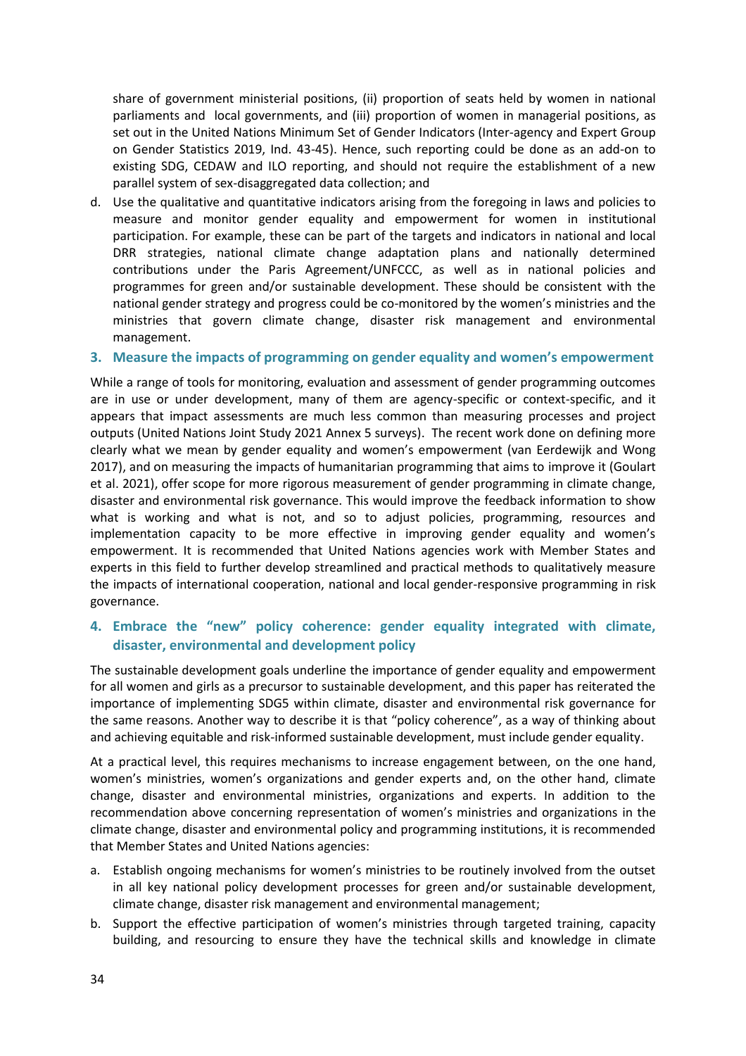share of government ministerial positions, (ii) proportion of seats held by women in national parliaments and local governments, and (iii) proportion of women in managerial positions, as set out in the United Nations Minimum Set of Gender Indicators (Inter-agency and Expert Group on Gender Statistics 2019, Ind. 43-45). Hence, such reporting could be done as an add-on to existing SDG, CEDAW and ILO reporting, and should not require the establishment of a new parallel system of sex-disaggregated data collection; and

d. Use the qualitative and quantitative indicators arising from the foregoing in laws and policies to measure and monitor gender equality and empowerment for women in institutional participation. For example, these can be part of the targets and indicators in national and local DRR strategies, national climate change adaptation plans and nationally determined contributions under the Paris Agreement/UNFCCC, as well as in national policies and programmes for green and/or sustainable development. These should be consistent with the national gender strategy and progress could be co-monitored by the women's ministries and the ministries that govern climate change, disaster risk management and environmental management.

### 3. Measure the impacts of programming on gender equality and women's empowerment

While a range of tools for monitoring, evaluation and assessment of gender programming outcomes are in use or under development, many of them are agency-specific or context-specific, and it appears that impact assessments are much less common than measuring processes and project outputs (United Nations Joint Study 2021 Annex 5 surveys). The recent work done on defining more clearly what we mean by gender equality and women's empowerment (van Eerdewijk and Wong 2017), and on measuring the impacts of humanitarian programming that aims to improve it (Goulart et al. 2021), offer scope for more rigorous measurement of gender programming in climate change, disaster and environmental risk governance. This would improve the feedback information to show what is working and what is not, and so to adjust policies, programming, resources and implementation capacity to be more effective in improving gender equality and women's empowerment. It is recommended that United Nations agencies work with Member States and experts in this field to further develop streamlined and practical methods to qualitatively measure the impacts of international cooperation, national and local gender-responsive programming in risk governance.

### 4. Embrace the "new" policy coherence: gender equality integrated with climate, disaster, environmental and development policy

The sustainable development goals underline the importance of gender equality and empowerment for all women and girls as a precursor to sustainable development, and this paper has reiterated the importance of implementing SDG5 within climate, disaster and environmental risk governance for the same reasons. Another way to describe it is that "policy coherence", as a way of thinking about and achieving equitable and risk-informed sustainable development, must include gender equality.

At a practical level, this requires mechanisms to increase engagement between, on the one hand, women's ministries, women's organizations and gender experts and, on the other hand, climate change, disaster and environmental ministries, organizations and experts. In addition to the recommendation above concerning representation of women's ministries and organizations in the climate change, disaster and environmental policy and programming institutions, it is recommended that Member States and United Nations agencies:

a. Establish ongoing mechanisms for women's ministries to be routinely involved from the outset in all key national policy development processes for green and/or sustainable development, climate change, disaster risk management and environmental management;

b. Support the effective participation of women's ministries through targeted training, capacity building, and resourcing to ensure they have the technical skills and knowledge in climate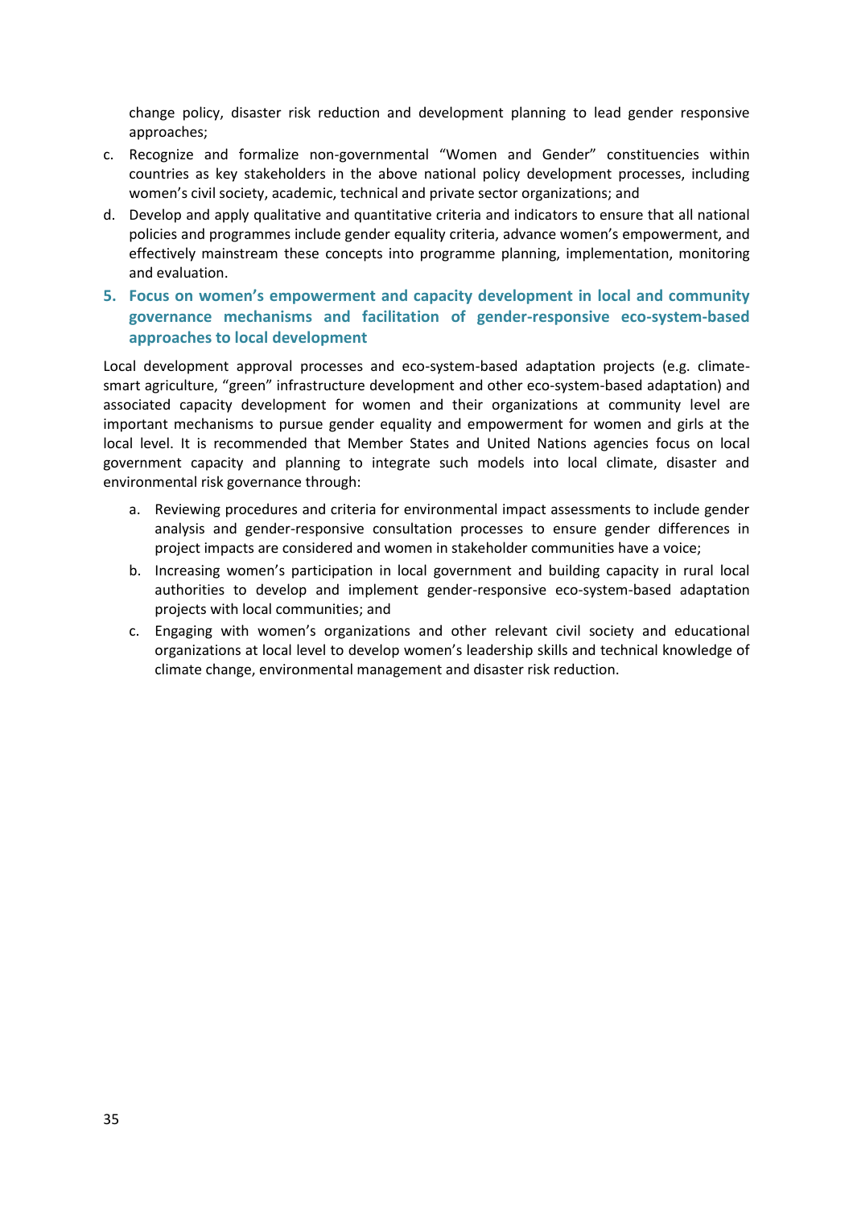change policy, disaster risk reduction and development planning to lead gender responsive approaches;

c. Recognize and formalize non-governmental "Women and Gender" constituencies within countries as key stakeholders in the above national policy development processes, including women's civil society, academic, technical and private sector organizations; and
d. Develop and apply qualitative and quantitative criteria and indicators to ensure that all national policies and programmes include gender equality criteria, advance women's empowerment, and effectively mainstream these concepts into programme planning, implementation, monitoring and evaluation.

### 5. Focus on women's empowerment and capacity development in local and community governance mechanisms and facilitation of gender-responsive eco-system-based approaches to local development

Local development approval processes and eco-system-based adaptation projects (e.g. climate-smart agriculture, "green" infrastructure development and other eco-system-based adaptation) and associated capacity development for women and their organizations at community level are important mechanisms to pursue gender equality and empowerment for women and girls at the local level. It is recommended that Member States and United Nations agencies focus on local government capacity and planning to integrate such models into local climate, disaster and environmental risk governance through:

a. Reviewing procedures and criteria for environmental impact assessments to include gender analysis and gender-responsive consultation processes to ensure gender differences in project impacts are considered and women in stakeholder communities have a voice;
b. Increasing women's participation in local government and building capacity in rural local authorities to develop and implement gender-responsive eco-system-based adaptation projects with local communities; and
c. Engaging with women's organizations and other relevant civil society and educational organizations at local level to develop women's leadership skills and technical knowledge of climate change, environmental management and disaster risk reduction.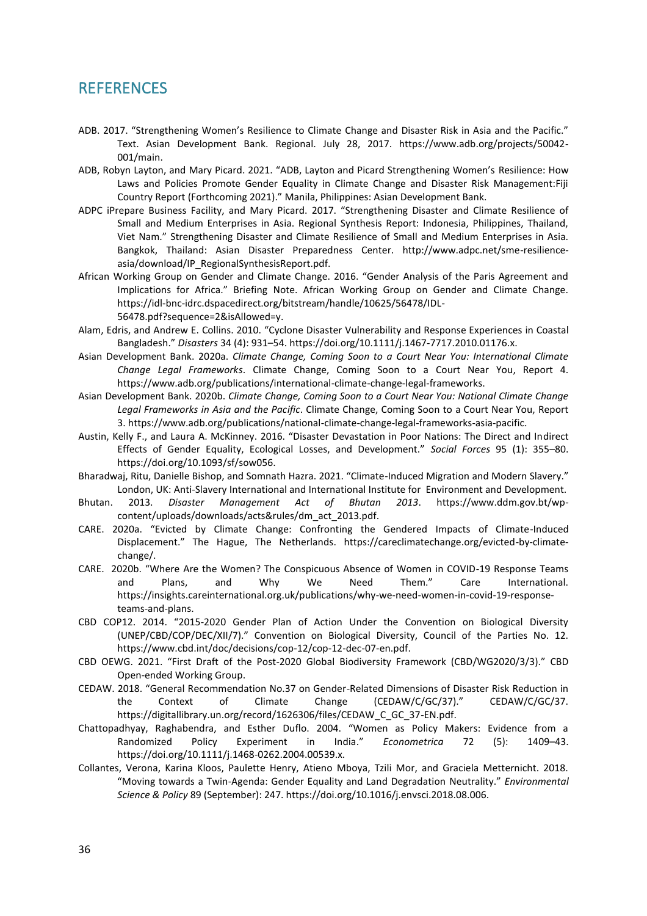# REFERENCES

ADB. 2017. "Strengthening Women's Resilience to Climate Change and Disaster Risk in Asia and the Pacific." Text. Asian Development Bank. Regional. July 28, 2017. https://www.adb.org/projects/50042-001/main.

ADB, Robyn Layton, and Mary Picard. 2021. "ADB, Layton and Picard Strengthening Women's Resilience: How Laws and Policies Promote Gender Equality in Climate Change and Disaster Risk Management:Fiji Country Report (Forthcoming 2021)." Manila, Philippines: Asian Development Bank.

ADPC iPrepare Business Facility, and Mary Picard. 2017. "Strengthening Disaster and Climate Resilience of Small and Medium Enterprises in Asia. Regional Synthesis Report: Indonesia, Philippines, Thailand, Viet Nam." Strengthening Disaster and Climate Resilience of Small and Medium Enterprises in Asia. Bangkok, Thailand: Asian Disaster Preparedness Center. http://www.adpc.net/sme-resilience-asia/download/IP_RegionalSynthesisReport.pdf.

African Working Group on Gender and Climate Change. 2016. "Gender Analysis of the Paris Agreement and Implications for Africa." Briefing Note. African Working Group on Gender and Climate Change. https://idl-bnc-idrc.dspacedirect.org/bitstream/handle/10625/56478/IDL-56478.pdf?sequence=2&isAllowed=y.

Alam, Edris, and Andrew E. Collins. 2010. "Cyclone Disaster Vulnerability and Response Experiences in Coastal Bangladesh." *Disasters* 34 (4): 931–54. https://doi.org/10.1111/j.1467-7717.2010.01176.x.

Asian Development Bank. 2020a. *Climate Change, Coming Soon to a Court Near You: International Climate Change Legal Frameworks*. Climate Change, Coming Soon to a Court Near You, Report 4. https://www.adb.org/publications/international-climate-change-legal-frameworks.

Asian Development Bank. 2020b. *Climate Change, Coming Soon to a Court Near You: National Climate Change Legal Frameworks in Asia and the Pacific*. Climate Change, Coming Soon to a Court Near You, Report 3. https://www.adb.org/publications/national-climate-change-legal-frameworks-asia-pacific.

Austin, Kelly F., and Laura A. McKinney. 2016. "Disaster Devastation in Poor Nations: The Direct and Indirect Effects of Gender Equality, Ecological Losses, and Development." *Social Forces* 95 (1): 355–80. https://doi.org/10.1093/sf/sow056.

Bharadwaj, Ritu, Danielle Bishop, and Somnath Hazra. 2021. "Climate-Induced Migration and Modern Slavery." London, UK: Anti-Slavery International and International Institute for Environment and Development.

Bhutan. 2013. *Disaster Management Act of Bhutan 2013*. https://www.ddm.gov.bt/wp-content/uploads/downloads/acts&rules/dm_act_2013.pdf.

CARE. 2020a. "Evicted by Climate Change: Confronting the Gendered Impacts of Climate-Induced Displacement." The Hague, The Netherlands. https://careclimatechange.org/evicted-by-climate-change/.

CARE. 2020b. "Where Are the Women? The Conspicuous Absence of Women in COVID-19 Response Teams and Plans, and Why We Need Them." Care International. https://insights.careinternational.org.uk/publications/why-we-need-women-in-covid-19-response-teams-and-plans.

CBD COP12. 2014. "2015-2020 Gender Plan of Action Under the Convention on Biological Diversity (UNEP/CBD/COP/DEC/XII/7)." Convention on Biological Diversity, Council of the Parties No. 12. https://www.cbd.int/doc/decisions/cop-12/cop-12-dec-07-en.pdf.

CBD OEWG. 2021. "First Draft of the Post-2020 Global Biodiversity Framework (CBD/WG2020/3/3)." CBD Open-ended Working Group.

CEDAW. 2018. "General Recommendation No.37 on Gender-Related Dimensions of Disaster Risk Reduction in the Context of Climate Change (CEDAW/C/GC/37)." CEDAW/C/GC/37. https://digitallibrary.un.org/record/1626306/files/CEDAW_C_GC_37-EN.pdf.

Chattopadhyay, Raghabendra, and Esther Duflo. 2004. "Women as Policy Makers: Evidence from a Randomized Policy Experiment in India." *Econometrica* 72 (5): 1409–43. https://doi.org/10.1111/j.1468-0262.2004.00539.x.

Collantes, Verona, Karina Kloos, Paulette Henry, Atieno Mboya, Tzili Mor, and Graciela Metternicht. 2018. "Moving towards a Twin-Agenda: Gender Equality and Land Degradation Neutrality." *Environmental Science & Policy* 89 (September): 247. https://doi.org/10.1016/j.envsci.2018.08.006.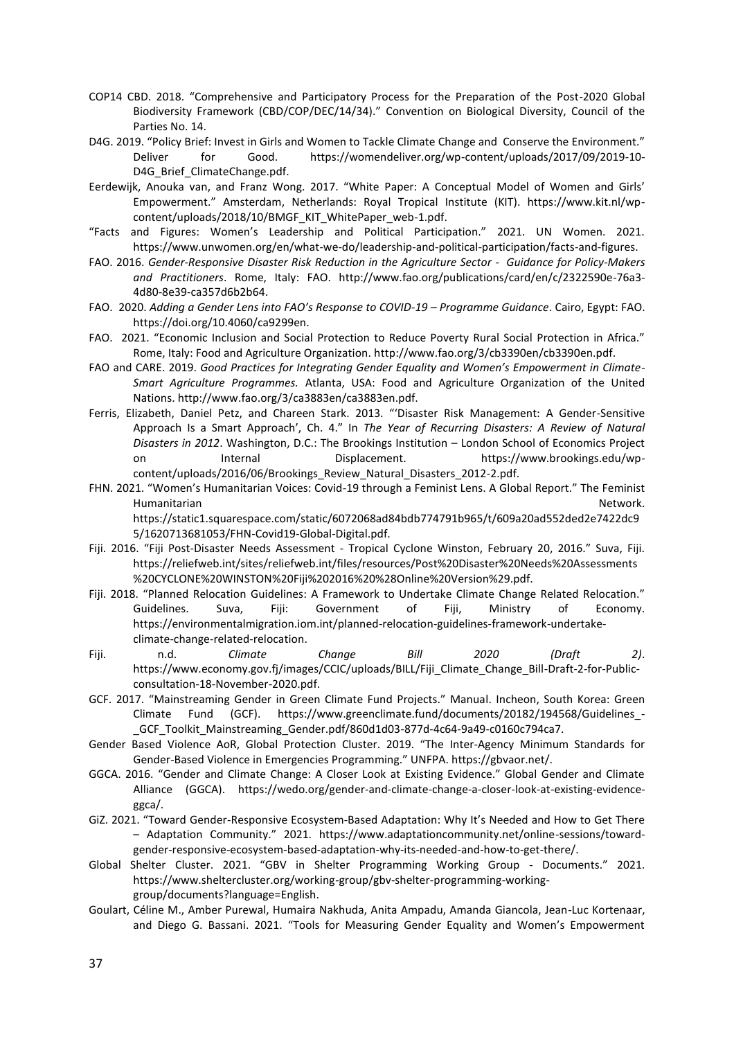COP14 CBD. 2018. "Comprehensive and Participatory Process for the Preparation of the Post-2020 Global Biodiversity Framework (CBD/COP/DEC/14/34)." Convention on Biological Diversity, Council of the Parties No. 14.

D4G. 2019. "Policy Brief: Invest in Girls and Women to Tackle Climate Change and Conserve the Environment." Deliver for Good. https://womendeliver.org/wp-content/uploads/2017/09/2019-10-D4G_Brief_ClimateChange.pdf.

Eerdewijk, Anouka van, and Franz Wong. 2017. "White Paper: A Conceptual Model of Women and Girls' Empowerment." Amsterdam, Netherlands: Royal Tropical Institute (KIT). https://www.kit.nl/wp-content/uploads/2018/10/BMGF_KIT_WhitePaper_web-1.pdf.

"Facts and Figures: Women's Leadership and Political Participation." 2021. UN Women. 2021. https://www.unwomen.org/en/what-we-do/leadership-and-political-participation/facts-and-figures.

FAO. 2016. *Gender-Responsive Disaster Risk Reduction in the Agriculture Sector - Guidance for Policy-Makers and Practitioners*. Rome, Italy: FAO. http://www.fao.org/publications/card/en/c/2322590e-76a3-4d80-8e39-ca357d6b2b64.

FAO. 2020. *Adding a Gender Lens into FAO's Response to COVID-19 – Programme Guidance*. Cairo, Egypt: FAO. https://doi.org/10.4060/ca9299en.

FAO. 2021. "Economic Inclusion and Social Protection to Reduce Poverty Rural Social Protection in Africa." Rome, Italy: Food and Agriculture Organization. http://www.fao.org/3/cb3390en/cb3390en.pdf.

FAO and CARE. 2019. *Good Practices for Integrating Gender Equality and Women's Empowerment in Climate-Smart Agriculture Programmes.* Atlanta, USA: Food and Agriculture Organization of the United Nations. http://www.fao.org/3/ca3883en/ca3883en.pdf.

Ferris, Elizabeth, Daniel Petz, and Chareen Stark. 2013. "'Disaster Risk Management: A Gender-Sensitive Approach Is a Smart Approach', Ch. 4." In *The Year of Recurring Disasters: A Review of Natural Disasters in 2012*. Washington, D.C.: The Brookings Institution – London School of Economics Project on Internal Displacement. https://www.brookings.edu/wp-content/uploads/2016/06/Brookings_Review_Natural_Disasters_2012-2.pdf.

FHN. 2021. "Women's Humanitarian Voices: Covid-19 through a Feminist Lens. A Global Report." The Feminist Humanitarian Network. https://static1.squarespace.com/static/6072068ad84bdb774791b965/t/609a20ad552ded2e7422dc95/1620713681053/FHN-Covid19-Global-Digital.pdf.

Fiji. 2016. "Fiji Post-Disaster Needs Assessment - Tropical Cyclone Winston, February 20, 2016." Suva, Fiji. https://reliefweb.int/sites/reliefweb.int/files/resources/Post%20Disaster%20Needs%20Assessments%20CYCLONE%20WINSTON%20Fiji%202016%20%28Online%20Version%29.pdf.

Fiji. 2018. "Planned Relocation Guidelines: A Framework to Undertake Climate Change Related Relocation." Guidelines. Suva, Fiji: Government of Fiji, Ministry of Economy. https://environmentalmigration.iom.int/planned-relocation-guidelines-framework-undertake-climate-change-related-relocation.

Fiji. n.d. *Climate Change Bill 2020 (Draft 2)*. https://www.economy.gov.fj/images/CCIC/uploads/BILL/Fiji_Climate_Change_Bill-Draft-2-for-Public-consultation-18-November-2020.pdf.

GCF. 2017. "Mainstreaming Gender in Green Climate Fund Projects." Manual. Incheon, South Korea: Green Climate Fund (GCF). https://www.greenclimate.fund/documents/20182/194568/Guidelines_-_GCF_Toolkit_Mainstreaming_Gender.pdf/860d1d03-877d-4c64-9a49-c0160c794ca7.

Gender Based Violence AoR, Global Protection Cluster. 2019. "The Inter-Agency Minimum Standards for Gender-Based Violence in Emergencies Programming." UNFPA. https://gbvaor.net/.

GGCA. 2016. "Gender and Climate Change: A Closer Look at Existing Evidence." Global Gender and Climate Alliance (GGCA). https://wedo.org/gender-and-climate-change-a-closer-look-at-existing-evidence-ggca/.

GiZ. 2021. "Toward Gender-Responsive Ecosystem-Based Adaptation: Why It's Needed and How to Get There – Adaptation Community." 2021. https://www.adaptationcommunity.net/online-sessions/toward-gender-responsive-ecosystem-based-adaptation-why-its-needed-and-how-to-get-there/.

Global Shelter Cluster. 2021. "GBV in Shelter Programming Working Group - Documents." 2021. https://www.sheltercluster.org/working-group/gbv-shelter-programming-working-group/documents?language=English.

Goulart, Céline M., Amber Purewal, Humaira Nakhuda, Anita Ampadu, Amanda Giancola, Jean-Luc Kortenaar, and Diego G. Bassani. 2021. "Tools for Measuring Gender Equality and Women's Empowerment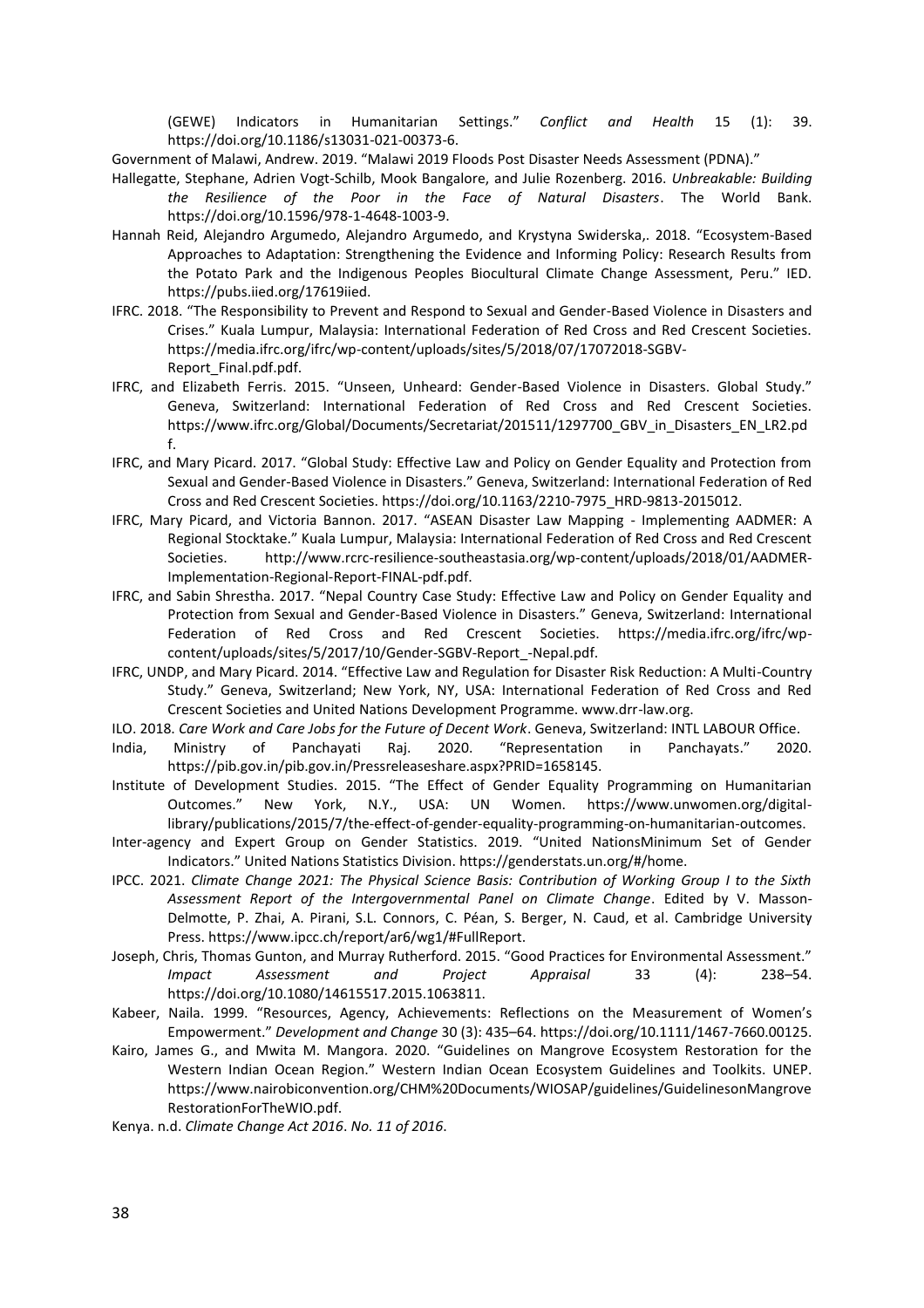(GEWE) Indicators in Humanitarian Settings." *Conflict and Health* 15 (1): 39. https://doi.org/10.1186/s13031-021-00373-6.

Government of Malawi, Andrew. 2019. "Malawi 2019 Floods Post Disaster Needs Assessment (PDNA)."

Hallegatte, Stephane, Adrien Vogt-Schilb, Mook Bangalore, and Julie Rozenberg. 2016. *Unbreakable: Building the Resilience of the Poor in the Face of Natural Disasters*. The World Bank. https://doi.org/10.1596/978-1-4648-1003-9.

Hannah Reid, Alejandro Argumedo, Alejandro Argumedo, and Krystyna Swiderska,. 2018. "Ecosystem-Based Approaches to Adaptation: Strengthening the Evidence and Informing Policy: Research Results from the Potato Park and the Indigenous Peoples Biocultural Climate Change Assessment, Peru." IED. https://pubs.iied.org/17619iied.

IFRC. 2018. "The Responsibility to Prevent and Respond to Sexual and Gender-Based Violence in Disasters and Crises." Kuala Lumpur, Malaysia: International Federation of Red Cross and Red Crescent Societies. https://media.ifrc.org/ifrc/wp-content/uploads/sites/5/2018/07/17072018-SGBV-Report_Final.pdf.pdf.

IFRC, and Elizabeth Ferris. 2015. "Unseen, Unheard: Gender-Based Violence in Disasters. Global Study." Geneva, Switzerland: International Federation of Red Cross and Red Crescent Societies. https://www.ifrc.org/Global/Documents/Secretariat/201511/1297700_GBV_in_Disasters_EN_LR2.pdf.

IFRC, and Mary Picard. 2017. "Global Study: Effective Law and Policy on Gender Equality and Protection from Sexual and Gender-Based Violence in Disasters." Geneva, Switzerland: International Federation of Red Cross and Red Crescent Societies. https://doi.org/10.1163/2210-7975_HRD-9813-2015012.

IFRC, Mary Picard, and Victoria Bannon. 2017. "ASEAN Disaster Law Mapping - Implementing AADMER: A Regional Stocktake." Kuala Lumpur, Malaysia: International Federation of Red Cross and Red Crescent Societies. http://www.rcrc-resilience-southeastasia.org/wp-content/uploads/2018/01/AADMER-Implementation-Regional-Report-FINAL-pdf.pdf.

IFRC, and Sabin Shrestha. 2017. "Nepal Country Case Study: Effective Law and Policy on Gender Equality and Protection from Sexual and Gender-Based Violence in Disasters." Geneva, Switzerland: International Federation of Red Cross and Red Crescent Societies. https://media.ifrc.org/ifrc/wp-content/uploads/sites/5/2017/10/Gender-SGBV-Report_-Nepal.pdf.

IFRC, UNDP, and Mary Picard. 2014. "Effective Law and Regulation for Disaster Risk Reduction: A Multi-Country Study." Geneva, Switzerland; New York, NY, USA: International Federation of Red Cross and Red Crescent Societies and United Nations Development Programme. www.drr-law.org.

ILO. 2018. *Care Work and Care Jobs for the Future of Decent Work*. Geneva, Switzerland: INTL LABOUR Office.

India, Ministry of Panchayati Raj. 2020. "Representation in Panchayats." 2020. https://pib.gov.in/pib.gov.in/Pressreleaseshare.aspx?PRID=1658145.

Institute of Development Studies. 2015. "The Effect of Gender Equality Programming on Humanitarian Outcomes." New York, N.Y., USA: UN Women. https://www.unwomen.org/digital-library/publications/2015/7/the-effect-of-gender-equality-programming-on-humanitarian-outcomes.

Inter-agency and Expert Group on Gender Statistics. 2019. "United NationsMinimum Set of Gender Indicators." United Nations Statistics Division. https://genderstats.un.org/#/home.

IPCC. 2021. *Climate Change 2021: The Physical Science Basis: Contribution of Working Group I to the Sixth Assessment Report of the Intergovernmental Panel on Climate Change*. Edited by V. Masson-Delmotte, P. Zhai, A. Pirani, S.L. Connors, C. Péan, S. Berger, N. Caud, et al. Cambridge University Press. https://www.ipcc.ch/report/ar6/wg1/#FullReport.

Joseph, Chris, Thomas Gunton, and Murray Rutherford. 2015. "Good Practices for Environmental Assessment." *Impact Assessment and Project Appraisal* 33 (4): 238–54. https://doi.org/10.1080/14615517.2015.1063811.

Kabeer, Naila. 1999. "Resources, Agency, Achievements: Reflections on the Measurement of Women's Empowerment." *Development and Change* 30 (3): 435–64. https://doi.org/10.1111/1467-7660.00125.

Kairo, James G., and Mwita M. Mangora. 2020. "Guidelines on Mangrove Ecosystem Restoration for the Western Indian Ocean Region." Western Indian Ocean Ecosystem Guidelines and Toolkits. UNEP. https://www.nairobiconvention.org/CHM%20Documents/WIOSAP/guidelines/GuidelinesonMangroveRestorationForTheWIO.pdf.

Kenya. n.d. *Climate Change Act 2016*. *No. 11 of 2016*.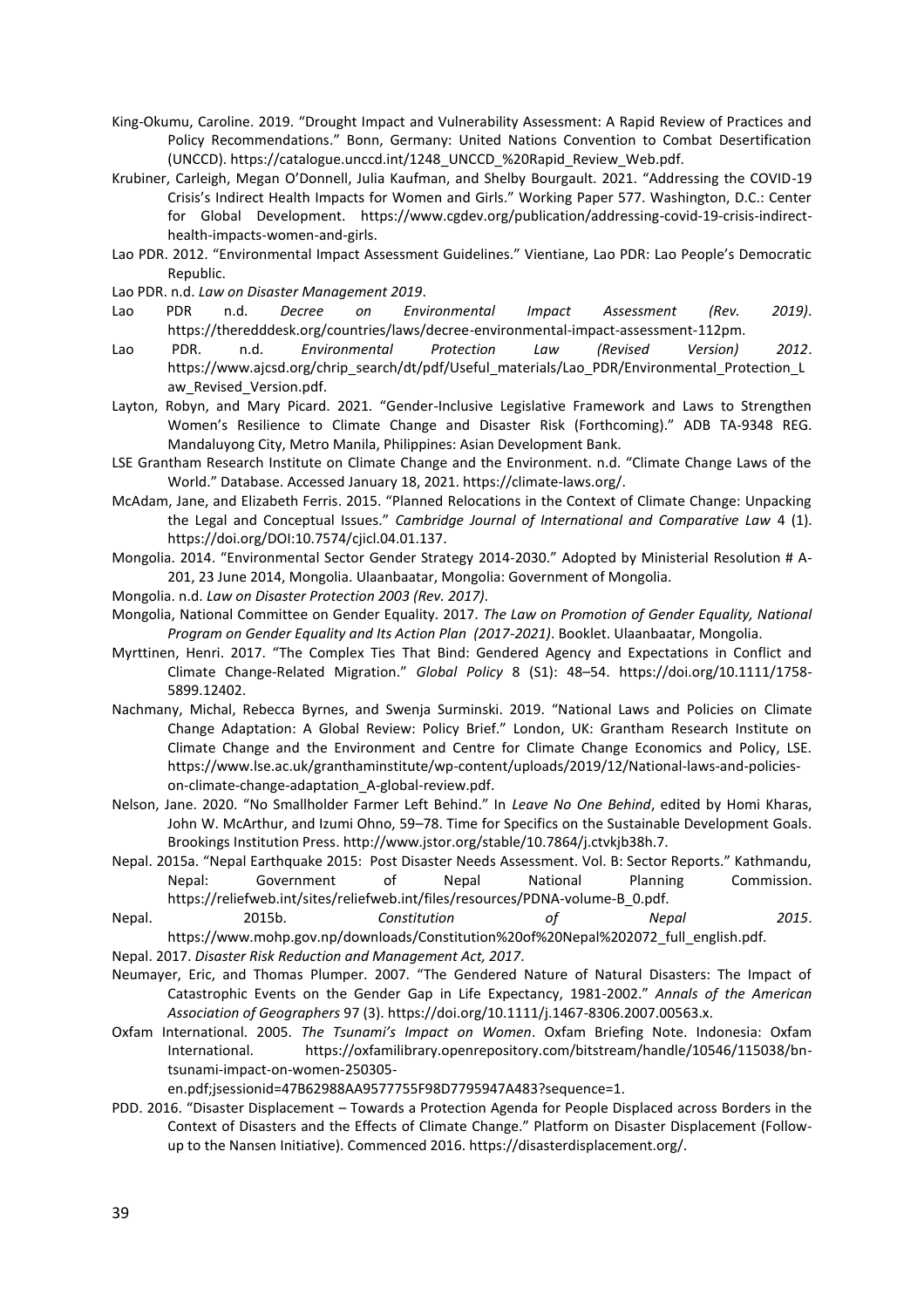King-Okumu, Caroline. 2019. "Drought Impact and Vulnerability Assessment: A Rapid Review of Practices and Policy Recommendations." Bonn, Germany: United Nations Convention to Combat Desertification (UNCCD). https://catalogue.unccd.int/1248_UNCCD_%20Rapid_Review_Web.pdf.

Krubiner, Carleigh, Megan O'Donnell, Julia Kaufman, and Shelby Bourgault. 2021. "Addressing the COVID-19 Crisis's Indirect Health Impacts for Women and Girls." Working Paper 577. Washington, D.C.: Center for Global Development. https://www.cgdev.org/publication/addressing-covid-19-crisis-indirect-health-impacts-women-and-girls.

Lao PDR. 2012. "Environmental Impact Assessment Guidelines." Vientiane, Lao PDR: Lao People's Democratic Republic.

Lao PDR. n.d. *Law on Disaster Management 2019*.

Lao PDR n.d. *Decree on Environmental Impact Assessment (Rev. 2019)*. https://theredddesk.org/countries/laws/decree-environmental-impact-assessment-112pm.

Lao PDR. n.d. *Environmental Protection Law (Revised Version) 2012*. https://www.ajcsd.org/chrip_search/dt/pdf/Useful_materials/Lao_PDR/Environmental_Protection_Law_Revised_Version.pdf.

Layton, Robyn, and Mary Picard. 2021. "Gender-Inclusive Legislative Framework and Laws to Strengthen Women's Resilience to Climate Change and Disaster Risk (Forthcoming)." ADB TA-9348 REG. Mandaluyong City, Metro Manila, Philippines: Asian Development Bank.

LSE Grantham Research Institute on Climate Change and the Environment. n.d. "Climate Change Laws of the World." Database. Accessed January 18, 2021. https://climate-laws.org/.

McAdam, Jane, and Elizabeth Ferris. 2015. "Planned Relocations in the Context of Climate Change: Unpacking the Legal and Conceptual Issues." *Cambridge Journal of International and Comparative Law* 4 (1). https://doi.org/DOI:10.7574/cjicl.04.01.137.

Mongolia. 2014. "Environmental Sector Gender Strategy 2014-2030." Adopted by Ministerial Resolution # A-201, 23 June 2014, Mongolia. Ulaanbaatar, Mongolia: Government of Mongolia.

Mongolia. n.d. *Law on Disaster Protection 2003 (Rev. 2017)*.

Mongolia, National Committee on Gender Equality. 2017. *The Law on Promotion of Gender Equality, National Program on Gender Equality and Its Action Plan (2017-2021)*. Booklet. Ulaanbaatar, Mongolia.

Myrttinen, Henri. 2017. "The Complex Ties That Bind: Gendered Agency and Expectations in Conflict and Climate Change-Related Migration." *Global Policy* 8 (S1): 48–54. https://doi.org/10.1111/1758-5899.12402.

Nachmany, Michal, Rebecca Byrnes, and Swenja Surminski. 2019. "National Laws and Policies on Climate Change Adaptation: A Global Review: Policy Brief." London, UK: Grantham Research Institute on Climate Change and the Environment and Centre for Climate Change Economics and Policy, LSE. https://www.lse.ac.uk/granthaminstitute/wp-content/uploads/2019/12/National-laws-and-policies-on-climate-change-adaptation_A-global-review.pdf.

Nelson, Jane. 2020. "No Smallholder Farmer Left Behind." In *Leave No One Behind*, edited by Homi Kharas, John W. McArthur, and Izumi Ohno, 59–78. Time for Specifics on the Sustainable Development Goals. Brookings Institution Press. http://www.jstor.org/stable/10.7864/j.ctvkjb38h.7.

Nepal. 2015a. "Nepal Earthquake 2015: Post Disaster Needs Assessment. Vol. B: Sector Reports." Kathmandu, Nepal: Government of Nepal National Planning Commission. https://reliefweb.int/sites/reliefweb.int/files/resources/PDNA-volume-B_0.pdf.

Nepal. 2015b. *Constitution of Nepal 2015*. https://www.mohp.gov.np/downloads/Constitution%20of%20Nepal%202072_full_english.pdf.

Nepal. 2017. *Disaster Risk Reduction and Management Act, 2017*.

Neumayer, Eric, and Thomas Plumper. 2007. "The Gendered Nature of Natural Disasters: The Impact of Catastrophic Events on the Gender Gap in Life Expectancy, 1981-2002." *Annals of the American Association of Geographers* 97 (3). https://doi.org/10.1111/j.1467-8306.2007.00563.x.

Oxfam International. 2005. *The Tsunami's Impact on Women*. Oxfam Briefing Note. Indonesia: Oxfam International. https://oxfamilibrary.openrepository.com/bitstream/handle/10546/115038/bn-tsunami-impact-on-women-250305-en.pdf;jsessionid=47B62988AA9577755F98D7795947A483?sequence=1.

PDD. 2016. "Disaster Displacement – Towards a Protection Agenda for People Displaced across Borders in the Context of Disasters and the Effects of Climate Change." Platform on Disaster Displacement (Follow-up to the Nansen Initiative). Commenced 2016. https://disasterdisplacement.org/.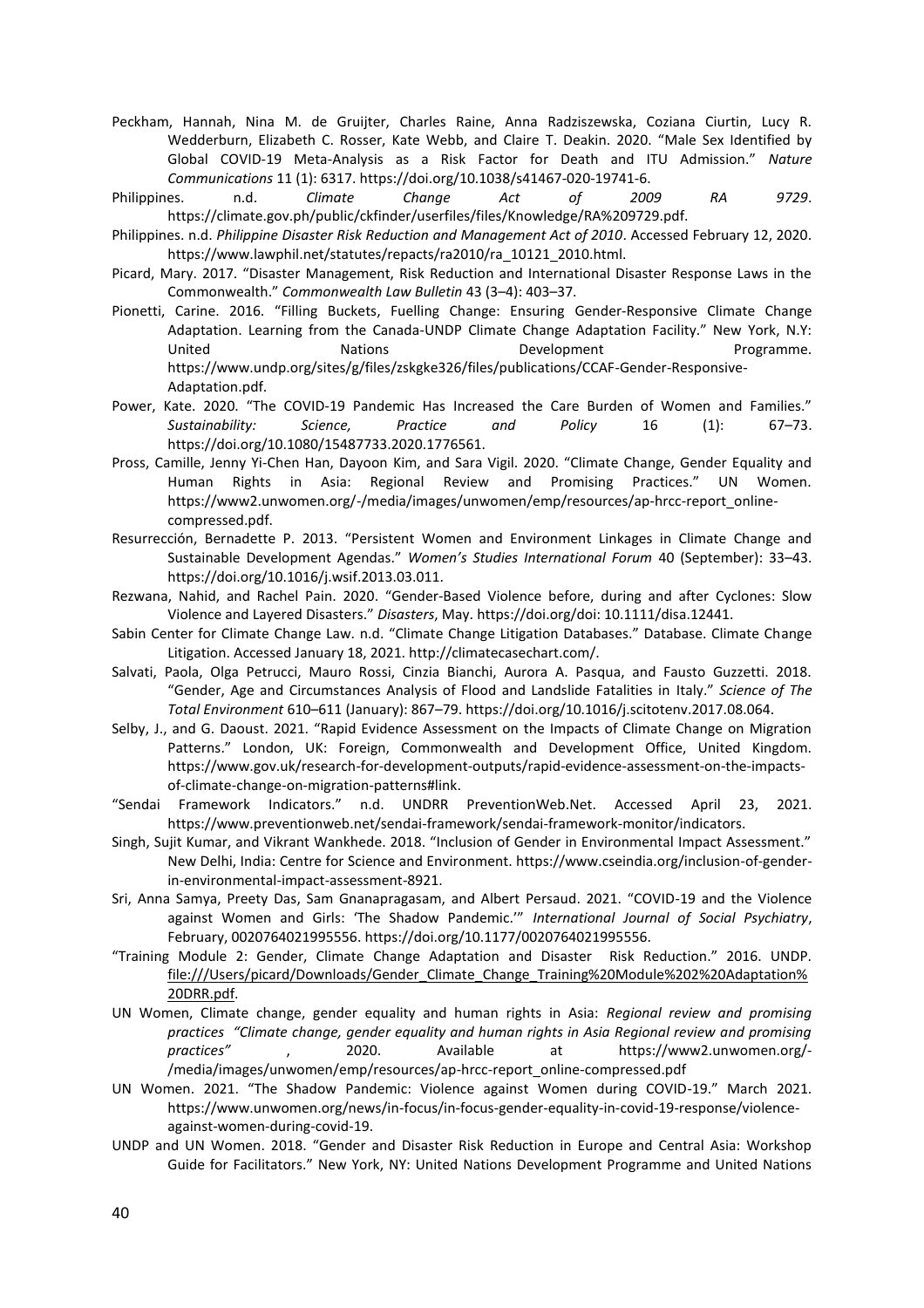Peckham, Hannah, Nina M. de Gruijter, Charles Raine, Anna Radziszewska, Coziana Ciurtin, Lucy R. Wedderburn, Elizabeth C. Rosser, Kate Webb, and Claire T. Deakin. 2020. "Male Sex Identified by Global COVID-19 Meta-Analysis as a Risk Factor for Death and ITU Admission." *Nature Communications* 11 (1): 6317. https://doi.org/10.1038/s41467-020-19741-6.

Philippines. n.d. *Climate Change Act of 2009 RA 9729*. https://climate.gov.ph/public/ckfinder/userfiles/files/Knowledge/RA%209729.pdf.

Philippines. n.d. *Philippine Disaster Risk Reduction and Management Act of 2010*. Accessed February 12, 2020. https://www.lawphil.net/statutes/repacts/ra2010/ra_10121_2010.html.

Picard, Mary. 2017. "Disaster Management, Risk Reduction and International Disaster Response Laws in the Commonwealth." *Commonwealth Law Bulletin* 43 (3–4): 403–37.

Pionetti, Carine. 2016. "Filling Buckets, Fuelling Change: Ensuring Gender-Responsive Climate Change Adaptation. Learning from the Canada-UNDP Climate Change Adaptation Facility." New York, N.Y: United Nations Development Programme. https://www.undp.org/sites/g/files/zskgke326/files/publications/CCAF-Gender-Responsive-Adaptation.pdf.

Power, Kate. 2020. "The COVID-19 Pandemic Has Increased the Care Burden of Women and Families." *Sustainability: Science, Practice and Policy* 16 (1): 67–73. https://doi.org/10.1080/15487733.2020.1776561.

Pross, Camille, Jenny Yi-Chen Han, Dayoon Kim, and Sara Vigil. 2020. "Climate Change, Gender Equality and Human Rights in Asia: Regional Review and Promising Practices." UN Women. https://www2.unwomen.org/-/media/images/unwomen/emp/resources/ap-hrcc-report_online-compressed.pdf.

Resurrección, Bernadette P. 2013. "Persistent Women and Environment Linkages in Climate Change and Sustainable Development Agendas." *Women's Studies International Forum* 40 (September): 33–43. https://doi.org/10.1016/j.wsif.2013.03.011.

Rezwana, Nahid, and Rachel Pain. 2020. "Gender-Based Violence before, during and after Cyclones: Slow Violence and Layered Disasters." *Disasters*, May. https://doi.org/doi: 10.1111/disa.12441.

Sabin Center for Climate Change Law. n.d. "Climate Change Litigation Databases." Database. Climate Change Litigation. Accessed January 18, 2021. http://climatecasechart.com/.

Salvati, Paola, Olga Petrucci, Mauro Rossi, Cinzia Bianchi, Aurora A. Pasqua, and Fausto Guzzetti. 2018. "Gender, Age and Circumstances Analysis of Flood and Landslide Fatalities in Italy." *Science of The Total Environment* 610–611 (January): 867–79. https://doi.org/10.1016/j.scitotenv.2017.08.064.

Selby, J., and G. Daoust. 2021. "Rapid Evidence Assessment on the Impacts of Climate Change on Migration Patterns." London, UK: Foreign, Commonwealth and Development Office, United Kingdom. https://www.gov.uk/research-for-development-outputs/rapid-evidence-assessment-on-the-impacts-of-climate-change-on-migration-patterns#link.

"Sendai Framework Indicators." n.d. UNDRR PreventionWeb.Net. Accessed April 23, 2021. https://www.preventionweb.net/sendai-framework/sendai-framework-monitor/indicators.

Singh, Sujit Kumar, and Vikrant Wankhede. 2018. "Inclusion of Gender in Environmental Impact Assessment." New Delhi, India: Centre for Science and Environment. https://www.cseindia.org/inclusion-of-gender-in-environmental-impact-assessment-8921.

Sri, Anna Samya, Preety Das, Sam Gnanapragasam, and Albert Persaud. 2021. "COVID-19 and the Violence against Women and Girls: 'The Shadow Pandemic.'" *International Journal of Social Psychiatry*, February, 0020764021995556. https://doi.org/10.1177/0020764021995556.

"Training Module 2: Gender, Climate Change Adaptation and Disaster Risk Reduction." 2016. UNDP. file:///Users/picard/Downloads/Gender_Climate_Change_Training%20Module%202%20Adaptation%20DRR.pdf.

UN Women, Climate change, gender equality and human rights in Asia: *Regional review and promising practices "Climate change, gender equality and human rights in Asia Regional review and promising practices"* , 2020. Available at https://www2.unwomen.org/-/media/images/unwomen/emp/resources/ap-hrcc-report_online-compressed.pdf

UN Women. 2021. "The Shadow Pandemic: Violence against Women during COVID-19." March 2021. https://www.unwomen.org/news/in-focus/in-focus-gender-equality-in-covid-19-response/violence-against-women-during-covid-19.

UNDP and UN Women. 2018. "Gender and Disaster Risk Reduction in Europe and Central Asia: Workshop Guide for Facilitators." New York, NY: United Nations Development Programme and United Nations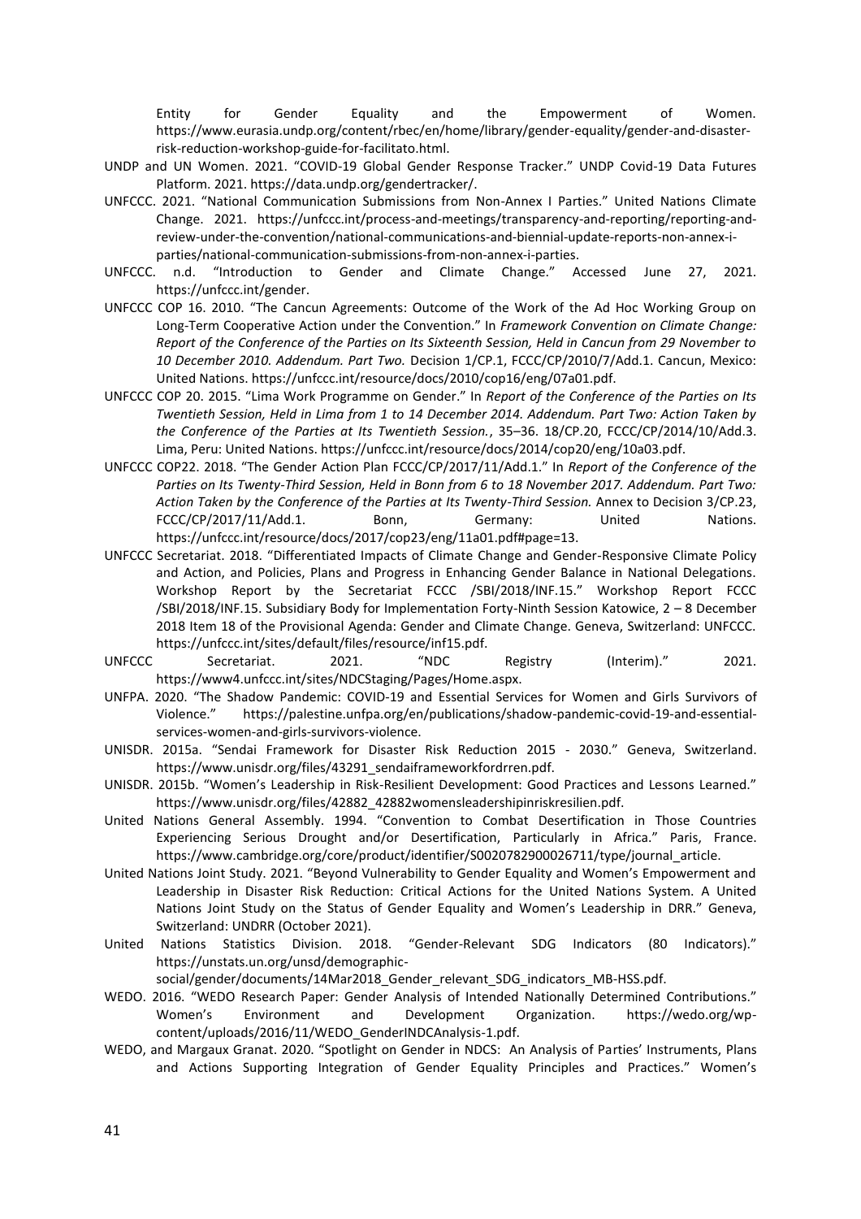Entity for Gender Equality and the Empowerment of Women. https://www.eurasia.undp.org/content/rbec/en/home/library/gender-equality/gender-and-disaster-risk-reduction-workshop-guide-for-facilitato.html.

UNDP and UN Women. 2021. "COVID-19 Global Gender Response Tracker." UNDP Covid-19 Data Futures Platform. 2021. https://data.undp.org/gendertracker/.

UNFCCC. 2021. "National Communication Submissions from Non-Annex I Parties." United Nations Climate Change. 2021. https://unfccc.int/process-and-meetings/transparency-and-reporting/reporting-and-review-under-the-convention/national-communications-and-biennial-update-reports-non-annex-i-parties/national-communication-submissions-from-non-annex-i-parties.

UNFCCC. n.d. "Introduction to Gender and Climate Change." Accessed June 27, 2021. https://unfccc.int/gender.

UNFCCC COP 16. 2010. "The Cancun Agreements: Outcome of the Work of the Ad Hoc Working Group on Long-Term Cooperative Action under the Convention." In *Framework Convention on Climate Change: Report of the Conference of the Parties on Its Sixteenth Session, Held in Cancun from 29 November to 10 December 2010. Addendum. Part Two.* Decision 1/CP.1, FCCC/CP/2010/7/Add.1. Cancun, Mexico: United Nations. https://unfccc.int/resource/docs/2010/cop16/eng/07a01.pdf.

UNFCCC COP 20. 2015. "Lima Work Programme on Gender." In *Report of the Conference of the Parties on Its Twentieth Session, Held in Lima from 1 to 14 December 2014. Addendum. Part Two: Action Taken by the Conference of the Parties at Its Twentieth Session.*, 35–36. 18/CP.20, FCCC/CP/2014/10/Add.3. Lima, Peru: United Nations. https://unfccc.int/resource/docs/2014/cop20/eng/10a03.pdf.

UNFCCC COP22. 2018. "The Gender Action Plan FCCC/CP/2017/11/Add.1." In *Report of the Conference of the Parties on Its Twenty-Third Session, Held in Bonn from 6 to 18 November 2017. Addendum. Part Two: Action Taken by the Conference of the Parties at Its Twenty-Third Session.* Annex to Decision 3/CP.23, FCCC/CP/2017/11/Add.1. Bonn, Germany: United Nations. https://unfccc.int/resource/docs/2017/cop23/eng/11a01.pdf#page=13.

UNFCCC Secretariat. 2018. "Differentiated Impacts of Climate Change and Gender-Responsive Climate Policy and Action, and Policies, Plans and Progress in Enhancing Gender Balance in National Delegations. Workshop Report by the Secretariat FCCC /SBI/2018/INF.15." Workshop Report FCCC /SBI/2018/INF.15. Subsidiary Body for Implementation Forty-Ninth Session Katowice, 2 – 8 December 2018 Item 18 of the Provisional Agenda: Gender and Climate Change. Geneva, Switzerland: UNFCCC. https://unfccc.int/sites/default/files/resource/inf15.pdf.

UNFCCC Secretariat. 2021. "NDC Registry (Interim)." 2021. https://www4.unfccc.int/sites/NDCStaging/Pages/Home.aspx.

UNFPA. 2020. "The Shadow Pandemic: COVID-19 and Essential Services for Women and Girls Survivors of Violence." https://palestine.unfpa.org/en/publications/shadow-pandemic-covid-19-and-essential-services-women-and-girls-survivors-violence.

UNISDR. 2015a. "Sendai Framework for Disaster Risk Reduction 2015 - 2030." Geneva, Switzerland. https://www.unisdr.org/files/43291_sendaiframeworkfordrren.pdf.

UNISDR. 2015b. "Women's Leadership in Risk-Resilient Development: Good Practices and Lessons Learned." https://www.unisdr.org/files/42882_42882womensleadershipinriskresilien.pdf.

United Nations General Assembly. 1994. "Convention to Combat Desertification in Those Countries Experiencing Serious Drought and/or Desertification, Particularly in Africa." Paris, France. https://www.cambridge.org/core/product/identifier/S0020782900026711/type/journal_article.

United Nations Joint Study. 2021. "Beyond Vulnerability to Gender Equality and Women's Empowerment and Leadership in Disaster Risk Reduction: Critical Actions for the United Nations System. A United Nations Joint Study on the Status of Gender Equality and Women's Leadership in DRR." Geneva, Switzerland: UNDRR (October 2021).

United Nations Statistics Division. 2018. "Gender-Relevant SDG Indicators (80 Indicators)." https://unstats.un.org/unsd/demographic-social/gender/documents/14Mar2018_Gender_relevant_SDG_indicators_MB-HSS.pdf.

WEDO. 2016. "WEDO Research Paper: Gender Analysis of Intended Nationally Determined Contributions." Women's Environment and Development Organization. https://wedo.org/wp-content/uploads/2016/11/WEDO_GenderINDCAnalysis-1.pdf.

WEDO, and Margaux Granat. 2020. "Spotlight on Gender in NDCS: An Analysis of Parties' Instruments, Plans and Actions Supporting Integration of Gender Equality Principles and Practices." Women's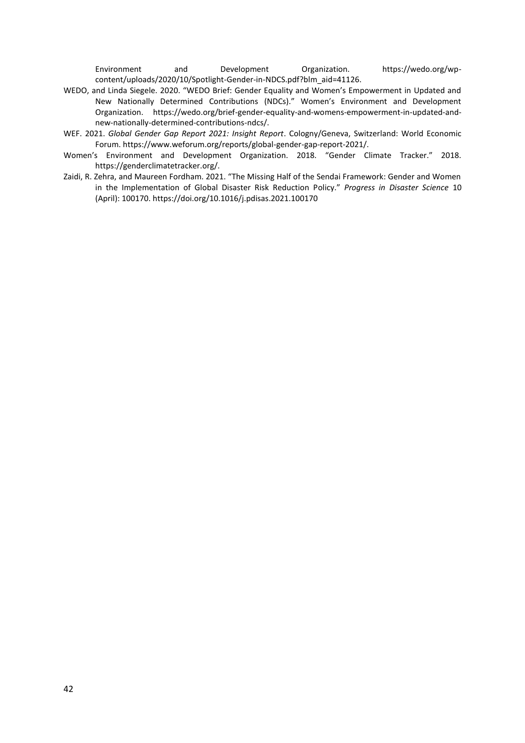Environment and Development Organization. https://wedo.org/wp-content/uploads/2020/10/Spotlight-Gender-in-NDCS.pdf?blm_aid=41126.

WEDO, and Linda Siegele. 2020. "WEDO Brief: Gender Equality and Women's Empowerment in Updated and New Nationally Determined Contributions (NDCs)." Women's Environment and Development Organization. https://wedo.org/brief-gender-equality-and-womens-empowerment-in-updated-and-new-nationally-determined-contributions-ndcs/.

WEF. 2021. *Global Gender Gap Report 2021: Insight Report*. Cologny/Geneva, Switzerland: World Economic Forum. https://www.weforum.org/reports/global-gender-gap-report-2021/.

Women's Environment and Development Organization. 2018. "Gender Climate Tracker." 2018. https://genderclimatetracker.org/.

Zaidi, R. Zehra, and Maureen Fordham. 2021. "The Missing Half of the Sendai Framework: Gender and Women in the Implementation of Global Disaster Risk Reduction Policy." *Progress in Disaster Science* 10 (April): 100170. https://doi.org/10.1016/j.pdisas.2021.100170